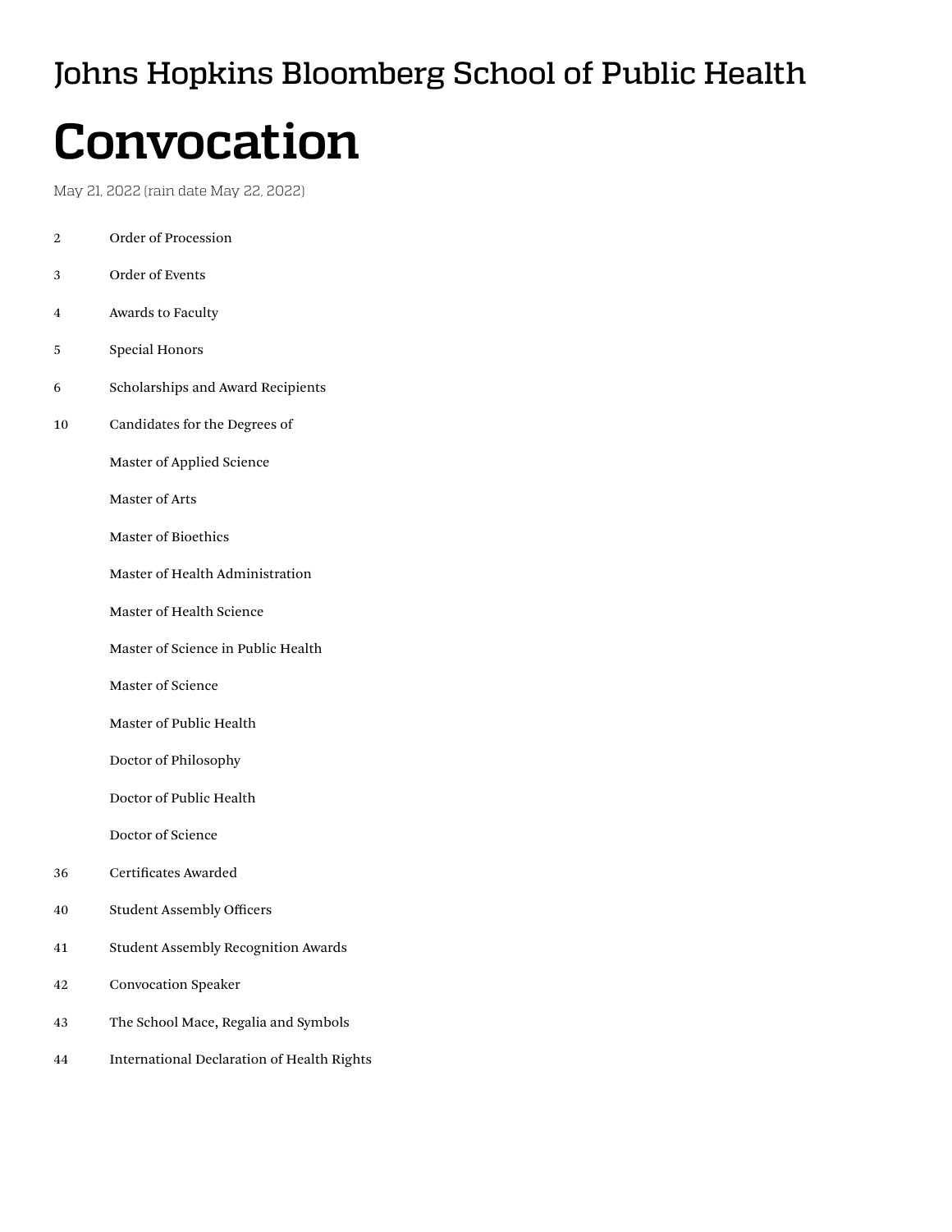# Johns Hopkins Bloomberg School of Public Health

# Convocation

May 21, 2022 (rain date May 22, 2022)

| | |
|---|---|
| 2 | Order of Procession |
| 3 | Order of Events |
| 4 | Awards to Faculty |
| 5 | Special Honors |
| 6 | Scholarships and Award Recipients |
| 10 | Candidates for the Degrees of |
| | Master of Applied Science |
| | Master of Arts |
| | Master of Bioethics |
| | Master of Health Administration |
| | Master of Health Science |
| | Master of Science in Public Health |
| | Master of Science |
| | Master of Public Health |
| | Doctor of Philosophy |
| | Doctor of Public Health |
| | Doctor of Science |
| 36 | Certificates Awarded |
| 40 | Student Assembly Officers |
| 41 | Student Assembly Recognition Awards |
| 42 | Convocation Speaker |
| 43 | The School Mace, Regalia and Symbols |
| 44 | International Declaration of Health Rights |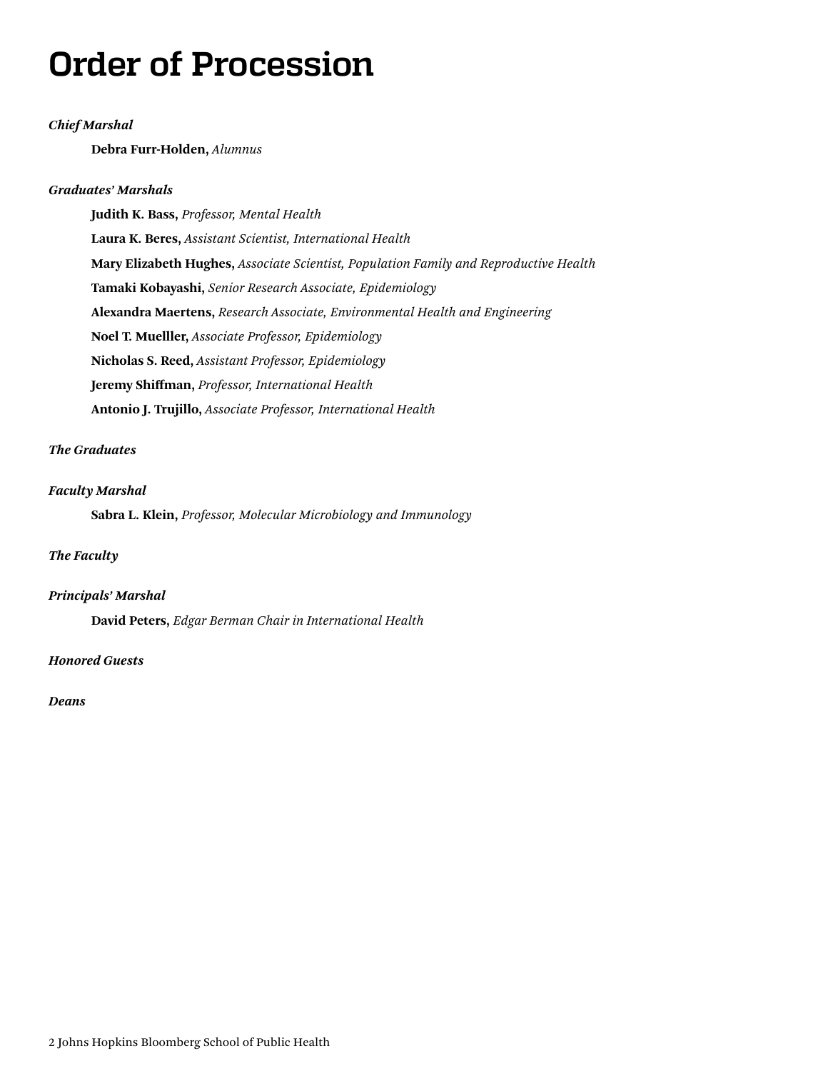# Order of Procession

***Chief Marshal***

**Debra Furr-Holden,** *Alumnus*

***Graduates' Marshals***

**Judith K. Bass,** *Professor, Mental Health*

**Laura K. Beres,** *Assistant Scientist, International Health*

**Mary Elizabeth Hughes,** *Associate Scientist, Population Family and Reproductive Health*

**Tamaki Kobayashi,** *Senior Research Associate, Epidemiology*

**Alexandra Maertens,** *Research Associate, Environmental Health and Engineering*

**Noel T. Muelller,** *Associate Professor, Epidemiology*

**Nicholas S. Reed,** *Assistant Professor, Epidemiology*

**Jeremy Shiffman,** *Professor, International Health*

**Antonio J. Trujillo,** *Associate Professor, International Health*

***The Graduates***

***Faculty Marshal***

**Sabra L. Klein,** *Professor, Molecular Microbiology and Immunology*

***The Faculty***

***Principals' Marshal***

**David Peters,** *Edgar Berman Chair in International Health*

***Honored Guests***

***Deans***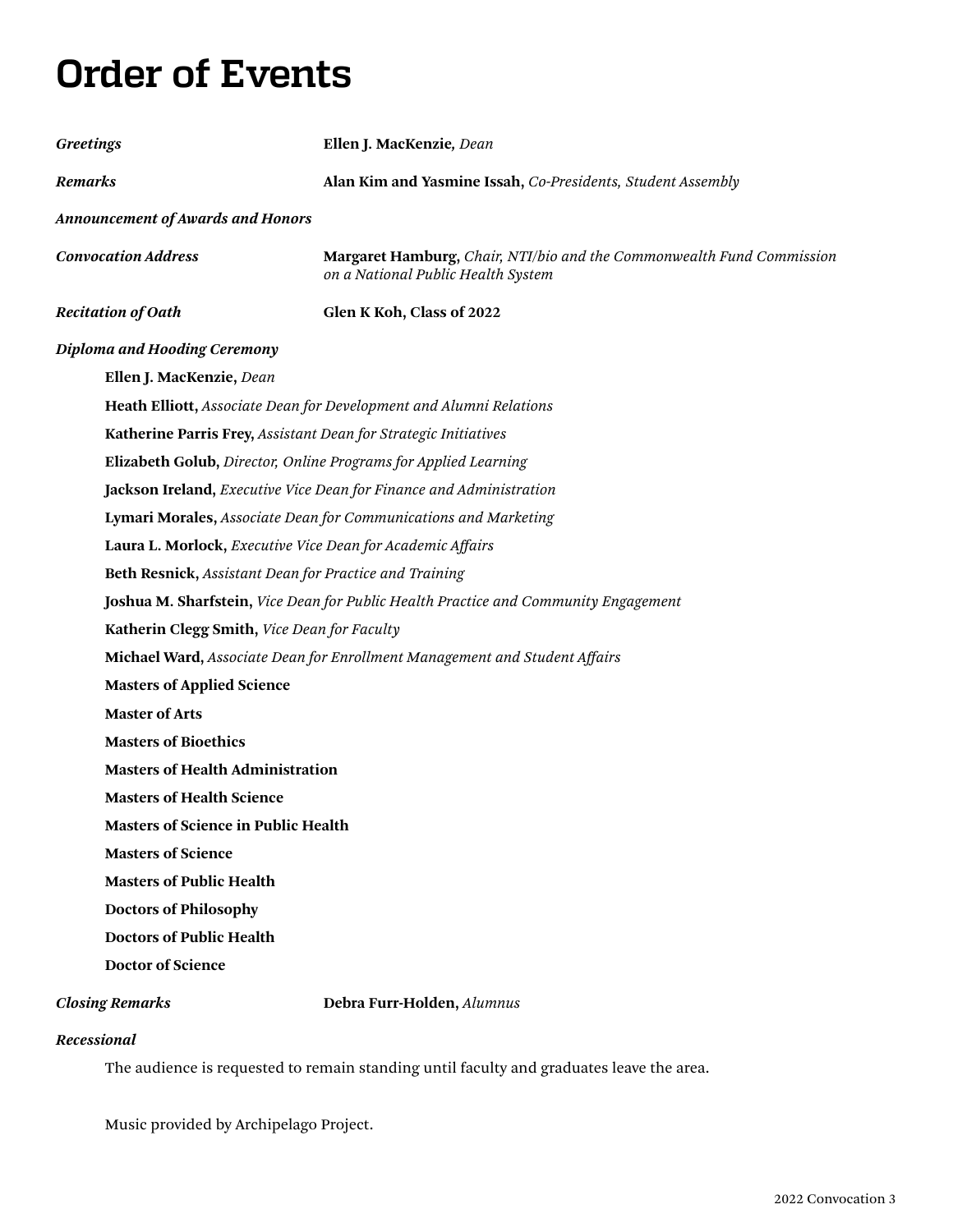# Order of Events

***Greetings*** **Ellen J. MacKenzie**, *Dean*

***Remarks*** **Alan Kim and Yasmine Issah,** *Co-Presidents, Student Assembly*

***Announcement of Awards and Honors***

***Convocation Address*** **Margaret Hamburg,** *Chair, NTI/bio and the Commonwealth Fund Commission on a National Public Health System*

***Recitation of Oath*** **Glen K Koh, Class of 2022**

***Diploma and Hooding Ceremony***

**Ellen J. MacKenzie,** *Dean*

**Heath Elliott,** *Associate Dean for Development and Alumni Relations*

**Katherine Parris Frey,** *Assistant Dean for Strategic Initiatives*

**Elizabeth Golub,** *Director, Online Programs for Applied Learning*

**Jackson Ireland,** *Executive Vice Dean for Finance and Administration*

**Lymari Morales,** *Associate Dean for Communications and Marketing*

**Laura L. Morlock,** *Executive Vice Dean for Academic Affairs*

**Beth Resnick,** *Assistant Dean for Practice and Training*

**Joshua M. Sharfstein,** *Vice Dean for Public Health Practice and Community Engagement*

**Katherin Clegg Smith,** *Vice Dean for Faculty*

**Michael Ward,** *Associate Dean for Enrollment Management and Student Affairs*

**Masters of Applied Science**

**Master of Arts**

**Masters of Bioethics**

**Masters of Health Administration**

**Masters of Health Science**

**Masters of Science in Public Health**

**Masters of Science**

**Masters of Public Health**

**Doctors of Philosophy**

**Doctors of Public Health**

**Doctor of Science**

***Closing Remarks*** **Debra Furr-Holden,** *Alumnus*

***Recessional***

The audience is requested to remain standing until faculty and graduates leave the area.

Music provided by Archipelago Project.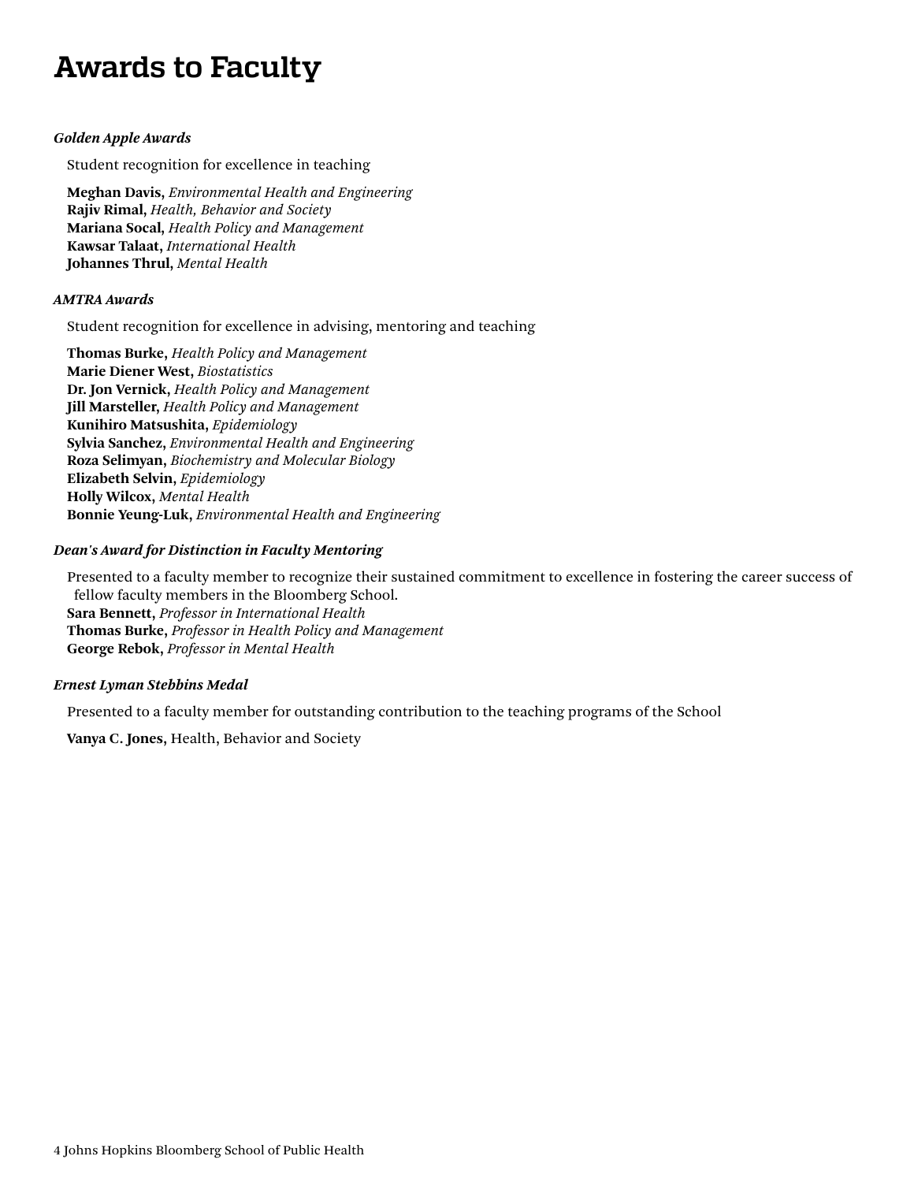# Awards to Faculty

***Golden Apple Awards***

Student recognition for excellence in teaching

**Meghan Davis,** *Environmental Health and Engineering*
**Rajiv Rimal,** *Health, Behavior and Society*
**Mariana Socal,** *Health Policy and Management*
**Kawsar Talaat,** *International Health*
**Johannes Thrul,** *Mental Health*

***AMTRA Awards***

Student recognition for excellence in advising, mentoring and teaching

**Thomas Burke,** *Health Policy and Management*
**Marie Diener West,** *Biostatistics*
**Dr. Jon Vernick,** *Health Policy and Management*
**Jill Marsteller,** *Health Policy and Management*
**Kunihiro Matsushita,** *Epidemiology*
**Sylvia Sanchez,** *Environmental Health and Engineering*
**Roza Selimyan,** *Biochemistry and Molecular Biology*
**Elizabeth Selvin,** *Epidemiology*
**Holly Wilcox,** *Mental Health*
**Bonnie Yeung-Luk,** *Environmental Health and Engineering*

***Dean's Award for Distinction in Faculty Mentoring***

Presented to a faculty member to recognize their sustained commitment to excellence in fostering the career success of fellow faculty members in the Bloomberg School.
**Sara Bennett,** *Professor in International Health*
**Thomas Burke,** *Professor in Health Policy and Management*
**George Rebok,** *Professor in Mental Health*

***Ernest Lyman Stebbins Medal***

Presented to a faculty member for outstanding contribution to the teaching programs of the School

**Vanya C. Jones,** Health, Behavior and Society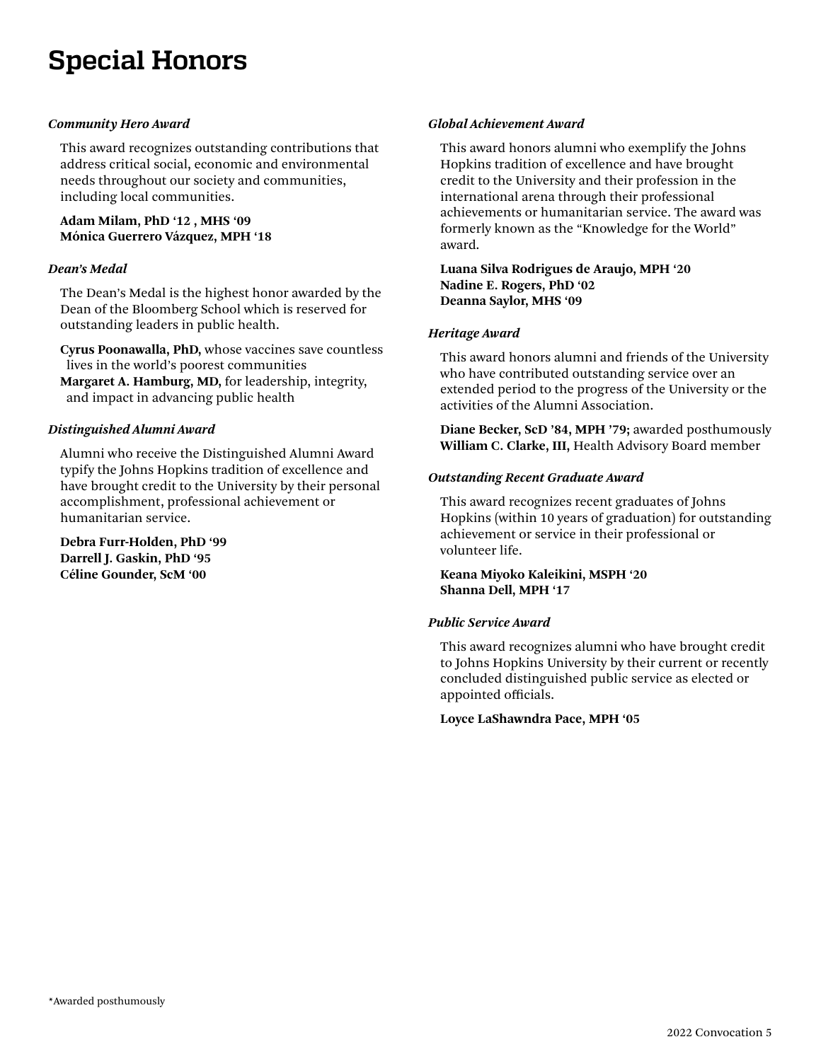# Special Honors

***Community Hero Award***

This award recognizes outstanding contributions that address critical social, economic and environmental needs throughout our society and communities, including local communities.

**Adam Milam, PhD '12 , MHS '09**
**Mónica Guerrero Vázquez, MPH '18**

***Dean's Medal***

The Dean's Medal is the highest honor awarded by the Dean of the Bloomberg School which is reserved for outstanding leaders in public health.

**Cyrus Poonawalla, PhD,** whose vaccines save countless lives in the world's poorest communities
**Margaret A. Hamburg, MD,** for leadership, integrity, and impact in advancing public health

***Distinguished Alumni Award***

Alumni who receive the Distinguished Alumni Award typify the Johns Hopkins tradition of excellence and have brought credit to the University by their personal accomplishment, professional achievement or humanitarian service.

**Debra Furr-Holden, PhD '99**
**Darrell J. Gaskin, PhD '95**
**Céline Gounder, ScM '00**

***Global Achievement Award***

This award honors alumni who exemplify the Johns Hopkins tradition of excellence and have brought credit to the University and their profession in the international arena through their professional achievements or humanitarian service. The award was formerly known as the "Knowledge for the World" award.

**Luana Silva Rodrigues de Araujo, MPH '20**
**Nadine E. Rogers, PhD '02**
**Deanna Saylor, MHS '09**

***Heritage Award***

This award honors alumni and friends of the University who have contributed outstanding service over an extended period to the progress of the University or the activities of the Alumni Association.

**Diane Becker, ScD '84, MPH '79;** awarded posthumously
**William C. Clarke, III,** Health Advisory Board member

***Outstanding Recent Graduate Award***

This award recognizes recent graduates of Johns Hopkins (within 10 years of graduation) for outstanding achievement or service in their professional or volunteer life.

**Keana Miyoko Kaleikini, MSPH '20**
**Shanna Dell, MPH '17**

***Public Service Award***

This award recognizes alumni who have brought credit to Johns Hopkins University by their current or recently concluded distinguished public service as elected or appointed officials.

**Loyce LaShawndra Pace, MPH '05**

*Awarded posthumously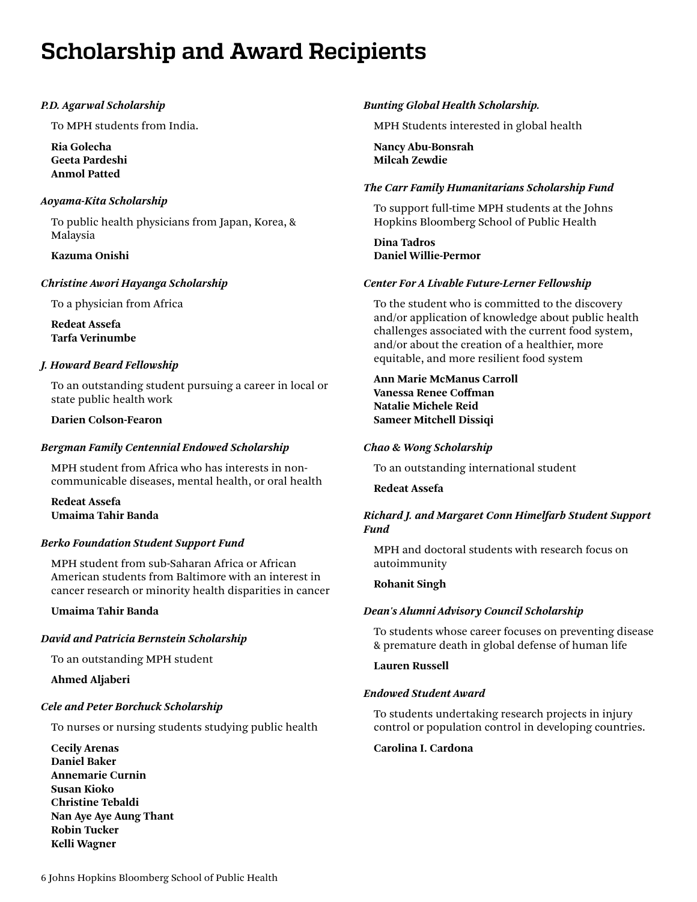# Scholarship and Award Recipients

*P.D. Agarwal Scholarship*

To MPH students from India.

**Ria Golecha**
**Geeta Pardeshi**
**Anmol Patted**

*Aoyama-Kita Scholarship*

To public health physicians from Japan, Korea, & Malaysia

**Kazuma Onishi**

*Christine Awori Hayanga Scholarship*

To a physician from Africa

**Redeat Assefa**
**Tarfa Verinumbe**

*J. Howard Beard Fellowship*

To an outstanding student pursuing a career in local or state public health work

**Darien Colson-Fearon**

*Bergman Family Centennial Endowed Scholarship*

MPH student from Africa who has interests in non-communicable diseases, mental health, or oral health

**Redeat Assefa**
**Umaima Tahir Banda**

*Berko Foundation Student Support Fund*

MPH student from sub-Saharan Africa or African American students from Baltimore with an interest in cancer research or minority health disparities in cancer

**Umaima Tahir Banda**

*David and Patricia Bernstein Scholarship*

To an outstanding MPH student

**Ahmed Aljaberi**

*Cele and Peter Borchuck Scholarship*

To nurses or nursing students studying public health

**Cecily Arenas**
**Daniel Baker**
**Annemarie Curnin**
**Susan Kioko**
**Christine Tebaldi**
**Nan Aye Aye Aung Thant**
**Robin Tucker**
**Kelli Wagner**

*Bunting Global Health Scholarship.*

MPH Students interested in global health

**Nancy Abu-Bonsrah**
**Milcah Zewdie**

*The Carr Family Humanitarians Scholarship Fund*

To support full-time MPH students at the Johns Hopkins Bloomberg School of Public Health

**Dina Tadros**
**Daniel Willie-Permor**

*Center For A Livable Future-Lerner Fellowship*

To the student who is committed to the discovery and/or application of knowledge about public health challenges associated with the current food system, and/or about the creation of a healthier, more equitable, and more resilient food system

**Ann Marie McManus Carroll**
**Vanessa Renee Coffman**
**Natalie Michele Reid**
**Sameer Mitchell Dissiqi**

*Chao & Wong Scholarship*

To an outstanding international student

**Redeat Assefa**

*Richard J. and Margaret Conn Himelfarb Student Support Fund*

MPH and doctoral students with research focus on autoimmunity

**Rohanit Singh**

*Dean's Alumni Advisory Council Scholarship*

To students whose career focuses on preventing disease & premature death in global defense of human life

**Lauren Russell**

*Endowed Student Award*

To students undertaking research projects in injury control or population control in developing countries.

**Carolina I. Cardona**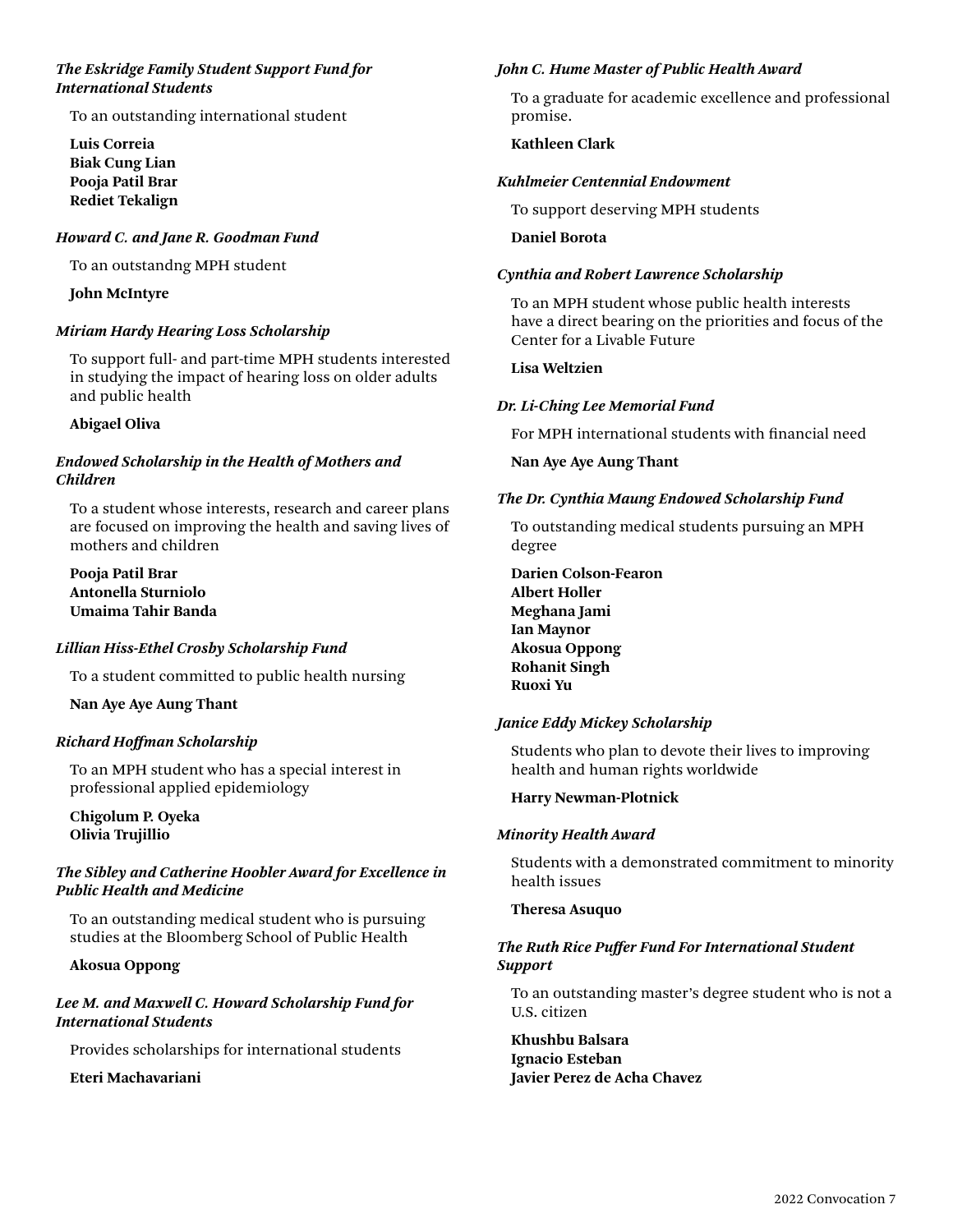*The Eskridge Family Student Support Fund for International Students*

To an outstanding international student

**Luis Correia**
**Biak Cung Lian**
**Pooja Patil Brar**
**Rediet Tekalign**

*Howard C. and Jane R. Goodman Fund*

To an outstandng MPH student

**John McIntyre**

*Miriam Hardy Hearing Loss Scholarship*

To support full- and part-time MPH students interested in studying the impact of hearing loss on older adults and public health

**Abigael Oliva**

*Endowed Scholarship in the Health of Mothers and Children*

To a student whose interests, research and career plans are focused on improving the health and saving lives of mothers and children

**Pooja Patil Brar**
**Antonella Sturniolo**
**Umaima Tahir Banda**

*Lillian Hiss-Ethel Crosby Scholarship Fund*

To a student committed to public health nursing

**Nan Aye Aye Aung Thant**

*Richard Hoffman Scholarship*

To an MPH student who has a special interest in professional applied epidemiology

**Chigolum P. Oyeka**
**Olivia Trujillio**

*The Sibley and Catherine Hoobler Award for Excellence in Public Health and Medicine*

To an outstanding medical student who is pursuing studies at the Bloomberg School of Public Health

**Akosua Oppong**

*Lee M. and Maxwell C. Howard Scholarship Fund for International Students*

Provides scholarships for international students

**Eteri Machavariani**

*John C. Hume Master of Public Health Award*

To a graduate for academic excellence and professional promise.

**Kathleen Clark**

*Kuhlmeier Centennial Endowment*

To support deserving MPH students

**Daniel Borota**

*Cynthia and Robert Lawrence Scholarship*

To an MPH student whose public health interests have a direct bearing on the priorities and focus of the Center for a Livable Future

**Lisa Weltzien**

*Dr. Li-Ching Lee Memorial Fund*

For MPH international students with financial need

**Nan Aye Aye Aung Thant**

*The Dr. Cynthia Maung Endowed Scholarship Fund*

To outstanding medical students pursuing an MPH degree

**Darien Colson-Fearon**
**Albert Holler**
**Meghana Jami**
**Ian Maynor**
**Akosua Oppong**
**Rohanit Singh**
**Ruoxi Yu**

*Janice Eddy Mickey Scholarship*

Students who plan to devote their lives to improving health and human rights worldwide

**Harry Newman-Plotnick**

*Minority Health Award*

Students with a demonstrated commitment to minority health issues

**Theresa Asuquo**

*The Ruth Rice Puffer Fund For International Student Support*

To an outstanding master's degree student who is not a U.S. citizen

**Khushbu Balsara**
**Ignacio Esteban**
**Javier Perez de Acha Chavez**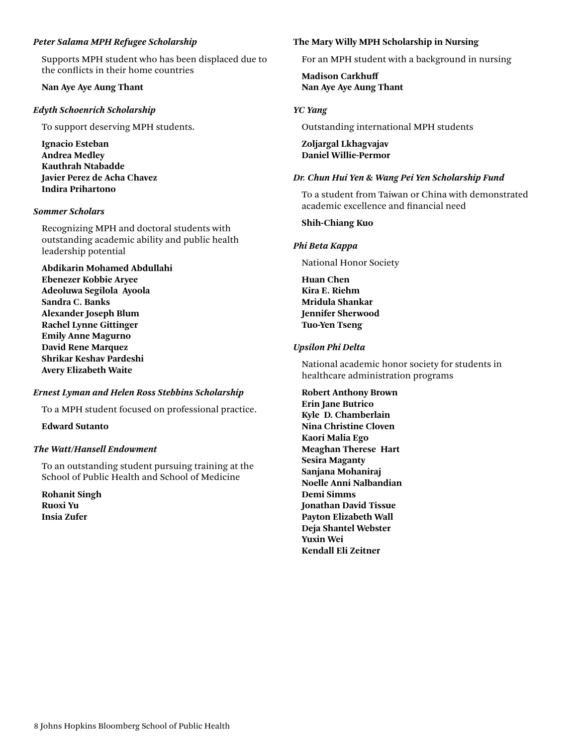*Peter Salama MPH Refugee Scholarship*

Supports MPH student who has been displaced due to the conflicts in their home countries

**Nan Aye Aye Aung Thant**

*Edyth Schoenrich Scholarship*

To support deserving MPH students.

**Ignacio Esteban**
**Andrea Medley**
**Kauthrah Ntabadde**
**Javier Perez de Acha Chavez**
**Indira Prihartono**

*Sommer Scholars*

Recognizing MPH and doctoral students with outstanding academic ability and public health leadership potential

**Abdikarin Mohamed Abdullahi**
**Ebenezer Kobbie Aryee**
**Adeoluwa Segilola Ayoola**
**Sandra C. Banks**
**Alexander Joseph Blum**
**Rachel Lynne Gittinger**
**Emily Anne Magurno**
**David Rene Marquez**
**Shrikar Keshav Pardeshi**
**Avery Elizabeth Waite**

*Ernest Lyman and Helen Ross Stebbins Scholarship*

To a MPH student focused on professional practice.

**Edward Sutanto**

*The Watt/Hansell Endowment*

To an outstanding student pursuing training at the School of Public Health and School of Medicine

**Rohanit Singh**
**Ruoxi Yu**
**Insia Zufer**

**The Mary Willy MPH Scholarship in Nursing**

For an MPH student with a background in nursing

**Madison Carkhuff**
**Nan Aye Aye Aung Thant**

*YC Yang*

Outstanding international MPH students

**Zoljargal Lkhagvajav**
**Daniel Willie-Permor**

*Dr. Chun Hui Yen & Wang Pei Yen Scholarship Fund*

To a student from Taiwan or China with demonstrated academic excellence and financial need

**Shih-Chiang Kuo**

*Phi Beta Kappa*

National Honor Society

**Huan Chen**
**Kira E. Riehm**
**Mridula Shankar**
**Jennifer Sherwood**
**Tuo-Yen Tseng**

*Upsilon Phi Delta*

National academic honor society for students in healthcare administration programs

**Robert Anthony Brown**
**Erin Jane Butrico**
**Kyle D. Chamberlain**
**Nina Christine Cloven**
**Kaori Malia Ego**
**Meaghan Therese Hart**
**Sesira Maganty**
**Sanjana Mohaniraj**
**Noelle Anni Nalbandian**
**Demi Simms**
**Jonathan David Tissue**
**Payton Elizabeth Wall**
**Deja Shantel Webster**
**Yuxin Wei**
**Kendall Eli Zeitner**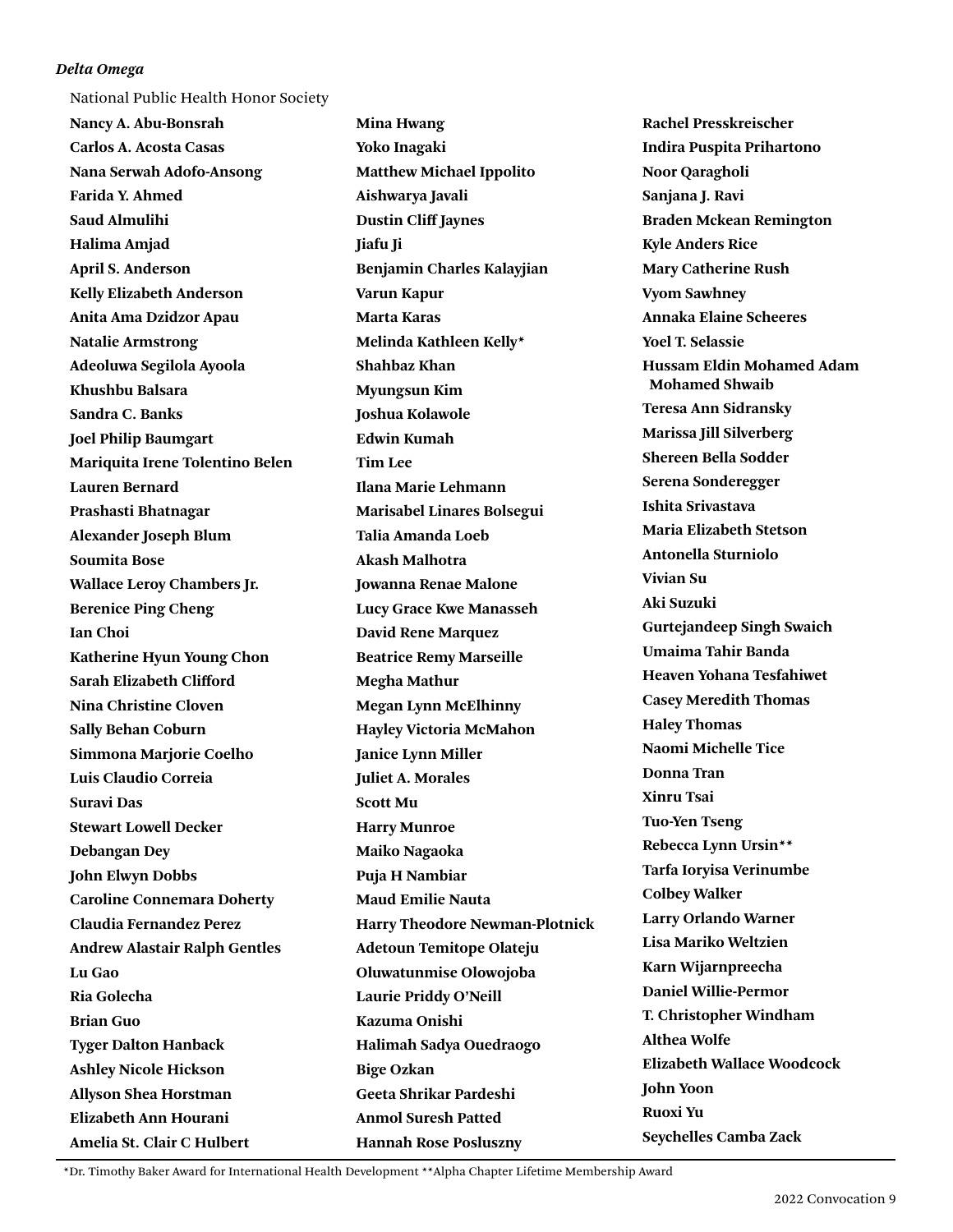*Delta Omega*

National Public Health Honor Society

**Nancy A. Abu-Bonsrah**
**Carlos A. Acosta Casas**
**Nana Serwah Adofo-Ansong**
**Farida Y. Ahmed**
**Saud Almulihi**
**Halima Amjad**
**April S. Anderson**
**Kelly Elizabeth Anderson**
**Anita Ama Dzidzor Apau**
**Natalie Armstrong**
**Adeoluwa Segilola Ayoola**
**Khushbu Balsara**
**Sandra C. Banks**
**Joel Philip Baumgart**
**Mariquita Irene Tolentino Belen**
**Lauren Bernard**
**Prashasti Bhatnagar**
**Alexander Joseph Blum**
**Soumita Bose**
**Wallace Leroy Chambers Jr.**
**Berenice Ping Cheng**
**Ian Choi**
**Katherine Hyun Young Chon**
**Sarah Elizabeth Clifford**
**Nina Christine Cloven**
**Sally Behan Coburn**
**Simmona Marjorie Coelho**
**Luis Claudio Correia**
**Suravi Das**
**Stewart Lowell Decker**
**Debangan Dey**
**John Elwyn Dobbs**
**Caroline Connemara Doherty**
**Claudia Fernandez Perez**
**Andrew Alastair Ralph Gentles**
**Lu Gao**
**Ria Golecha**
**Brian Guo**
**Tyger Dalton Hanback**
**Ashley Nicole Hickson**
**Allyson Shea Horstman**
**Elizabeth Ann Hourani**
**Amelia St. Clair C Hulbert**
**Mina Hwang**
**Yoko Inagaki**
**Matthew Michael Ippolito**
**Aishwarya Javali**
**Dustin Cliff Jaynes**
**Jiafu Ji**
**Benjamin Charles Kalayjian**
**Varun Kapur**
**Marta Karas**
**Melinda Kathleen Kelly***
**Shahbaz Khan**
**Myungsun Kim**
**Joshua Kolawole**
**Edwin Kumah**
**Tim Lee**
**Ilana Marie Lehmann**
**Marisabel Linares Bolsegui**
**Talia Amanda Loeb**
**Akash Malhotra**
**Jowanna Renae Malone**
**Lucy Grace Kwe Manasseh**
**David Rene Marquez**
**Beatrice Remy Marseille**
**Megha Mathur**
**Megan Lynn McElhinny**
**Hayley Victoria McMahon**
**Janice Lynn Miller**
**Juliet A. Morales**
**Scott Mu**
**Harry Munroe**
**Maiko Nagaoka**
**Puja H Nambiar**
**Maud Emilie Nauta**
**Harry Theodore Newman-Plotnick**
**Adetoun Temitope Olateju**
**Oluwatunmise Olowojoba**
**Laurie Priddy O'Neill**
**Kazuma Onishi**
**Halimah Sadya Ouedraogo**
**Bige Ozkan**
**Geeta Shrikar Pardeshi**
**Anmol Suresh Patted**
**Hannah Rose Posluszny**
**Rachel Presskreischer**
**Indira Puspita Prihartono**
**Noor Qaragholi**
**Sanjana J. Ravi**
**Braden Mckean Remington**
**Kyle Anders Rice**
**Mary Catherine Rush**
**Vyom Sawhney**
**Annaka Elaine Scheeres**
**Yoel T. Selassie**
**Hussam Eldin Mohamed Adam Mohamed Shwaib**
**Teresa Ann Sidransky**
**Marissa Jill Silverberg**
**Shereen Bella Sodder**
**Serena Sonderegger**
**Ishita Srivastava**
**Maria Elizabeth Stetson**
**Antonella Sturniolo**
**Vivian Su**
**Aki Suzuki**
**Gurtejandeep Singh Swaich**
**Umaima Tahir Banda**
**Heaven Yohana Tesfahiwet**
**Casey Meredith Thomas**
**Haley Thomas**
**Naomi Michelle Tice**
**Donna Tran**
**Xinru Tsai**
**Tuo-Yen Tseng**
**Rebecca Lynn Ursin****
**Tarfa Ioryisa Verinumbe**
**Colbey Walker**
**Larry Orlando Warner**
**Lisa Mariko Weltzien**
**Karn Wijarnpreecha**
**Daniel Willie-Permor**
**T. Christopher Windham**
**Althea Wolfe**
**Elizabeth Wallace Woodcock**
**John Yoon**
**Ruoxi Yu**
**Seychelles Camba Zack**

*Dr. Timothy Baker Award for International Health Development **Alpha Chapter Lifetime Membership Award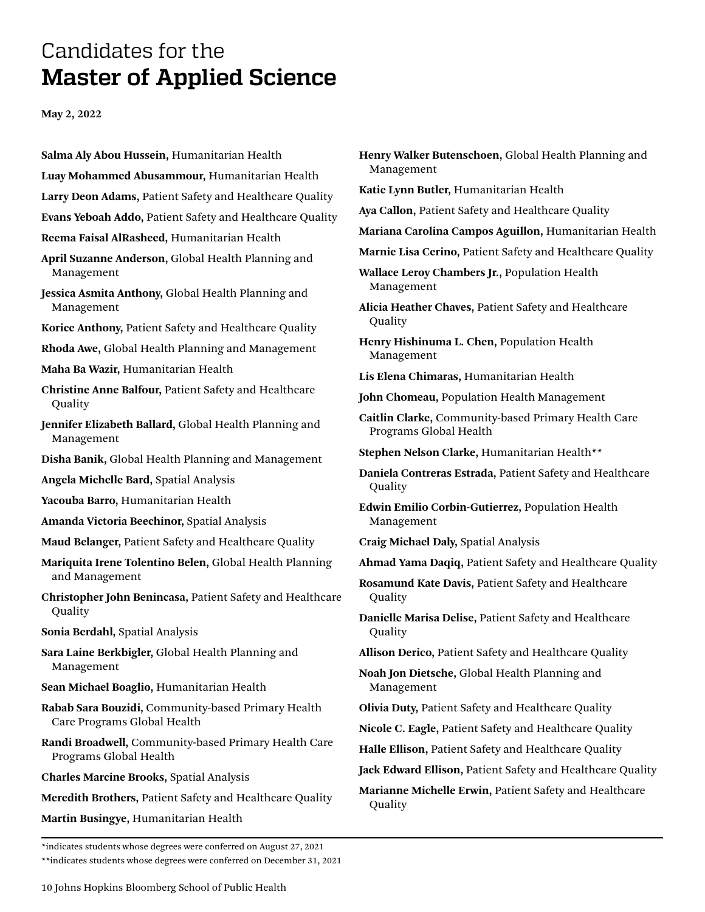# Candidates for the **Master of Applied Science**

**May 2, 2022**

**Salma Aly Abou Hussein,** Humanitarian Health

**Luay Mohammed Abusammour,** Humanitarian Health

**Larry Deon Adams,** Patient Safety and Healthcare Quality

**Evans Yeboah Addo,** Patient Safety and Healthcare Quality

**Reema Faisal AlRasheed,** Humanitarian Health

**April Suzanne Anderson,** Global Health Planning and Management

**Jessica Asmita Anthony,** Global Health Planning and Management

**Korice Anthony,** Patient Safety and Healthcare Quality

**Rhoda Awe,** Global Health Planning and Management

**Maha Ba Wazir,** Humanitarian Health

**Christine Anne Balfour,** Patient Safety and Healthcare Quality

**Jennifer Elizabeth Ballard,** Global Health Planning and Management

**Disha Banik,** Global Health Planning and Management

**Angela Michelle Bard,** Spatial Analysis

**Yacouba Barro,** Humanitarian Health

**Amanda Victoria Beechinor,** Spatial Analysis

**Maud Belanger,** Patient Safety and Healthcare Quality

**Mariquita Irene Tolentino Belen,** Global Health Planning and Management

**Christopher John Benincasa,** Patient Safety and Healthcare Quality

**Sonia Berdahl,** Spatial Analysis

**Sara Laine Berkbigler,** Global Health Planning and Management

**Sean Michael Boaglio,** Humanitarian Health

**Rabab Sara Bouzidi,** Community-based Primary Health Care Programs Global Health

**Randi Broadwell,** Community-based Primary Health Care Programs Global Health

**Charles Marcine Brooks,** Spatial Analysis

**Meredith Brothers,** Patient Safety and Healthcare Quality

**Martin Busingye,** Humanitarian Health

**Henry Walker Butenschoen,** Global Health Planning and Management

**Katie Lynn Butler,** Humanitarian Health

**Aya Callon,** Patient Safety and Healthcare Quality

**Mariana Carolina Campos Aguillon,** Humanitarian Health

**Marnie Lisa Cerino,** Patient Safety and Healthcare Quality

**Wallace Leroy Chambers Jr.,** Population Health Management

**Alicia Heather Chaves,** Patient Safety and Healthcare Quality

**Henry Hishinuma L. Chen,** Population Health Management

**Lis Elena Chimaras,** Humanitarian Health

**John Chomeau,** Population Health Management

**Caitlin Clarke,** Community-based Primary Health Care Programs Global Health

**Stephen Nelson Clarke,** Humanitarian Health**

**Daniela Contreras Estrada,** Patient Safety and Healthcare Quality

**Edwin Emilio Corbin-Gutierrez,** Population Health Management

**Craig Michael Daly,** Spatial Analysis

**Ahmad Yama Daqiq,** Patient Safety and Healthcare Quality

**Rosamund Kate Davis,** Patient Safety and Healthcare Quality

**Danielle Marisa Delise,** Patient Safety and Healthcare Quality

**Allison Derico,** Patient Safety and Healthcare Quality

**Noah Jon Dietsche,** Global Health Planning and Management

**Olivia Duty,** Patient Safety and Healthcare Quality

**Nicole C. Eagle,** Patient Safety and Healthcare Quality

**Halle Ellison,** Patient Safety and Healthcare Quality

**Jack Edward Ellison,** Patient Safety and Healthcare Quality

**Marianne Michelle Erwin,** Patient Safety and Healthcare Quality

---

*indicates students whose degrees were conferred on August 27, 2021

**indicates students whose degrees were conferred on December 31, 2021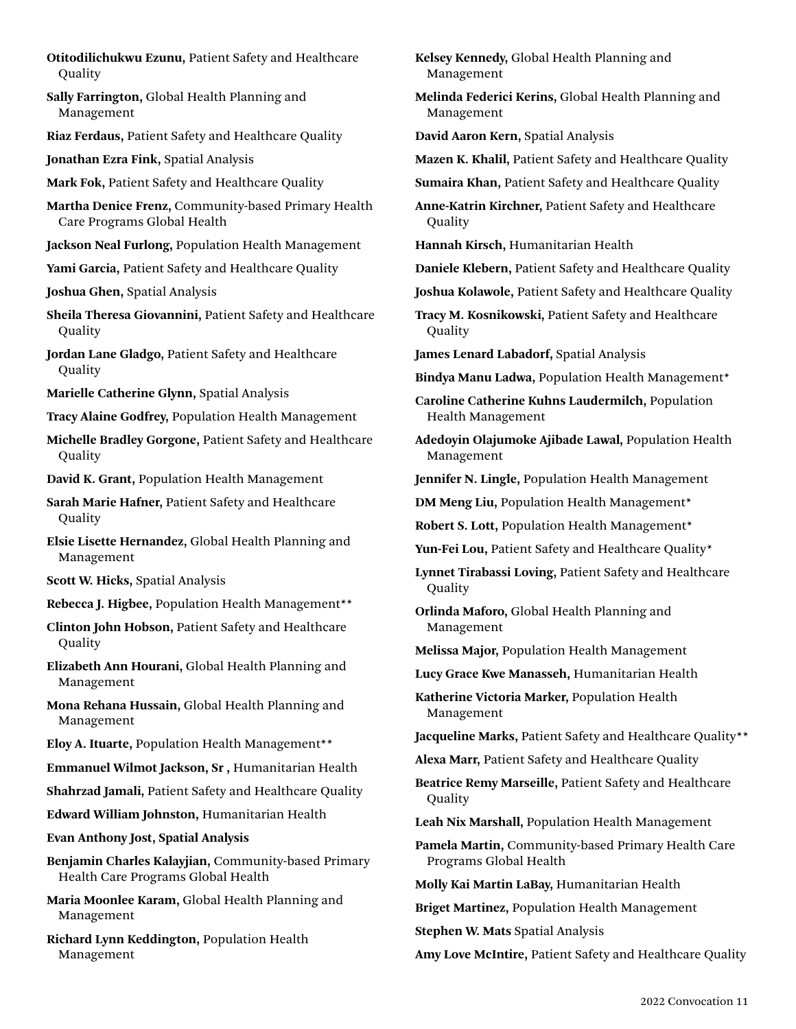**Otitodilichukwu Ezunu,** Patient Safety and Healthcare Quality

**Sally Farrington,** Global Health Planning and Management

**Riaz Ferdaus,** Patient Safety and Healthcare Quality

**Jonathan Ezra Fink,** Spatial Analysis

**Mark Fok,** Patient Safety and Healthcare Quality

**Martha Denice Frenz,** Community-based Primary Health Care Programs Global Health

**Jackson Neal Furlong,** Population Health Management

**Yami Garcia,** Patient Safety and Healthcare Quality

**Joshua Ghen,** Spatial Analysis

**Sheila Theresa Giovannini,** Patient Safety and Healthcare Quality

**Jordan Lane Gladgo,** Patient Safety and Healthcare Quality

**Marielle Catherine Glynn,** Spatial Analysis

**Tracy Alaine Godfrey,** Population Health Management

**Michelle Bradley Gorgone,** Patient Safety and Healthcare Quality

**David K. Grant,** Population Health Management

**Sarah Marie Hafner,** Patient Safety and Healthcare Quality

**Elsie Lisette Hernandez,** Global Health Planning and Management

**Scott W. Hicks,** Spatial Analysis

**Rebecca J. Higbee,** Population Health Management**

**Clinton John Hobson,** Patient Safety and Healthcare Quality

**Elizabeth Ann Hourani,** Global Health Planning and Management

**Mona Rehana Hussain,** Global Health Planning and Management

**Eloy A. Ituarte,** Population Health Management**

**Emmanuel Wilmot Jackson, Sr ,** Humanitarian Health

**Shahrzad Jamali,** Patient Safety and Healthcare Quality

**Edward William Johnston,** Humanitarian Health

**Evan Anthony Jost, Spatial Analysis**

**Benjamin Charles Kalayjian,** Community-based Primary Health Care Programs Global Health

**Maria Moonlee Karam,** Global Health Planning and Management

**Richard Lynn Keddington,** Population Health Management

**Kelsey Kennedy,** Global Health Planning and Management

**Melinda Federici Kerins,** Global Health Planning and Management

**David Aaron Kern,** Spatial Analysis

**Mazen K. Khalil,** Patient Safety and Healthcare Quality

**Sumaira Khan,** Patient Safety and Healthcare Quality

**Anne-Katrin Kirchner,** Patient Safety and Healthcare Quality

**Hannah Kirsch,** Humanitarian Health

**Daniele Klebern,** Patient Safety and Healthcare Quality

**Joshua Kolawole,** Patient Safety and Healthcare Quality

**Tracy M. Kosnikowski,** Patient Safety and Healthcare Quality

**James Lenard Labadorf,** Spatial Analysis

**Bindya Manu Ladwa,** Population Health Management*

**Caroline Catherine Kuhns Laudermilch,** Population Health Management

**Adedoyin Olajumoke Ajibade Lawal,** Population Health Management

**Jennifer N. Lingle,** Population Health Management

**DM Meng Liu,** Population Health Management*

**Robert S. Lott,** Population Health Management*

**Yun-Fei Lou,** Patient Safety and Healthcare Quality*

**Lynnet Tirabassi Loving,** Patient Safety and Healthcare Quality

**Orlinda Maforo,** Global Health Planning and Management

**Melissa Major,** Population Health Management

**Lucy Grace Kwe Manasseh,** Humanitarian Health

**Katherine Victoria Marker,** Population Health Management

**Jacqueline Marks,** Patient Safety and Healthcare Quality**

**Alexa Marr,** Patient Safety and Healthcare Quality

**Beatrice Remy Marseille,** Patient Safety and Healthcare Quality

**Leah Nix Marshall,** Population Health Management

**Pamela Martin,** Community-based Primary Health Care Programs Global Health

**Molly Kai Martin LaBay,** Humanitarian Health

**Briget Martinez,** Population Health Management

**Stephen W. Mats** Spatial Analysis

**Amy Love McIntire,** Patient Safety and Healthcare Quality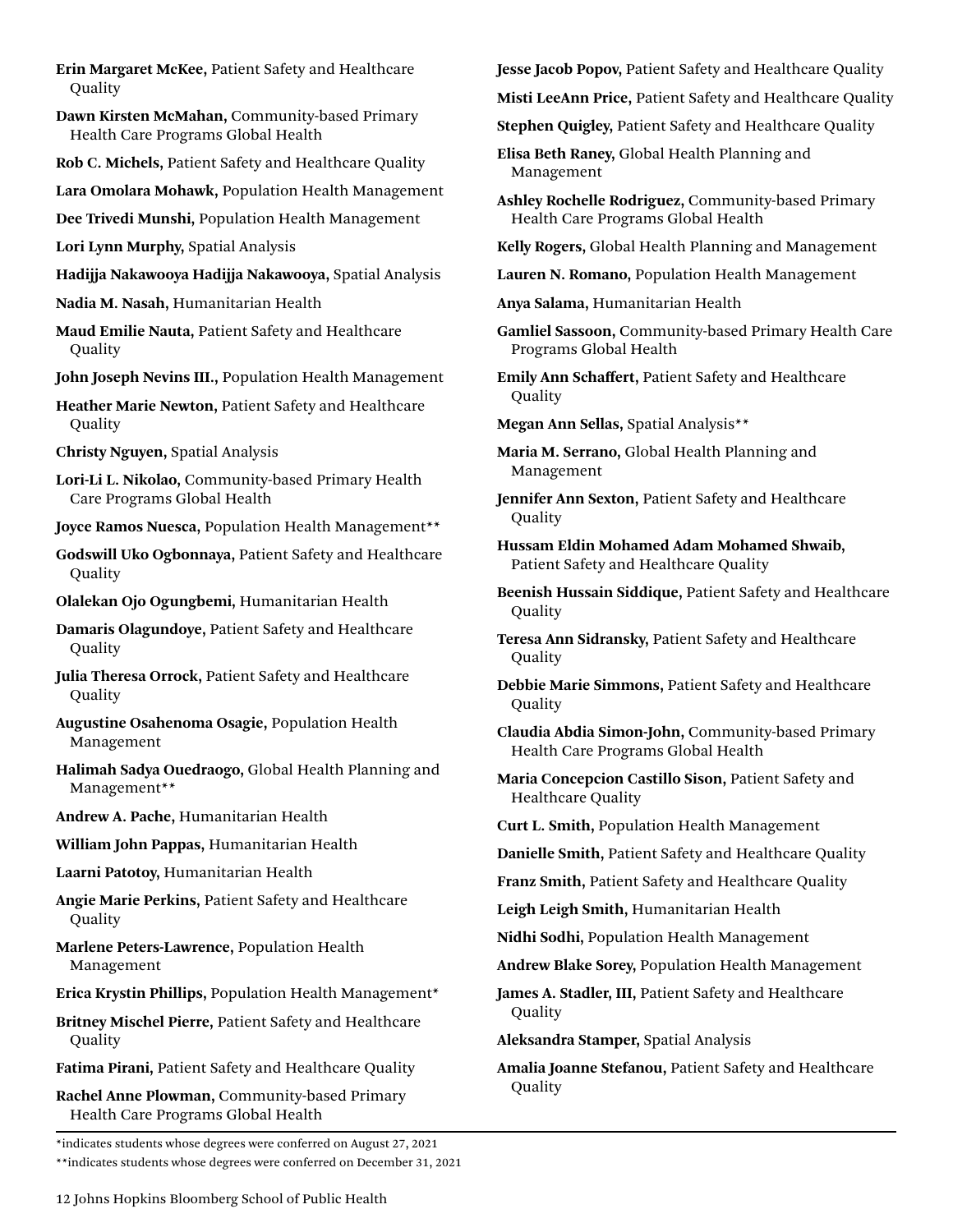**Erin Margaret McKee,** Patient Safety and Healthcare Quality

**Dawn Kirsten McMahan,** Community-based Primary Health Care Programs Global Health

**Rob C. Michels,** Patient Safety and Healthcare Quality

**Lara Omolara Mohawk,** Population Health Management

**Dee Trivedi Munshi,** Population Health Management

**Lori Lynn Murphy,** Spatial Analysis

**Hadijja Nakawooya Hadijja Nakawooya,** Spatial Analysis

**Nadia M. Nasah,** Humanitarian Health

**Maud Emilie Nauta,** Patient Safety and Healthcare Quality

**John Joseph Nevins III.,** Population Health Management

**Heather Marie Newton,** Patient Safety and Healthcare Quality

**Christy Nguyen,** Spatial Analysis

**Lori-Li L. Nikolao,** Community-based Primary Health Care Programs Global Health

**Joyce Ramos Nuesca,** Population Health Management**

**Godswill Uko Ogbonnaya,** Patient Safety and Healthcare Quality

**Olalekan Ojo Ogungbemi,** Humanitarian Health

**Damaris Olagundoye,** Patient Safety and Healthcare Quality

**Julia Theresa Orrock,** Patient Safety and Healthcare Quality

**Augustine Osahenoma Osagie,** Population Health Management

**Halimah Sadya Ouedraogo,** Global Health Planning and Management**

**Andrew A. Pache,** Humanitarian Health

**William John Pappas,** Humanitarian Health

**Laarni Patotoy,** Humanitarian Health

**Angie Marie Perkins,** Patient Safety and Healthcare Quality

**Marlene Peters-Lawrence,** Population Health Management

**Erica Krystin Phillips,** Population Health Management*

**Britney Mischel Pierre,** Patient Safety and Healthcare Quality

**Fatima Pirani,** Patient Safety and Healthcare Quality

**Rachel Anne Plowman,** Community-based Primary Health Care Programs Global Health

**Jesse Jacob Popov,** Patient Safety and Healthcare Quality

**Misti LeeAnn Price,** Patient Safety and Healthcare Quality

**Stephen Quigley,** Patient Safety and Healthcare Quality

**Elisa Beth Raney,** Global Health Planning and Management

**Ashley Rochelle Rodriguez,** Community-based Primary Health Care Programs Global Health

**Kelly Rogers,** Global Health Planning and Management

**Lauren N. Romano,** Population Health Management

**Anya Salama,** Humanitarian Health

**Gamliel Sassoon,** Community-based Primary Health Care Programs Global Health

**Emily Ann Schaffert,** Patient Safety and Healthcare Quality

**Megan Ann Sellas,** Spatial Analysis**

**Maria M. Serrano,** Global Health Planning and Management

**Jennifer Ann Sexton,** Patient Safety and Healthcare Quality

**Hussam Eldin Mohamed Adam Mohamed Shwaib,** Patient Safety and Healthcare Quality

**Beenish Hussain Siddique,** Patient Safety and Healthcare Quality

**Teresa Ann Sidransky,** Patient Safety and Healthcare Quality

**Debbie Marie Simmons,** Patient Safety and Healthcare Quality

**Claudia Abdia Simon-John,** Community-based Primary Health Care Programs Global Health

**Maria Concepcion Castillo Sison,** Patient Safety and Healthcare Quality

**Curt L. Smith,** Population Health Management

**Danielle Smith,** Patient Safety and Healthcare Quality

**Franz Smith,** Patient Safety and Healthcare Quality

**Leigh Leigh Smith,** Humanitarian Health

**Nidhi Sodhi,** Population Health Management

**Andrew Blake Sorey,** Population Health Management

**James A. Stadler, III,** Patient Safety and Healthcare Quality

**Aleksandra Stamper,** Spatial Analysis

**Amalia Joanne Stefanou,** Patient Safety and Healthcare Quality

*indicates students whose degrees were conferred on August 27, 2021

**indicates students whose degrees were conferred on December 31, 2021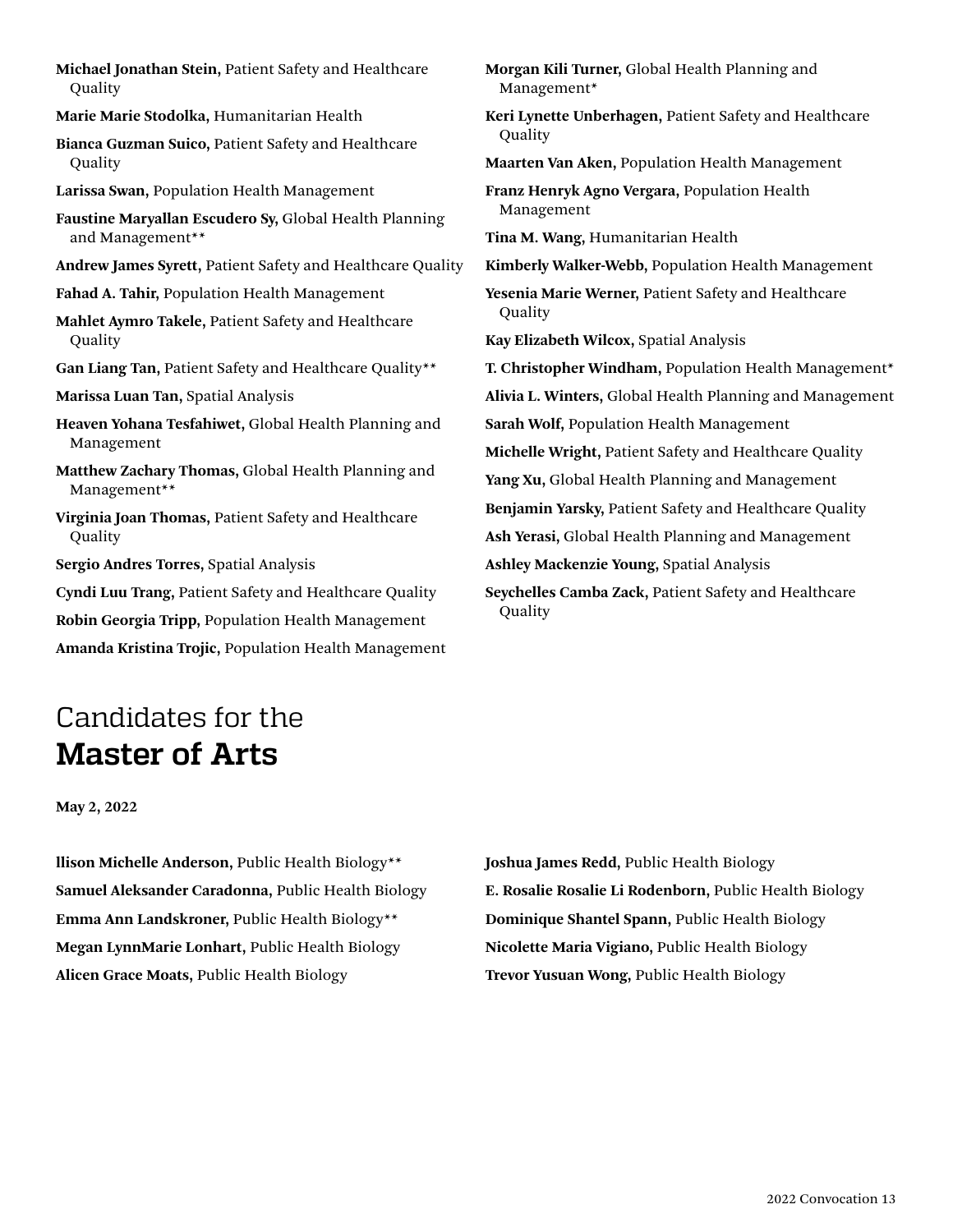**Michael Jonathan Stein,** Patient Safety and Healthcare Quality

**Marie Marie Stodolka,** Humanitarian Health

**Bianca Guzman Suico,** Patient Safety and Healthcare Quality

**Larissa Swan,** Population Health Management

**Faustine Maryallan Escudero Sy,** Global Health Planning and Management**

**Andrew James Syrett,** Patient Safety and Healthcare Quality

**Fahad A. Tahir,** Population Health Management

**Mahlet Aymro Takele,** Patient Safety and Healthcare Quality

**Gan Liang Tan,** Patient Safety and Healthcare Quality**

**Marissa Luan Tan,** Spatial Analysis

**Heaven Yohana Tesfahiwet,** Global Health Planning and Management

**Matthew Zachary Thomas,** Global Health Planning and Management**

**Virginia Joan Thomas,** Patient Safety and Healthcare Quality

**Sergio Andres Torres,** Spatial Analysis

**Cyndi Luu Trang,** Patient Safety and Healthcare Quality

**Robin Georgia Tripp,** Population Health Management

**Amanda Kristina Trojic,** Population Health Management

**Morgan Kili Turner,** Global Health Planning and Management*

**Keri Lynette Unberhagen,** Patient Safety and Healthcare Quality

**Maarten Van Aken,** Population Health Management

**Franz Henryk Agno Vergara,** Population Health Management

**Tina M. Wang,** Humanitarian Health

**Kimberly Walker-Webb,** Population Health Management

**Yesenia Marie Werner,** Patient Safety and Healthcare Quality

**Kay Elizabeth Wilcox,** Spatial Analysis

**T. Christopher Windham,** Population Health Management*

**Alivia L. Winters,** Global Health Planning and Management

**Sarah Wolf,** Population Health Management

**Michelle Wright,** Patient Safety and Healthcare Quality

**Yang Xu,** Global Health Planning and Management

**Benjamin Yarsky,** Patient Safety and Healthcare Quality

**Ash Yerasi,** Global Health Planning and Management

**Ashley Mackenzie Young,** Spatial Analysis

**Seychelles Camba Zack,** Patient Safety and Healthcare Quality

## Candidates for the **Master of Arts**

**May 2, 2022**

**llison Michelle Anderson,** Public Health Biology**

**Samuel Aleksander Caradonna,** Public Health Biology

**Emma Ann Landskroner,** Public Health Biology**

**Megan LynnMarie Lonhart,** Public Health Biology

**Alicen Grace Moats,** Public Health Biology

**Joshua James Redd,** Public Health Biology

**E. Rosalie Rosalie Li Rodenborn,** Public Health Biology

**Dominique Shantel Spann,** Public Health Biology

**Nicolette Maria Vigiano,** Public Health Biology

**Trevor Yusuan Wong,** Public Health Biology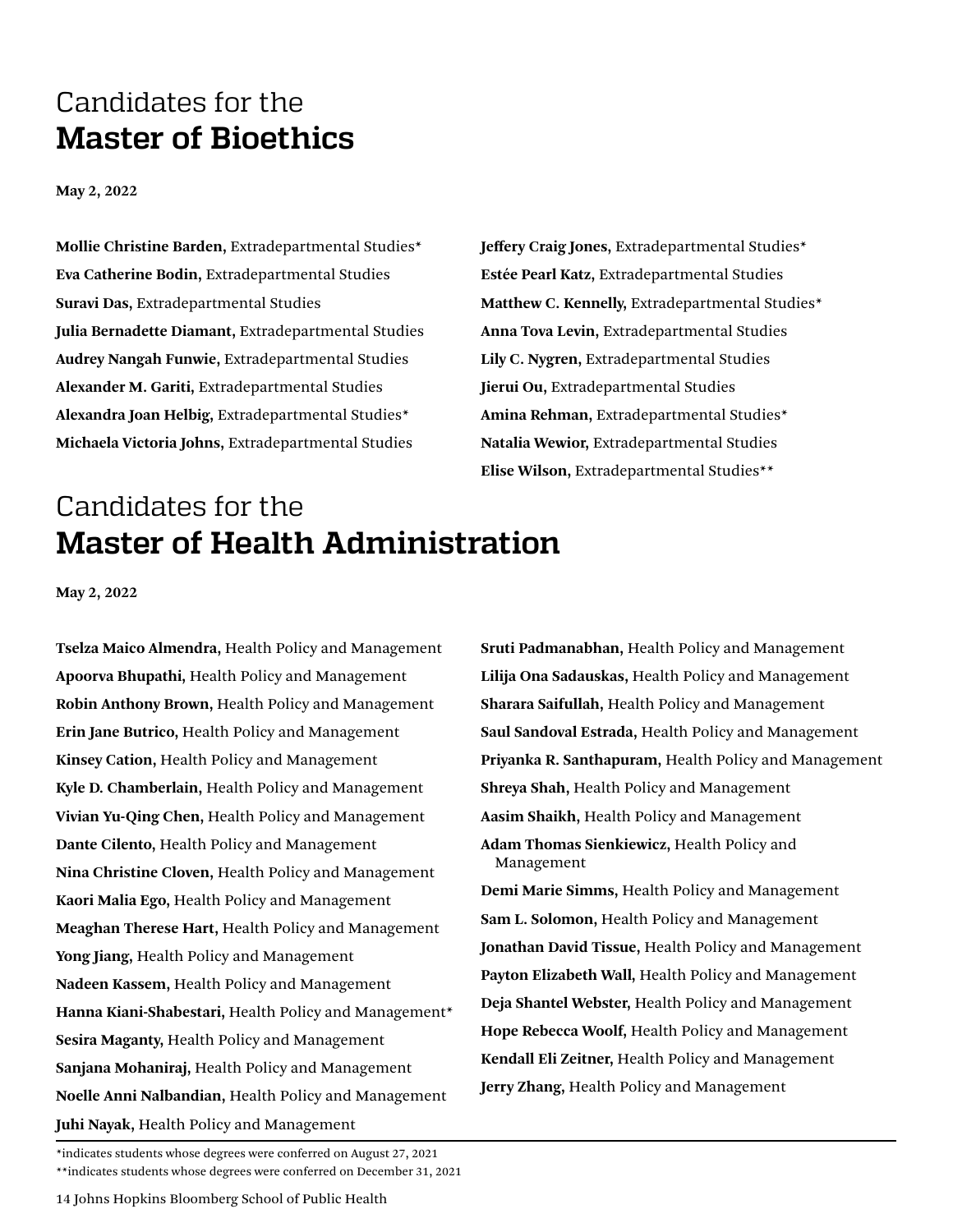# Candidates for the **Master of Bioethics**

**May 2, 2022**

**Mollie Christine Barden,** Extradepartmental Studies*
**Eva Catherine Bodin,** Extradepartmental Studies
**Suravi Das,** Extradepartmental Studies
**Julia Bernadette Diamant,** Extradepartmental Studies
**Audrey Nangah Funwie,** Extradepartmental Studies
**Alexander M. Gariti,** Extradepartmental Studies
**Alexandra Joan Helbig,** Extradepartmental Studies*
**Michaela Victoria Johns,** Extradepartmental Studies
**Jeffery Craig Jones,** Extradepartmental Studies*
**Estée Pearl Katz,** Extradepartmental Studies
**Matthew C. Kennelly,** Extradepartmental Studies*
**Anna Tova Levin,** Extradepartmental Studies
**Lily C. Nygren,** Extradepartmental Studies
**Jierui Ou,** Extradepartmental Studies
**Amina Rehman,** Extradepartmental Studies*
**Natalia Wewior,** Extradepartmental Studies
**Elise Wilson,** Extradepartmental Studies**

# Candidates for the **Master of Health Administration**

**May 2, 2022**

**Tselza Maico Almendra,** Health Policy and Management
**Apoorva Bhupathi,** Health Policy and Management
**Robin Anthony Brown,** Health Policy and Management
**Erin Jane Butrico,** Health Policy and Management
**Kinsey Cation,** Health Policy and Management
**Kyle D. Chamberlain,** Health Policy and Management
**Vivian Yu-Qing Chen,** Health Policy and Management
**Dante Cilento,** Health Policy and Management
**Nina Christine Cloven,** Health Policy and Management
**Kaori Malia Ego,** Health Policy and Management
**Meaghan Therese Hart,** Health Policy and Management
**Yong Jiang,** Health Policy and Management
**Nadeen Kassem,** Health Policy and Management
**Hanna Kiani-Shabestari,** Health Policy and Management*
**Sesira Maganty,** Health Policy and Management
**Sanjana Mohaniraj,** Health Policy and Management
**Noelle Anni Nalbandian,** Health Policy and Management
**Juhi Nayak,** Health Policy and Management
**Sruti Padmanabhan,** Health Policy and Management
**Lilija Ona Sadauskas,** Health Policy and Management
**Sharara Saifullah,** Health Policy and Management
**Saul Sandoval Estrada,** Health Policy and Management
**Priyanka R. Santhapuram,** Health Policy and Management
**Shreya Shah,** Health Policy and Management
**Aasim Shaikh,** Health Policy and Management
**Adam Thomas Sienkiewicz,** Health Policy and Management
**Demi Marie Simms,** Health Policy and Management
**Sam L. Solomon,** Health Policy and Management
**Jonathan David Tissue,** Health Policy and Management
**Payton Elizabeth Wall,** Health Policy and Management
**Deja Shantel Webster,** Health Policy and Management
**Hope Rebecca Woolf,** Health Policy and Management
**Kendall Eli Zeitner,** Health Policy and Management
**Jerry Zhang,** Health Policy and Management

*indicates students whose degrees were conferred on August 27, 2021
**indicates students whose degrees were conferred on December 31, 2021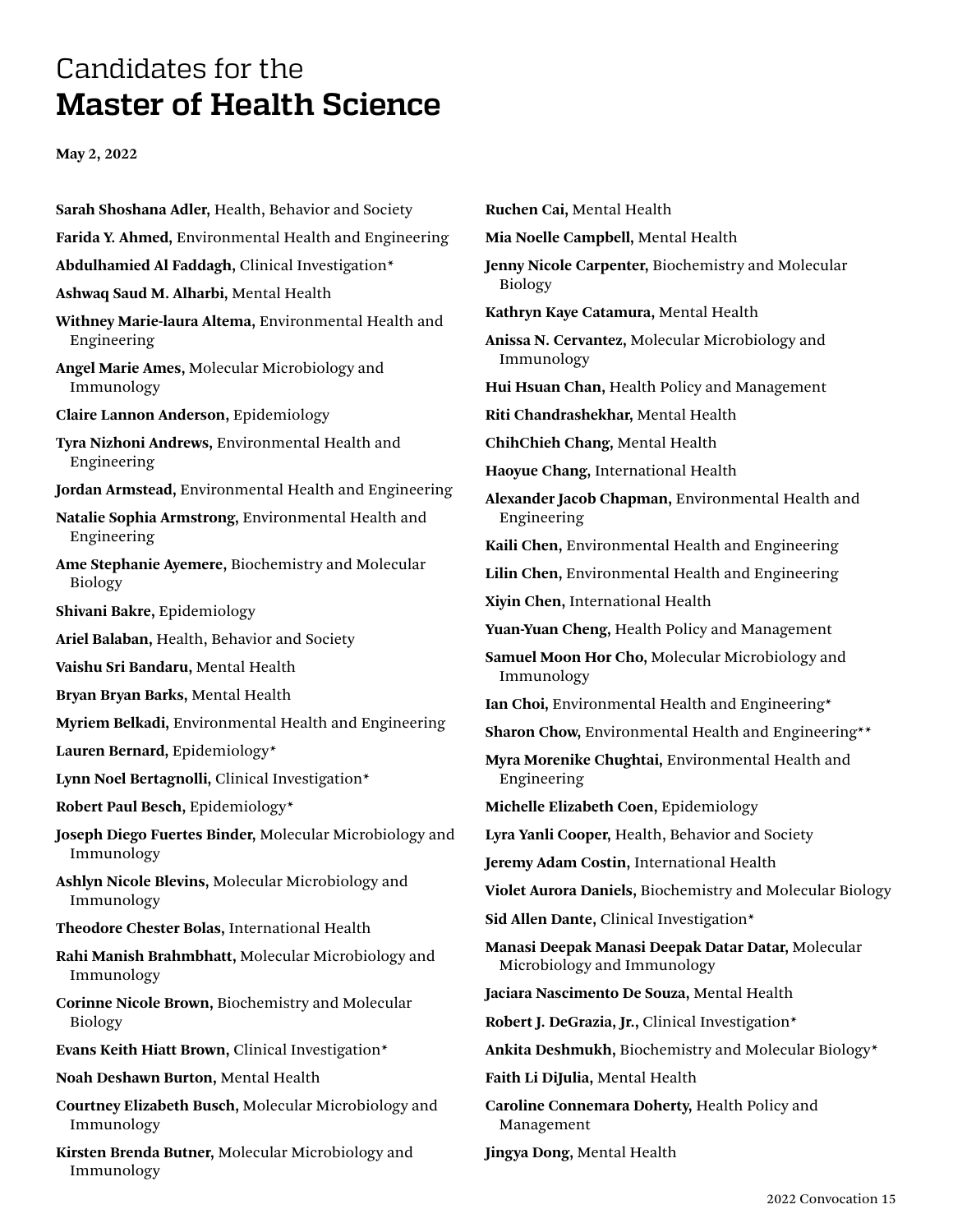Candidates for the

# Master of Health Science

**May 2, 2022**

**Sarah Shoshana Adler,** Health, Behavior and Society

**Farida Y. Ahmed,** Environmental Health and Engineering

**Abdulhamied Al Faddagh,** Clinical Investigation*

**Ashwaq Saud M. Alharbi,** Mental Health

**Withney Marie-laura Altema,** Environmental Health and Engineering

**Angel Marie Ames,** Molecular Microbiology and Immunology

**Claire Lannon Anderson,** Epidemiology

**Tyra Nizhoni Andrews,** Environmental Health and Engineering

**Jordan Armstead,** Environmental Health and Engineering

**Natalie Sophia Armstrong,** Environmental Health and Engineering

**Ame Stephanie Ayemere,** Biochemistry and Molecular Biology

**Shivani Bakre,** Epidemiology

**Ariel Balaban,** Health, Behavior and Society

**Vaishu Sri Bandaru,** Mental Health

**Bryan Bryan Barks,** Mental Health

**Myriem Belkadi,** Environmental Health and Engineering

**Lauren Bernard,** Epidemiology*

**Lynn Noel Bertagnolli,** Clinical Investigation*

**Robert Paul Besch,** Epidemiology*

**Joseph Diego Fuertes Binder,** Molecular Microbiology and Immunology

**Ashlyn Nicole Blevins,** Molecular Microbiology and Immunology

**Theodore Chester Bolas,** International Health

**Rahi Manish Brahmbhatt,** Molecular Microbiology and Immunology

**Corinne Nicole Brown,** Biochemistry and Molecular Biology

**Evans Keith Hiatt Brown,** Clinical Investigation*

**Noah Deshawn Burton,** Mental Health

**Courtney Elizabeth Busch,** Molecular Microbiology and Immunology

**Kirsten Brenda Butner,** Molecular Microbiology and Immunology

**Ruchen Cai,** Mental Health

**Mia Noelle Campbell,** Mental Health

**Jenny Nicole Carpenter,** Biochemistry and Molecular Biology

**Kathryn Kaye Catamura,** Mental Health

**Anissa N. Cervantez,** Molecular Microbiology and Immunology

**Hui Hsuan Chan,** Health Policy and Management

**Riti Chandrashekhar,** Mental Health

**ChihChieh Chang,** Mental Health

**Haoyue Chang,** International Health

**Alexander Jacob Chapman,** Environmental Health and Engineering

**Kaili Chen,** Environmental Health and Engineering

**Lilin Chen,** Environmental Health and Engineering

**Xiyin Chen,** International Health

**Yuan-Yuan Cheng,** Health Policy and Management

**Samuel Moon Hor Cho,** Molecular Microbiology and Immunology

**Ian Choi,** Environmental Health and Engineering*

**Sharon Chow,** Environmental Health and Engineering**

**Myra Morenike Chughtai,** Environmental Health and Engineering

**Michelle Elizabeth Coen,** Epidemiology

**Lyra Yanli Cooper,** Health, Behavior and Society

**Jeremy Adam Costin,** International Health

**Violet Aurora Daniels,** Biochemistry and Molecular Biology

**Sid Allen Dante,** Clinical Investigation*

**Manasi Deepak Manasi Deepak Datar Datar,** Molecular Microbiology and Immunology

**Jaciara Nascimento De Souza,** Mental Health

**Robert J. DeGrazia, Jr.,** Clinical Investigation*

**Ankita Deshmukh,** Biochemistry and Molecular Biology*

**Faith Li DiJulia,** Mental Health

**Caroline Connemara Doherty,** Health Policy and Management

**Jingya Dong,** Mental Health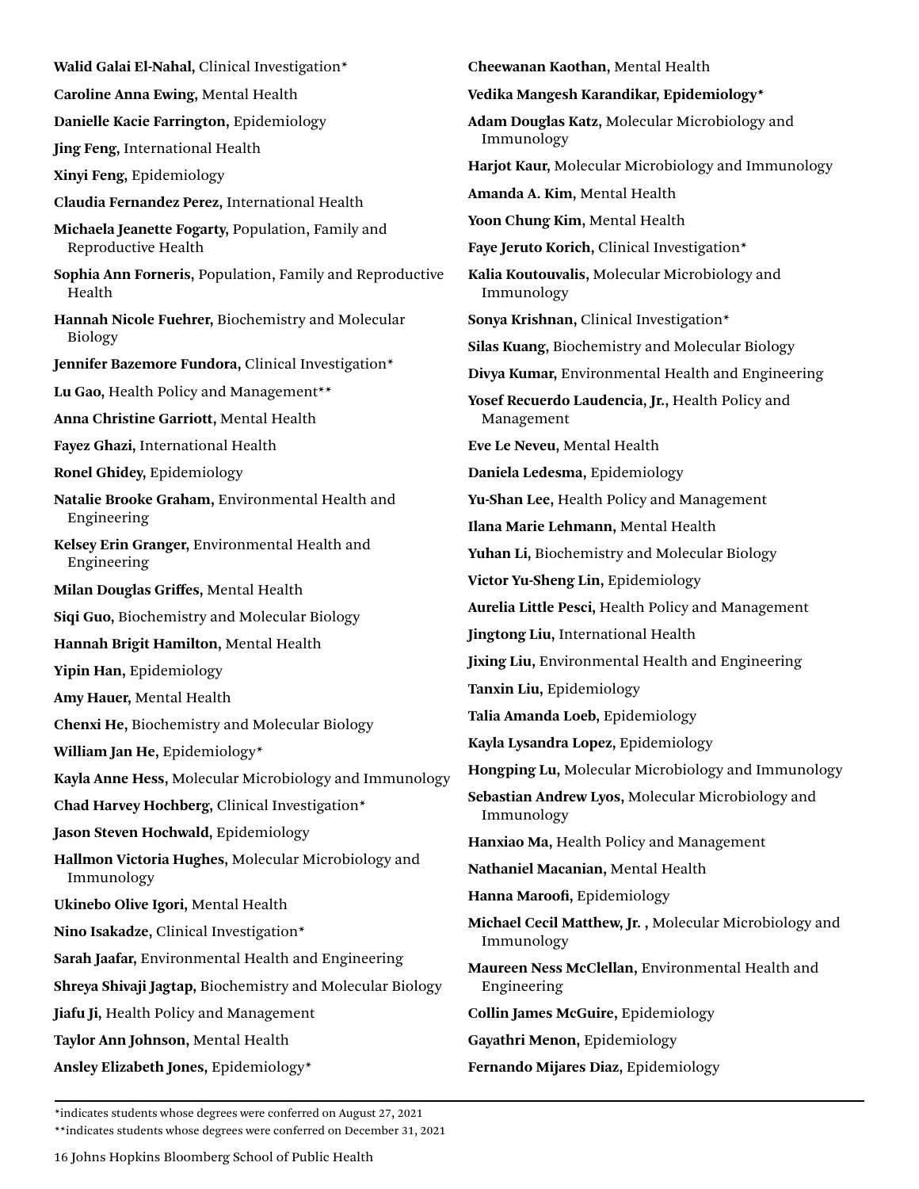**Walid Galai El-Nahal,** Clinical Investigation*

**Caroline Anna Ewing,** Mental Health

**Danielle Kacie Farrington,** Epidemiology

**Jing Feng,** International Health

**Xinyi Feng,** Epidemiology

**Claudia Fernandez Perez,** International Health

**Michaela Jeanette Fogarty,** Population, Family and Reproductive Health

**Sophia Ann Forneris,** Population, Family and Reproductive Health

**Hannah Nicole Fuehrer,** Biochemistry and Molecular Biology

**Jennifer Bazemore Fundora,** Clinical Investigation*

**Lu Gao,** Health Policy and Management**

**Anna Christine Garriott,** Mental Health

**Fayez Ghazi,** International Health

**Ronel Ghidey,** Epidemiology

**Natalie Brooke Graham,** Environmental Health and Engineering

**Kelsey Erin Granger,** Environmental Health and Engineering

**Milan Douglas Griffes,** Mental Health

**Siqi Guo,** Biochemistry and Molecular Biology

**Hannah Brigit Hamilton,** Mental Health

**Yipin Han,** Epidemiology

**Amy Hauer,** Mental Health

**Chenxi He,** Biochemistry and Molecular Biology

**William Jan He,** Epidemiology*

**Kayla Anne Hess,** Molecular Microbiology and Immunology

**Chad Harvey Hochberg,** Clinical Investigation*

**Jason Steven Hochwald,** Epidemiology

**Hallmon Victoria Hughes,** Molecular Microbiology and Immunology

**Ukinebo Olive Igori,** Mental Health

**Nino Isakadze,** Clinical Investigation*

**Sarah Jaafar,** Environmental Health and Engineering

**Shreya Shivaji Jagtap,** Biochemistry and Molecular Biology

**Jiafu Ji,** Health Policy and Management

**Taylor Ann Johnson,** Mental Health

**Ansley Elizabeth Jones,** Epidemiology*

**Cheewanan Kaothan,** Mental Health

**Vedika Mangesh Karandikar, Epidemiology***

**Adam Douglas Katz,** Molecular Microbiology and Immunology

**Harjot Kaur,** Molecular Microbiology and Immunology

**Amanda A. Kim,** Mental Health

**Yoon Chung Kim,** Mental Health

**Faye Jeruto Korich,** Clinical Investigation*

**Kalia Koutouvalis,** Molecular Microbiology and Immunology

**Sonya Krishnan,** Clinical Investigation*

**Silas Kuang,** Biochemistry and Molecular Biology

**Divya Kumar,** Environmental Health and Engineering

**Yosef Recuerdo Laudencia, Jr.,** Health Policy and Management

**Eve Le Neveu,** Mental Health

**Daniela Ledesma,** Epidemiology

**Yu-Shan Lee,** Health Policy and Management

**Ilana Marie Lehmann,** Mental Health

**Yuhan Li,** Biochemistry and Molecular Biology

**Victor Yu-Sheng Lin,** Epidemiology

**Aurelia Little Pesci,** Health Policy and Management

**Jingtong Liu,** International Health

**Jixing Liu,** Environmental Health and Engineering

**Tanxin Liu,** Epidemiology

**Talia Amanda Loeb,** Epidemiology

**Kayla Lysandra Lopez,** Epidemiology

**Hongping Lu,** Molecular Microbiology and Immunology

**Sebastian Andrew Lyos,** Molecular Microbiology and Immunology

**Hanxiao Ma,** Health Policy and Management

**Nathaniel Macanian,** Mental Health

**Hanna Maroofi,** Epidemiology

**Michael Cecil Matthew, Jr. ,** Molecular Microbiology and Immunology

**Maureen Ness McClellan,** Environmental Health and Engineering

**Collin James McGuire,** Epidemiology

**Gayathri Menon,** Epidemiology

**Fernando Mijares Diaz,** Epidemiology

*indicates students whose degrees were conferred on August 27, 2021

**indicates students whose degrees were conferred on December 31, 2021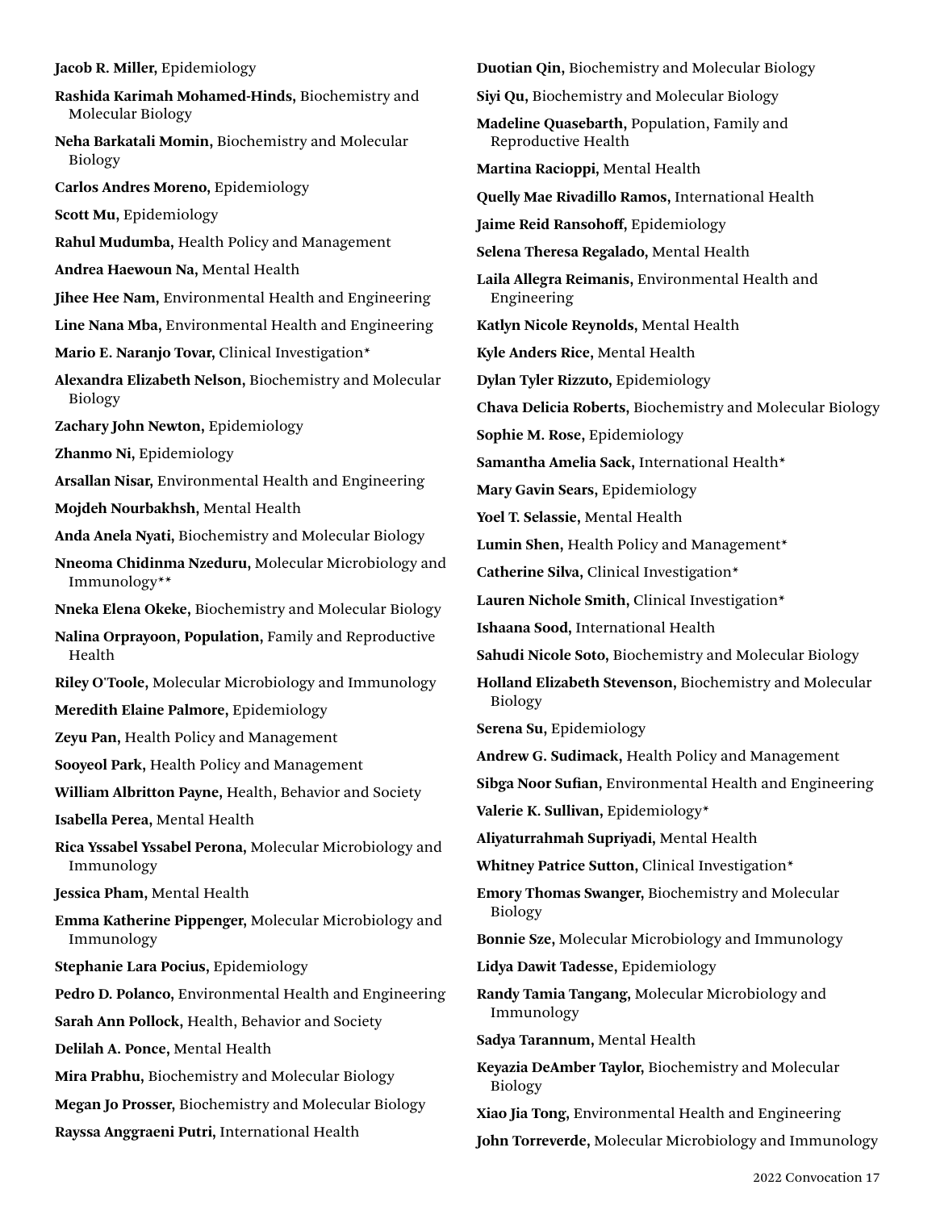**Jacob R. Miller,** Epidemiology

**Rashida Karimah Mohamed-Hinds,** Biochemistry and Molecular Biology

**Neha Barkatali Momin,** Biochemistry and Molecular Biology

**Carlos Andres Moreno,** Epidemiology

**Scott Mu,** Epidemiology

**Rahul Mudumba,** Health Policy and Management

**Andrea Haewoun Na,** Mental Health

**Jihee Hee Nam,** Environmental Health and Engineering

**Line Nana Mba,** Environmental Health and Engineering

**Mario E. Naranjo Tovar,** Clinical Investigation*

**Alexandra Elizabeth Nelson,** Biochemistry and Molecular Biology

**Zachary John Newton,** Epidemiology

**Zhanmo Ni,** Epidemiology

**Arsallan Nisar,** Environmental Health and Engineering

**Mojdeh Nourbakhsh,** Mental Health

**Anda Anela Nyati,** Biochemistry and Molecular Biology

**Nneoma Chidinma Nzeduru,** Molecular Microbiology and Immunology**

**Nneka Elena Okeke,** Biochemistry and Molecular Biology

**Nalina Orprayoon, Population,** Family and Reproductive Health

**Riley O'Toole,** Molecular Microbiology and Immunology

**Meredith Elaine Palmore,** Epidemiology

**Zeyu Pan,** Health Policy and Management

**Sooyeol Park,** Health Policy and Management

**William Albritton Payne,** Health, Behavior and Society

**Isabella Perea,** Mental Health

**Rica Yssabel Yssabel Perona,** Molecular Microbiology and Immunology

**Jessica Pham,** Mental Health

**Emma Katherine Pippenger,** Molecular Microbiology and Immunology

**Stephanie Lara Pocius,** Epidemiology

**Pedro D. Polanco,** Environmental Health and Engineering

**Sarah Ann Pollock,** Health, Behavior and Society

**Delilah A. Ponce,** Mental Health

**Mira Prabhu,** Biochemistry and Molecular Biology

**Megan Jo Prosser,** Biochemistry and Molecular Biology

**Rayssa Anggraeni Putri,** International Health

**Duotian Qin,** Biochemistry and Molecular Biology

**Siyi Qu,** Biochemistry and Molecular Biology

**Madeline Quasebarth,** Population, Family and Reproductive Health

**Martina Racioppi,** Mental Health

**Quelly Mae Rivadillo Ramos,** International Health

**Jaime Reid Ransohoff,** Epidemiology

**Selena Theresa Regalado,** Mental Health

**Laila Allegra Reimanis,** Environmental Health and Engineering

**Katlyn Nicole Reynolds,** Mental Health

**Kyle Anders Rice,** Mental Health

**Dylan Tyler Rizzuto,** Epidemiology

**Chava Delicia Roberts,** Biochemistry and Molecular Biology

**Sophie M. Rose,** Epidemiology

**Samantha Amelia Sack,** International Health*

**Mary Gavin Sears,** Epidemiology

**Yoel T. Selassie,** Mental Health

**Lumin Shen,** Health Policy and Management*

**Catherine Silva,** Clinical Investigation*

**Lauren Nichole Smith,** Clinical Investigation*

**Ishaana Sood,** International Health

**Sahudi Nicole Soto,** Biochemistry and Molecular Biology

**Holland Elizabeth Stevenson,** Biochemistry and Molecular Biology

**Serena Su,** Epidemiology

**Andrew G. Sudimack,** Health Policy and Management

**Sibga Noor Sufian,** Environmental Health and Engineering

**Valerie K. Sullivan,** Epidemiology*

**Aliyaturrahmah Supriyadi,** Mental Health

**Whitney Patrice Sutton,** Clinical Investigation*

**Emory Thomas Swanger,** Biochemistry and Molecular Biology

**Bonnie Sze,** Molecular Microbiology and Immunology

**Lidya Dawit Tadesse,** Epidemiology

**Randy Tamia Tangang,** Molecular Microbiology and Immunology

**Sadya Tarannum,** Mental Health

**Keyazia DeAmber Taylor,** Biochemistry and Molecular Biology

**Xiao Jia Tong,** Environmental Health and Engineering

**John Torreverde,** Molecular Microbiology and Immunology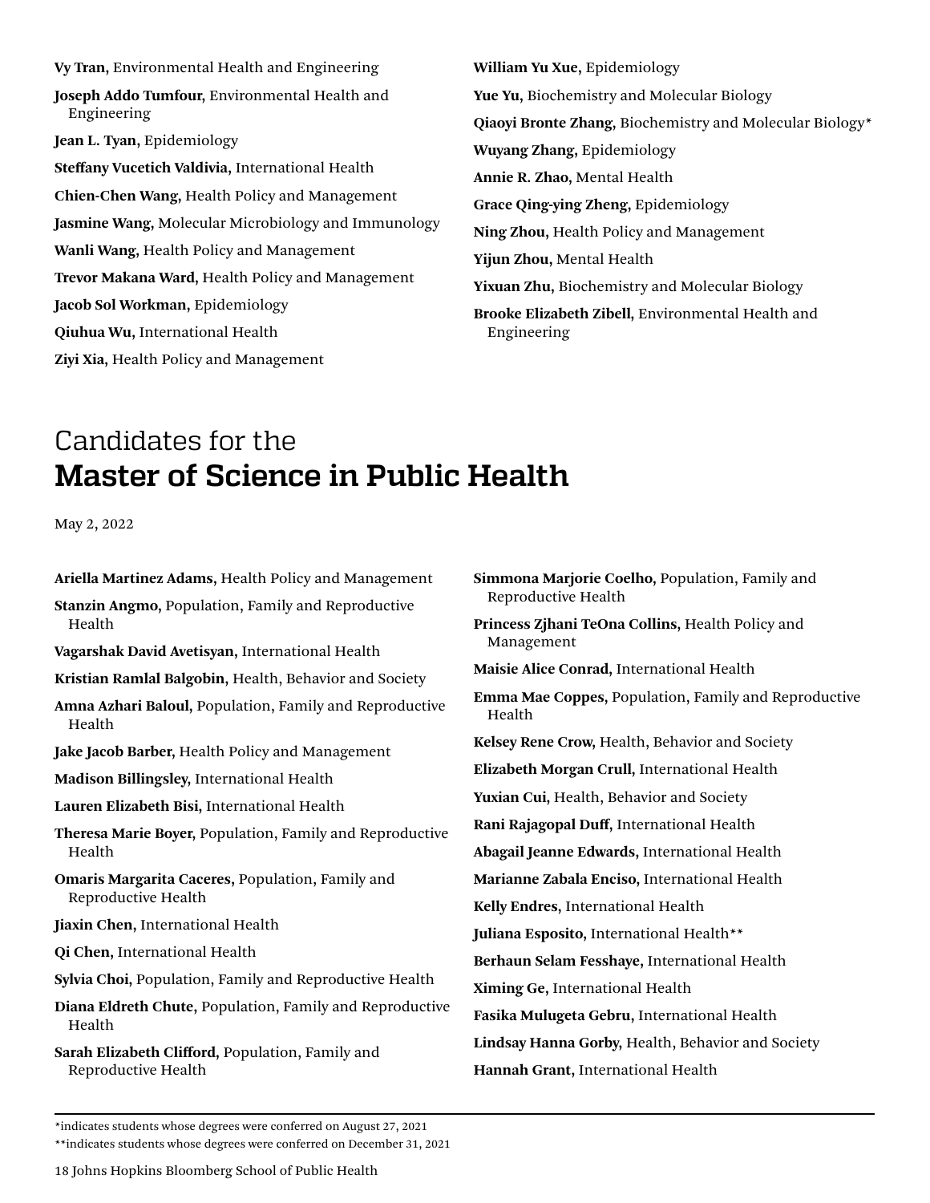**Vy Tran,** Environmental Health and Engineering

**Joseph Addo Tumfour,** Environmental Health and Engineering

**Jean L. Tyan,** Epidemiology

**Steffany Vucetich Valdivia,** International Health

**Chien-Chen Wang,** Health Policy and Management

**Jasmine Wang,** Molecular Microbiology and Immunology

**Wanli Wang,** Health Policy and Management

**Trevor Makana Ward,** Health Policy and Management

**Jacob Sol Workman,** Epidemiology

**Qiuhua Wu,** International Health

**Ziyi Xia,** Health Policy and Management

**William Yu Xue,** Epidemiology

**Yue Yu,** Biochemistry and Molecular Biology

**Qiaoyi Bronte Zhang,** Biochemistry and Molecular Biology*

**Wuyang Zhang,** Epidemiology

**Annie R. Zhao,** Mental Health

**Grace Qing-ying Zheng,** Epidemiology

**Ning Zhou,** Health Policy and Management

**Yijun Zhou,** Mental Health

**Yixuan Zhu,** Biochemistry and Molecular Biology

**Brooke Elizabeth Zibell,** Environmental Health and Engineering

## Candidates for the **Master of Science in Public Health**

May 2, 2022

**Ariella Martinez Adams,** Health Policy and Management

**Stanzin Angmo,** Population, Family and Reproductive Health

**Vagarshak David Avetisyan,** International Health

**Kristian Ramlal Balgobin,** Health, Behavior and Society

**Amna Azhari Baloul,** Population, Family and Reproductive Health

**Jake Jacob Barber,** Health Policy and Management

**Madison Billingsley,** International Health

**Lauren Elizabeth Bisi,** International Health

**Theresa Marie Boyer,** Population, Family and Reproductive Health

**Omaris Margarita Caceres,** Population, Family and Reproductive Health

**Jiaxin Chen,** International Health

**Qi Chen,** International Health

**Sylvia Choi,** Population, Family and Reproductive Health

**Diana Eldreth Chute,** Population, Family and Reproductive Health

**Sarah Elizabeth Clifford,** Population, Family and Reproductive Health

**Simmona Marjorie Coelho,** Population, Family and Reproductive Health

**Princess Zjhani TeOna Collins,** Health Policy and Management

**Maisie Alice Conrad,** International Health

**Emma Mae Coppes,** Population, Family and Reproductive Health

**Kelsey Rene Crow,** Health, Behavior and Society

**Elizabeth Morgan Crull,** International Health

**Yuxian Cui,** Health, Behavior and Society

**Rani Rajagopal Duff,** International Health

**Abagail Jeanne Edwards,** International Health

**Marianne Zabala Enciso,** International Health

**Kelly Endres,** International Health

**Juliana Esposito,** International Health**

**Berhaun Selam Fesshaye,** International Health

**Ximing Ge,** International Health

**Fasika Mulugeta Gebru,** International Health

**Lindsay Hanna Gorby,** Health, Behavior and Society

**Hannah Grant,** International Health

*indicates students whose degrees were conferred on August 27, 2021

**indicates students whose degrees were conferred on December 31, 2021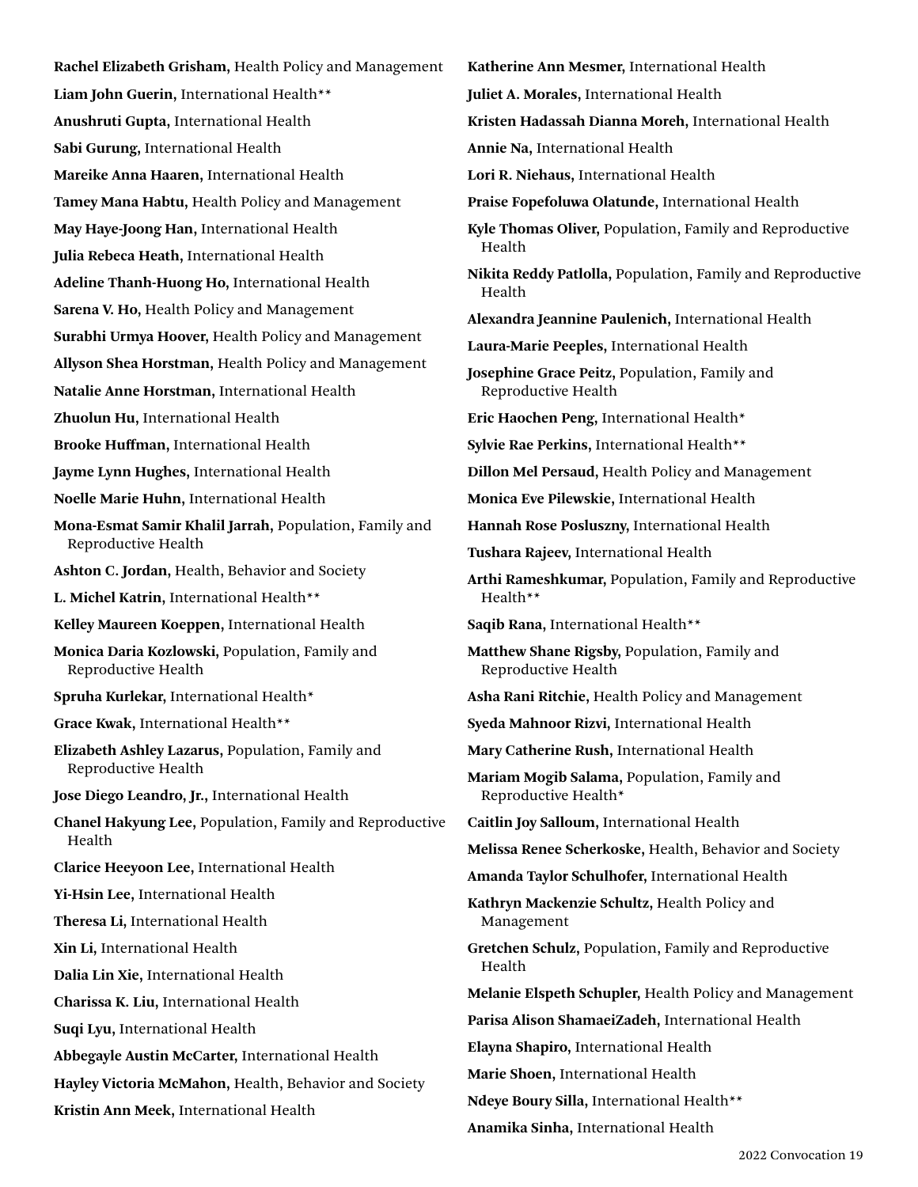**Rachel Elizabeth Grisham,** Health Policy and Management

**Liam John Guerin,** International Health**

**Anushruti Gupta,** International Health

**Sabi Gurung,** International Health

**Mareike Anna Haaren,** International Health

**Tamey Mana Habtu,** Health Policy and Management

**May Haye-Joong Han,** International Health

**Julia Rebeca Heath,** International Health

**Adeline Thanh-Huong Ho,** International Health

**Sarena V. Ho,** Health Policy and Management

**Surabhi Urmya Hoover,** Health Policy and Management

**Allyson Shea Horstman,** Health Policy and Management

**Natalie Anne Horstman,** International Health

**Zhuolun Hu,** International Health

**Brooke Huffman,** International Health

**Jayme Lynn Hughes,** International Health

**Noelle Marie Huhn,** International Health

**Mona-Esmat Samir Khalil Jarrah,** Population, Family and Reproductive Health

**Ashton C. Jordan,** Health, Behavior and Society

**L. Michel Katrin,** International Health**

**Kelley Maureen Koeppen,** International Health

**Monica Daria Kozlowski,** Population, Family and Reproductive Health

**Spruha Kurlekar,** International Health*

**Grace Kwak,** International Health**

**Elizabeth Ashley Lazarus,** Population, Family and Reproductive Health

**Jose Diego Leandro, Jr.,** International Health

**Chanel Hakyung Lee,** Population, Family and Reproductive Health

**Clarice Heeyoon Lee,** International Health

**Yi-Hsin Lee,** International Health

**Theresa Li,** International Health

**Xin Li,** International Health

**Dalia Lin Xie,** International Health

**Charissa K. Liu,** International Health

**Suqi Lyu,** International Health

**Abbegayle Austin McCarter,** International Health

**Hayley Victoria McMahon,** Health, Behavior and Society

**Kristin Ann Meek,** International Health

**Katherine Ann Mesmer,** International Health

**Juliet A. Morales,** International Health

**Kristen Hadassah Dianna Moreh,** International Health

**Annie Na,** International Health

**Lori R. Niehaus,** International Health

**Praise Fopefoluwa Olatunde,** International Health

**Kyle Thomas Oliver,** Population, Family and Reproductive Health

**Nikita Reddy Patlolla,** Population, Family and Reproductive Health

**Alexandra Jeannine Paulenich,** International Health

**Laura-Marie Peeples,** International Health

**Josephine Grace Peitz,** Population, Family and Reproductive Health

**Eric Haochen Peng,** International Health*

**Sylvie Rae Perkins,** International Health**

**Dillon Mel Persaud,** Health Policy and Management

**Monica Eve Pilewskie,** International Health

**Hannah Rose Posluszny,** International Health

**Tushara Rajeev,** International Health

**Arthi Rameshkumar,** Population, Family and Reproductive Health**

**Saqib Rana,** International Health**

**Matthew Shane Rigsby,** Population, Family and Reproductive Health

**Asha Rani Ritchie,** Health Policy and Management

**Syeda Mahnoor Rizvi,** International Health

**Mary Catherine Rush,** International Health

**Mariam Mogib Salama,** Population, Family and Reproductive Health*

**Caitlin Joy Salloum,** International Health

**Melissa Renee Scherkoske,** Health, Behavior and Society

**Amanda Taylor Schulhofer,** International Health

**Kathryn Mackenzie Schultz,** Health Policy and Management

**Gretchen Schulz,** Population, Family and Reproductive Health

**Melanie Elspeth Schupler,** Health Policy and Management

**Parisa Alison ShamaeiZadeh,** International Health

**Elayna Shapiro,** International Health

**Marie Shoen,** International Health

**Ndeye Boury Silla,** International Health**

**Anamika Sinha,** International Health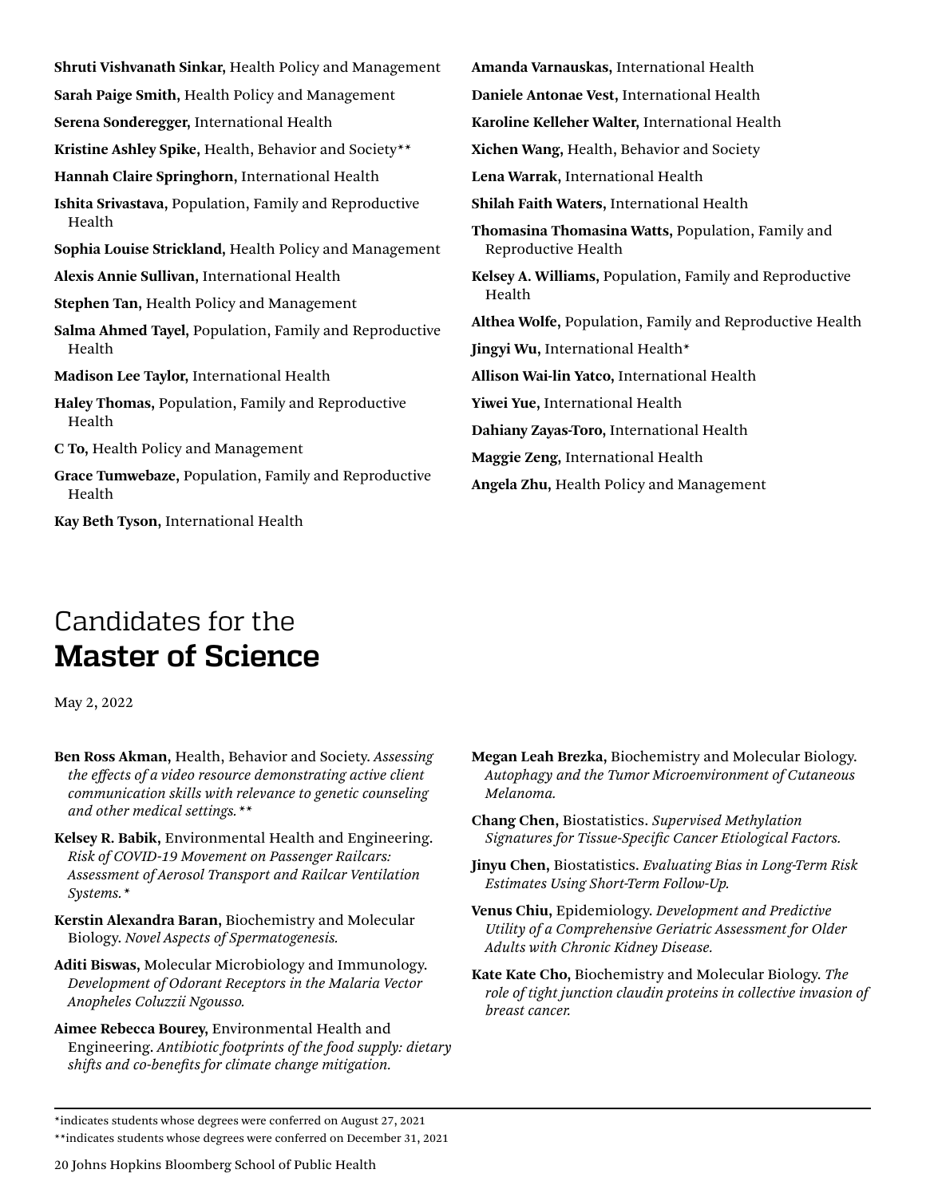**Shruti Vishvanath Sinkar,** Health Policy and Management

**Sarah Paige Smith,** Health Policy and Management

**Serena Sonderegger,** International Health

**Kristine Ashley Spike,** Health, Behavior and Society**

**Hannah Claire Springhorn,** International Health

**Ishita Srivastava,** Population, Family and Reproductive Health

**Sophia Louise Strickland,** Health Policy and Management

**Alexis Annie Sullivan,** International Health

**Stephen Tan,** Health Policy and Management

**Salma Ahmed Tayel,** Population, Family and Reproductive Health

**Madison Lee Taylor,** International Health

**Haley Thomas,** Population, Family and Reproductive Health

**C To,** Health Policy and Management

**Grace Tumwebaze,** Population, Family and Reproductive Health

**Kay Beth Tyson,** International Health

**Amanda Varnauskas,** International Health

**Daniele Antonae Vest,** International Health

**Karoline Kelleher Walter,** International Health

**Xichen Wang,** Health, Behavior and Society

**Lena Warrak,** International Health

**Shilah Faith Waters,** International Health

**Thomasina Thomasina Watts,** Population, Family and Reproductive Health

**Kelsey A. Williams,** Population, Family and Reproductive Health

**Althea Wolfe,** Population, Family and Reproductive Health

**Jingyi Wu,** International Health*

**Allison Wai-lin Yatco,** International Health

**Yiwei Yue,** International Health

**Dahiany Zayas-Toro,** International Health

**Maggie Zeng,** International Health

**Angela Zhu,** Health Policy and Management

# Candidates for the **Master of Science**

May 2, 2022

**Ben Ross Akman,** Health, Behavior and Society. *Assessing the effects of a video resource demonstrating active client communication skills with relevance to genetic counseling and other medical settings.***

**Kelsey R. Babik,** Environmental Health and Engineering. *Risk of COVID-19 Movement on Passenger Railcars: Assessment of Aerosol Transport and Railcar Ventilation Systems.**

**Kerstin Alexandra Baran,** Biochemistry and Molecular Biology. *Novel Aspects of Spermatogenesis.*

**Aditi Biswas,** Molecular Microbiology and Immunology. *Development of Odorant Receptors in the Malaria Vector Anopheles Coluzzii Ngousso.*

**Aimee Rebecca Bourey,** Environmental Health and Engineering. *Antibiotic footprints of the food supply: dietary shifts and co-benefits for climate change mitigation.*

**Megan Leah Brezka,** Biochemistry and Molecular Biology. *Autophagy and the Tumor Microenvironment of Cutaneous Melanoma.*

**Chang Chen,** Biostatistics. *Supervised Methylation Signatures for Tissue-Specific Cancer Etiological Factors.*

**Jinyu Chen,** Biostatistics. *Evaluating Bias in Long-Term Risk Estimates Using Short-Term Follow-Up.*

**Venus Chiu,** Epidemiology. *Development and Predictive Utility of a Comprehensive Geriatric Assessment for Older Adults with Chronic Kidney Disease.*

**Kate Kate Cho,** Biochemistry and Molecular Biology. *The role of tight junction claudin proteins in collective invasion of breast cancer.*

---

*indicates students whose degrees were conferred on August 27, 2021

**indicates students whose degrees were conferred on December 31, 2021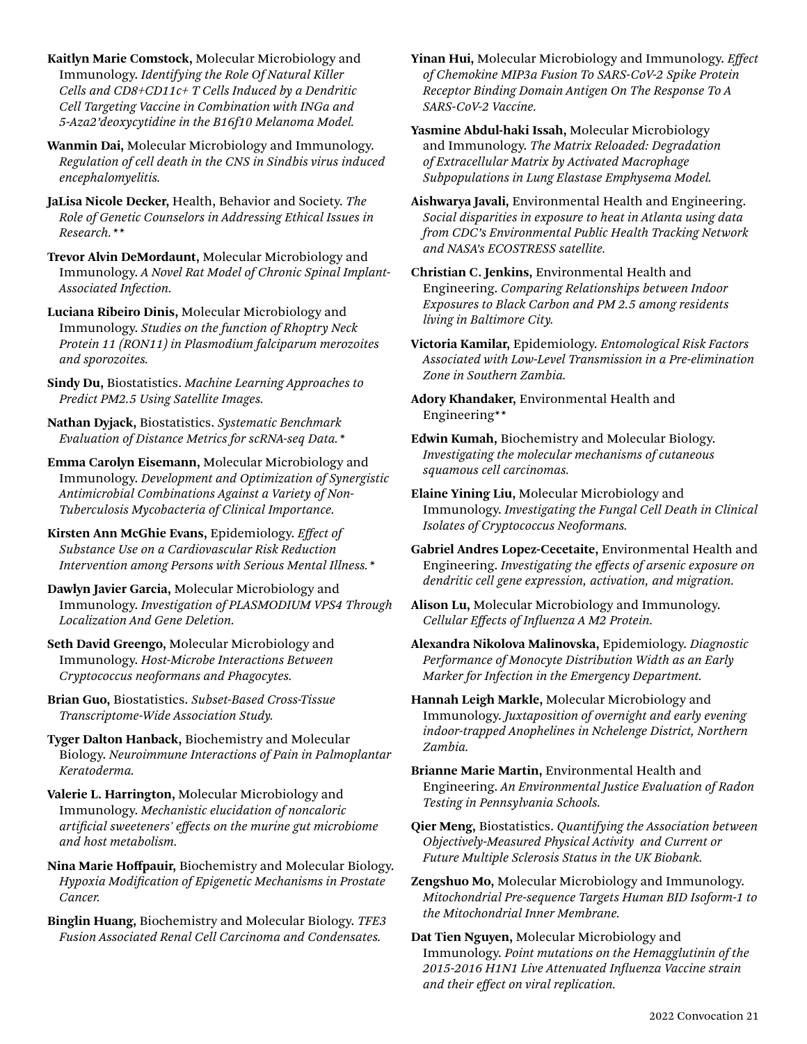**Kaitlyn Marie Comstock,** Molecular Microbiology and Immunology. *Identifying the Role Of Natural Killer Cells and CD8+CD11c+ T Cells Induced by a Dendritic Cell Targeting Vaccine in Combination with INGa and 5-Aza2'deoxycytidine in the B16f10 Melanoma Model.*

**Wanmin Dai,** Molecular Microbiology and Immunology. *Regulation of cell death in the CNS in Sindbis virus induced encephalomyelitis.*

**JaLisa Nicole Decker,** Health, Behavior and Society. *The Role of Genetic Counselors in Addressing Ethical Issues in Research.***

**Trevor Alvin DeMordaunt,** Molecular Microbiology and Immunology. *A Novel Rat Model of Chronic Spinal Implant-Associated Infection.*

**Luciana Ribeiro Dinis,** Molecular Microbiology and Immunology. *Studies on the function of Rhoptry Neck Protein 11 (RON11) in Plasmodium falciparum merozoites and sporozoites.*

**Sindy Du,** Biostatistics. *Machine Learning Approaches to Predict PM2.5 Using Satellite Images.*

**Nathan Dyjack,** Biostatistics. *Systematic Benchmark Evaluation of Distance Metrics for scRNA-seq Data.**

**Emma Carolyn Eisemann,** Molecular Microbiology and Immunology. *Development and Optimization of Synergistic Antimicrobial Combinations Against a Variety of Non-Tuberculosis Mycobacteria of Clinical Importance.*

**Kirsten Ann McGhie Evans,** Epidemiology. *Effect of Substance Use on a Cardiovascular Risk Reduction Intervention among Persons with Serious Mental Illness.**

**Dawlyn Javier Garcia,** Molecular Microbiology and Immunology. *Investigation of PLASMODIUM VPS4 Through Localization And Gene Deletion.*

**Seth David Greengo,** Molecular Microbiology and Immunology. *Host-Microbe Interactions Between Cryptococcus neoformans and Phagocytes.*

**Brian Guo,** Biostatistics. *Subset-Based Cross-Tissue Transcriptome-Wide Association Study.*

**Tyger Dalton Hanback,** Biochemistry and Molecular Biology. *Neuroimmune Interactions of Pain in Palmoplantar Keratoderma.*

**Valerie L. Harrington,** Molecular Microbiology and Immunology. *Mechanistic elucidation of noncaloric artificial sweeteners' effects on the murine gut microbiome and host metabolism.*

**Nina Marie Hoffpauir,** Biochemistry and Molecular Biology. *Hypoxia Modification of Epigenetic Mechanisms in Prostate Cancer.*

**Binglin Huang,** Biochemistry and Molecular Biology. *TFE3 Fusion Associated Renal Cell Carcinoma and Condensates.*

**Yinan Hui,** Molecular Microbiology and Immunology. *Effect of Chemokine MIP3a Fusion To SARS-CoV-2 Spike Protein Receptor Binding Domain Antigen On The Response To A SARS-CoV-2 Vaccine.*

**Yasmine Abdul-haki Issah,** Molecular Microbiology and Immunology. *The Matrix Reloaded: Degradation of Extracellular Matrix by Activated Macrophage Subpopulations in Lung Elastase Emphysema Model.*

**Aishwarya Javali,** Environmental Health and Engineering. *Social disparities in exposure to heat in Atlanta using data from CDC's Environmental Public Health Tracking Network and NASA's ECOSTRESS satellite.*

**Christian C. Jenkins,** Environmental Health and Engineering. *Comparing Relationships between Indoor Exposures to Black Carbon and PM 2.5 among residents living in Baltimore City.*

**Victoria Kamilar,** Epidemiology. *Entomological Risk Factors Associated with Low-Level Transmission in a Pre-elimination Zone in Southern Zambia.*

**Adory Khandaker,** Environmental Health and Engineering**

**Edwin Kumah,** Biochemistry and Molecular Biology. *Investigating the molecular mechanisms of cutaneous squamous cell carcinomas.*

**Elaine Yining Liu,** Molecular Microbiology and Immunology. *Investigating the Fungal Cell Death in Clinical Isolates of Cryptococcus Neoformans.*

**Gabriel Andres Lopez-Cecetaite,** Environmental Health and Engineering. *Investigating the effects of arsenic exposure on dendritic cell gene expression, activation, and migration.*

**Alison Lu,** Molecular Microbiology and Immunology. *Cellular Effects of Influenza A M2 Protein.*

**Alexandra Nikolova Malinovska,** Epidemiology. *Diagnostic Performance of Monocyte Distribution Width as an Early Marker for Infection in the Emergency Department.*

**Hannah Leigh Markle,** Molecular Microbiology and Immunology. *Juxtaposition of overnight and early evening indoor-trapped Anophelines in Nchelenge District, Northern Zambia.*

**Brianne Marie Martin,** Environmental Health and Engineering. *An Environmental Justice Evaluation of Radon Testing in Pennsylvania Schools.*

**Qier Meng,** Biostatistics. *Quantifying the Association between Objectively-Measured Physical Activity and Current or Future Multiple Sclerosis Status in the UK Biobank.*

**Zengshuo Mo,** Molecular Microbiology and Immunology. *Mitochondrial Pre-sequence Targets Human BID Isoform-1 to the Mitochondrial Inner Membrane.*

**Dat Tien Nguyen,** Molecular Microbiology and Immunology. *Point mutations on the Hemagglutinin of the 2015-2016 H1N1 Live Attenuated Influenza Vaccine strain and their effect on viral replication.*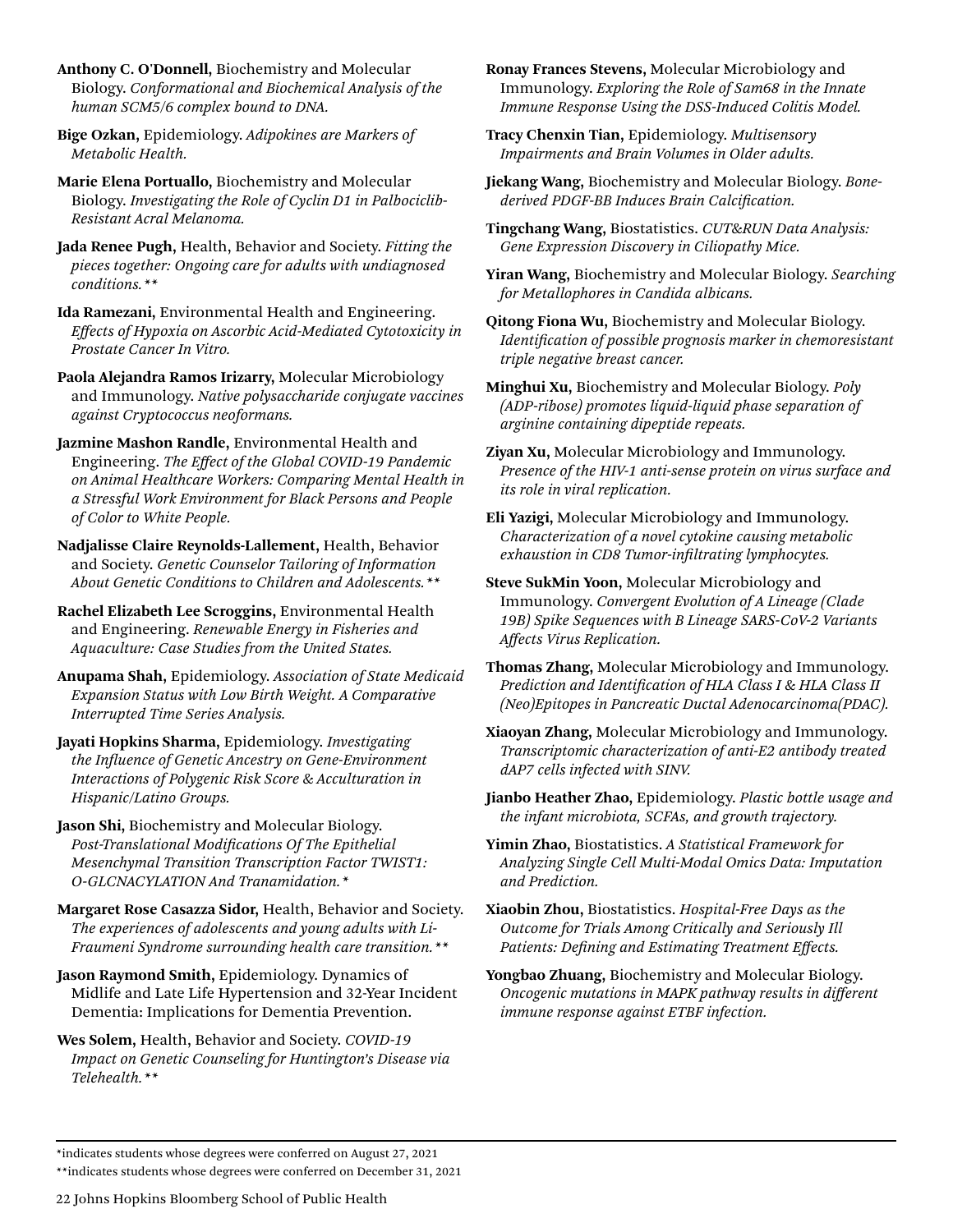**Anthony C. O'Donnell,** Biochemistry and Molecular Biology. *Conformational and Biochemical Analysis of the human SCM5/6 complex bound to DNA.*

**Bige Ozkan,** Epidemiology. *Adipokines are Markers of Metabolic Health.*

**Marie Elena Portuallo,** Biochemistry and Molecular Biology. *Investigating the Role of Cyclin D1 in Palbociclib-Resistant Acral Melanoma.*

**Jada Renee Pugh,** Health, Behavior and Society. *Fitting the pieces together: Ongoing care for adults with undiagnosed conditions.\*\**

**Ida Ramezani,** Environmental Health and Engineering. *Effects of Hypoxia on Ascorbic Acid-Mediated Cytotoxicity in Prostate Cancer In Vitro.*

**Paola Alejandra Ramos Irizarry,** Molecular Microbiology and Immunology. *Native polysaccharide conjugate vaccines against Cryptococcus neoformans.*

**Jazmine Mashon Randle,** Environmental Health and Engineering. *The Effect of the Global COVID-19 Pandemic on Animal Healthcare Workers: Comparing Mental Health in a Stressful Work Environment for Black Persons and People of Color to White People.*

**Nadjalisse Claire Reynolds-Lallement,** Health, Behavior and Society. *Genetic Counselor Tailoring of Information About Genetic Conditions to Children and Adolescents.\*\**

**Rachel Elizabeth Lee Scroggins,** Environmental Health and Engineering. *Renewable Energy in Fisheries and Aquaculture: Case Studies from the United States.*

**Anupama Shah,** Epidemiology. *Association of State Medicaid Expansion Status with Low Birth Weight. A Comparative Interrupted Time Series Analysis.*

**Jayati Hopkins Sharma,** Epidemiology. *Investigating the Influence of Genetic Ancestry on Gene-Environment Interactions of Polygenic Risk Score & Acculturation in Hispanic/Latino Groups.*

**Jason Shi,** Biochemistry and Molecular Biology. *Post-Translational Modifications Of The Epithelial Mesenchymal Transition Transcription Factor TWIST1: O-GLCNACYLATION And Tranamidation.\**

**Margaret Rose Casazza Sidor,** Health, Behavior and Society. *The experiences of adolescents and young adults with Li-Fraumeni Syndrome surrounding health care transition.\*\**

**Jason Raymond Smith,** Epidemiology. Dynamics of Midlife and Late Life Hypertension and 32-Year Incident Dementia: Implications for Dementia Prevention.

**Wes Solem,** Health, Behavior and Society. *COVID-19 Impact on Genetic Counseling for Huntington's Disease via Telehealth.\*\**

**Ronay Frances Stevens,** Molecular Microbiology and Immunology. *Exploring the Role of Sam68 in the Innate Immune Response Using the DSS-Induced Colitis Model.*

**Tracy Chenxin Tian,** Epidemiology. *Multisensory Impairments and Brain Volumes in Older adults.*

**Jiekang Wang,** Biochemistry and Molecular Biology. *Bone-derived PDGF-BB Induces Brain Calcification.*

**Tingchang Wang,** Biostatistics. *CUT&RUN Data Analysis: Gene Expression Discovery in Ciliopathy Mice.*

**Yiran Wang,** Biochemistry and Molecular Biology. *Searching for Metallophores in Candida albicans.*

**Qitong Fiona Wu,** Biochemistry and Molecular Biology. *Identification of possible prognosis marker in chemoresistant triple negative breast cancer.*

**Minghui Xu,** Biochemistry and Molecular Biology. *Poly (ADP-ribose) promotes liquid-liquid phase separation of arginine containing dipeptide repeats.*

**Ziyan Xu,** Molecular Microbiology and Immunology. *Presence of the HIV-1 anti-sense protein on virus surface and its role in viral replication.*

**Eli Yazigi,** Molecular Microbiology and Immunology. *Characterization of a novel cytokine causing metabolic exhaustion in CD8 Tumor-infiltrating lymphocytes.*

**Steve SukMin Yoon,** Molecular Microbiology and Immunology. *Convergent Evolution of A Lineage (Clade 19B) Spike Sequences with B Lineage SARS-CoV-2 Variants Affects Virus Replication.*

**Thomas Zhang,** Molecular Microbiology and Immunology. *Prediction and Identification of HLA Class I & HLA Class II (Neo)Epitopes in Pancreatic Ductal Adenocarcinoma(PDAC).*

**Xiaoyan Zhang,** Molecular Microbiology and Immunology. *Transcriptomic characterization of anti-E2 antibody treated dAP7 cells infected with SINV.*

**Jianbo Heather Zhao,** Epidemiology. *Plastic bottle usage and the infant microbiota, SCFAs, and growth trajectory.*

**Yimin Zhao,** Biostatistics. *A Statistical Framework for Analyzing Single Cell Multi-Modal Omics Data: Imputation and Prediction.*

**Xiaobin Zhou,** Biostatistics. *Hospital-Free Days as the Outcome for Trials Among Critically and Seriously Ill Patients: Defining and Estimating Treatment Effects.*

**Yongbao Zhuang,** Biochemistry and Molecular Biology. *Oncogenic mutations in MAPK pathway results in different immune response against ETBF infection.*

---

\*indicates students whose degrees were conferred on August 27, 2021

\*\*indicates students whose degrees were conferred on December 31, 2021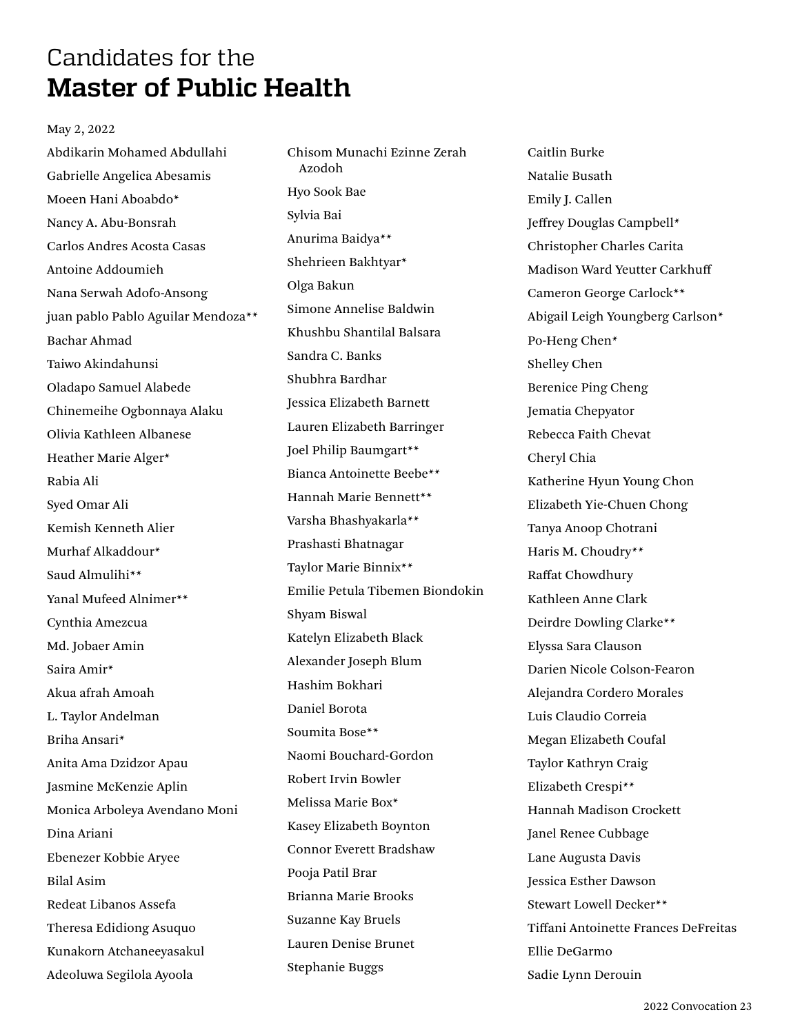Candidates for the

# Master of Public Health

May 2, 2022

Abdikarin Mohamed Abdullahi

Gabrielle Angelica Abesamis

Moeen Hani Aboabdo*

Nancy A. Abu-Bonsrah

Carlos Andres Acosta Casas

Antoine Addoumieh

Nana Serwah Adofo-Ansong

juan pablo Pablo Aguilar Mendoza**

Bachar Ahmad

Taiwo Akindahunsi

Oladapo Samuel Alabede

Chinemeihe Ogbonnaya Alaku

Olivia Kathleen Albanese

Heather Marie Alger*

Rabia Ali

Syed Omar Ali

Kemish Kenneth Alier

Murhaf Alkaddour*

Saud Almulihi**

Yanal Mufeed Alnimer**

Cynthia Amezcua

Md. Jobaer Amin

Saira Amir*

Akua afrah Amoah

L. Taylor Andelman

Briha Ansari*

Anita Ama Dzidzor Apau

Jasmine McKenzie Aplin

Monica Arboleya Avendano Moni

Dina Ariani

Ebenezer Kobbie Aryee

Bilal Asim

Redeat Libanos Assefa

Theresa Edidiong Asuquo

Kunakorn Atchaneeyasakul

Adeoluwa Segilola Ayoola

Chisom Munachi Ezinne Zerah Azodoh

Hyo Sook Bae

Sylvia Bai

Anurima Baidya**

Shehrieen Bakhtyar*

Olga Bakun

Simone Annelise Baldwin

Khushbu Shantilal Balsara

Sandra C. Banks

Shubhra Bardhar

Jessica Elizabeth Barnett

Lauren Elizabeth Barringer

Joel Philip Baumgart**

Bianca Antoinette Beebe**

Hannah Marie Bennett**

Varsha Bhashyakarla**

Prashasti Bhatnagar

Taylor Marie Binnix**

Emilie Petula Tibemen Biondokin

Shyam Biswal

Katelyn Elizabeth Black

Alexander Joseph Blum

Hashim Bokhari

Daniel Borota

Soumita Bose**

Naomi Bouchard-Gordon

Robert Irvin Bowler

Melissa Marie Box*

Kasey Elizabeth Boynton

Connor Everett Bradshaw

Pooja Patil Brar

Brianna Marie Brooks

Suzanne Kay Bruels

Lauren Denise Brunet

Stephanie Buggs

Caitlin Burke

Natalie Busath

Emily J. Callen

Jeffrey Douglas Campbell*

Christopher Charles Carita

Madison Ward Yeutter Carkhuff

Cameron George Carlock**

Abigail Leigh Youngberg Carlson*

Po-Heng Chen*

Shelley Chen

Berenice Ping Cheng

Jematia Chepyator

Rebecca Faith Chevat

Cheryl Chia

Katherine Hyun Young Chon

Elizabeth Yie-Chuen Chong

Tanya Anoop Chotrani

Haris M. Choudry**

Raffat Chowdhury

Kathleen Anne Clark

Deirdre Dowling Clarke**

Elyssa Sara Clauson

Darien Nicole Colson-Fearon

Alejandra Cordero Morales

Luis Claudio Correia

Megan Elizabeth Coufal

Taylor Kathryn Craig

Elizabeth Crespi**

Hannah Madison Crockett

Janel Renee Cubbage

Lane Augusta Davis

Jessica Esther Dawson

Stewart Lowell Decker**

Tiffani Antoinette Frances DeFreitas

Ellie DeGarmo

Sadie Lynn Derouin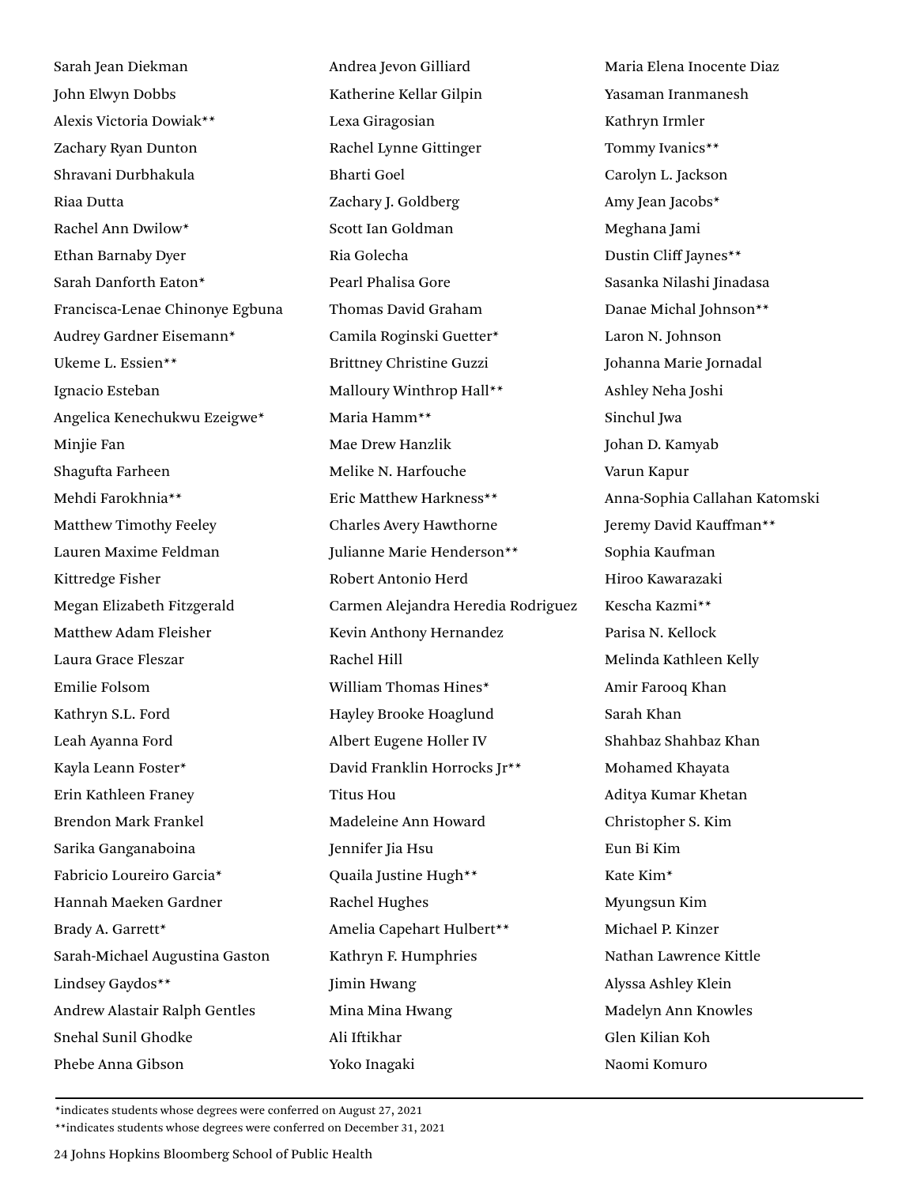Sarah Jean Diekman
John Elwyn Dobbs
Alexis Victoria Dowiak**
Zachary Ryan Dunton
Shravani Durbhakula
Riaa Dutta
Rachel Ann Dwilow*
Ethan Barnaby Dyer
Sarah Danforth Eaton*
Francisca-Lenae Chinonye Egbuna
Audrey Gardner Eisemann*
Ukeme L. Essien**
Ignacio Esteban
Angelica Kenechukwu Ezeigwe*
Minjie Fan
Shagufta Farheen
Mehdi Farokhnia**
Matthew Timothy Feeley
Lauren Maxime Feldman
Kittredge Fisher
Megan Elizabeth Fitzgerald
Matthew Adam Fleisher
Laura Grace Fleszar
Emilie Folsom
Kathryn S.L. Ford
Leah Ayanna Ford
Kayla Leann Foster*
Erin Kathleen Franey
Brendon Mark Frankel
Sarika Ganganaboina
Fabricio Loureiro Garcia*
Hannah Maeken Gardner
Brady A. Garrett*
Sarah-Michael Augustina Gaston
Lindsey Gaydos**
Andrew Alastair Ralph Gentles
Snehal Sunil Ghodke
Phebe Anna Gibson
Andrea Jevon Gilliard
Katherine Kellar Gilpin
Lexa Giragosian
Rachel Lynne Gittinger
Bharti Goel
Zachary J. Goldberg
Scott Ian Goldman
Ria Golecha
Pearl Phalisa Gore
Thomas David Graham
Camila Roginski Guetter*
Brittney Christine Guzzi
Malloury Winthrop Hall**
Maria Hamm**
Mae Drew Hanzlik
Melike N. Harfouche
Eric Matthew Harkness**
Charles Avery Hawthorne
Julianne Marie Henderson**
Robert Antonio Herd
Carmen Alejandra Heredia Rodriguez
Kevin Anthony Hernandez
Rachel Hill
William Thomas Hines*
Hayley Brooke Hoaglund
Albert Eugene Holler IV
David Franklin Horrocks Jr**
Titus Hou
Madeleine Ann Howard
Jennifer Jia Hsu
Quaila Justine Hugh**
Rachel Hughes
Amelia Capehart Hulbert**
Kathryn F. Humphries
Jimin Hwang
Mina Mina Hwang
Ali Iftikhar
Yoko Inagaki
Maria Elena Inocente Diaz
Yasaman Iranmanesh
Kathryn Irmler
Tommy Ivanics**
Carolyn L. Jackson
Amy Jean Jacobs*
Meghana Jami
Dustin Cliff Jaynes**
Sasanka Nilashi Jinadasa
Danae Michal Johnson**
Laron N. Johnson
Johanna Marie Jornadal
Ashley Neha Joshi
Sinchul Jwa
Johan D. Kamyab
Varun Kapur
Anna-Sophia Callahan Katomski
Jeremy David Kauffman**
Sophia Kaufman
Hiroo Kawarazaki
Kescha Kazmi**
Parisa N. Kellock
Melinda Kathleen Kelly
Amir Farooq Khan
Sarah Khan
Shahbaz Shahbaz Khan
Mohamed Khayata
Aditya Kumar Khetan
Christopher S. Kim
Eun Bi Kim
Kate Kim*
Myungsun Kim
Michael P. Kinzer
Nathan Lawrence Kittle
Alyssa Ashley Klein
Madelyn Ann Knowles
Glen Kilian Koh
Naomi Komuro

---

*indicates students whose degrees were conferred on August 27, 2021
**indicates students whose degrees were conferred on December 31, 2021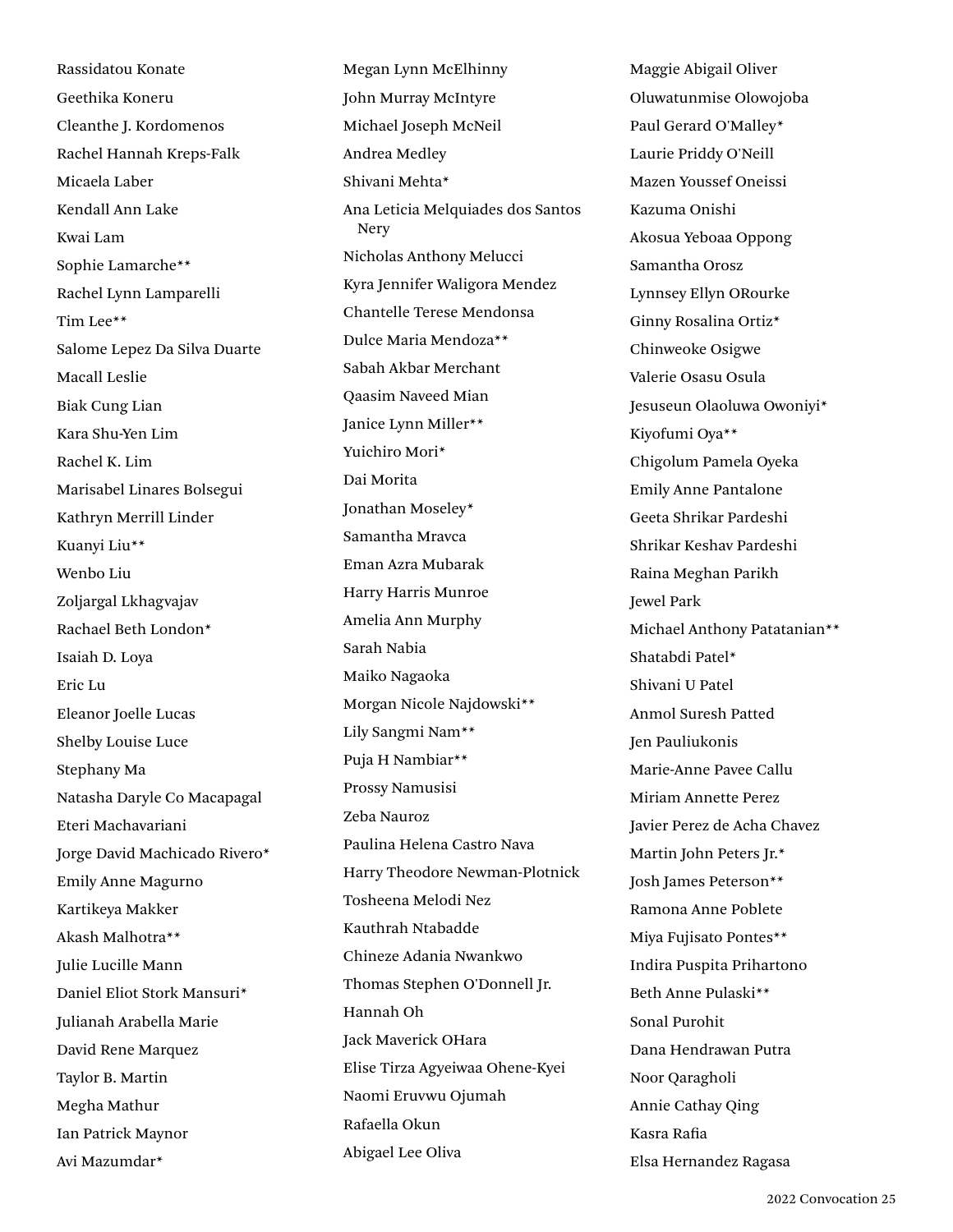Rassidatou Konate
Geethika Koneru
Cleanthe J. Kordomenos
Rachel Hannah Kreps-Falk
Micaela Laber
Kendall Ann Lake
Kwai Lam
Sophie Lamarche**
Rachel Lynn Lamparelli
Tim Lee**
Salome Lepez Da Silva Duarte
Macall Leslie
Biak Cung Lian
Kara Shu-Yen Lim
Rachel K. Lim
Marisabel Linares Bolsegui
Kathryn Merrill Linder
Kuanyi Liu**
Wenbo Liu
Zoljargal Lkhagvajav
Rachael Beth London*
Isaiah D. Loya
Eric Lu
Eleanor Joelle Lucas
Shelby Louise Luce
Stephany Ma
Natasha Daryle Co Macapagal
Eteri Machavariani
Jorge David Machicado Rivero*
Emily Anne Magurno
Kartikeya Makker
Akash Malhotra**
Julie Lucille Mann
Daniel Eliot Stork Mansuri*
Julianah Arabella Marie
David Rene Marquez
Taylor B. Martin
Megha Mathur
Ian Patrick Maynor
Avi Mazumdar*
Megan Lynn McElhinny
John Murray McIntyre
Michael Joseph McNeil
Andrea Medley
Shivani Mehta*
Ana Leticia Melquiades dos Santos Nery
Nicholas Anthony Melucci
Kyra Jennifer Waligora Mendez
Chantelle Terese Mendonsa
Dulce Maria Mendoza**
Sabah Akbar Merchant
Qaasim Naveed Mian
Janice Lynn Miller**
Yuichiro Mori*
Dai Morita
Jonathan Moseley*
Samantha Mravca
Eman Azra Mubarak
Harry Harris Munroe
Amelia Ann Murphy
Sarah Nabia
Maiko Nagaoka
Morgan Nicole Najdowski**
Lily Sangmi Nam**
Puja H Nambiar**
Prossy Namusisi
Zeba Nauroz
Paulina Helena Castro Nava
Harry Theodore Newman-Plotnick
Tosheena Melodi Nez
Kauthrah Ntabadde
Chineze Adania Nwankwo
Thomas Stephen O'Donnell Jr.
Hannah Oh
Jack Maverick OHara
Elise Tirza Agyeiwaa Ohene-Kyei
Naomi Eruvwu Ojumah
Rafaella Okun
Abigael Lee Oliva
Maggie Abigail Oliver
Oluwatunmise Olowojoba
Paul Gerard O'Malley*
Laurie Priddy O'Neill
Mazen Youssef Oneissi
Kazuma Onishi
Akosua Yeboaa Oppong
Samantha Orosz
Lynnsey Ellyn ORourke
Ginny Rosalina Ortiz*
Chinweoke Osigwe
Valerie Osasu Osula
Jesuseun Olaoluwa Owoniyi*
Kiyofumi Oya**
Chigolum Pamela Oyeka
Emily Anne Pantalone
Geeta Shrikar Pardeshi
Shrikar Keshav Pardeshi
Raina Meghan Parikh
Jewel Park
Michael Anthony Patatanian**
Shatabdi Patel*
Shivani U Patel
Anmol Suresh Patted
Jen Pauliukonis
Marie-Anne Pavee Callu
Miriam Annette Perez
Javier Perez de Acha Chavez
Martin John Peters Jr.*
Josh James Peterson**
Ramona Anne Poblete
Miya Fujisato Pontes**
Indira Puspita Prihartono
Beth Anne Pulaski**
Sonal Purohit
Dana Hendrawan Putra
Noor Qaragholi
Annie Cathay Qing
Kasra Rafia
Elsa Hernandez Ragasa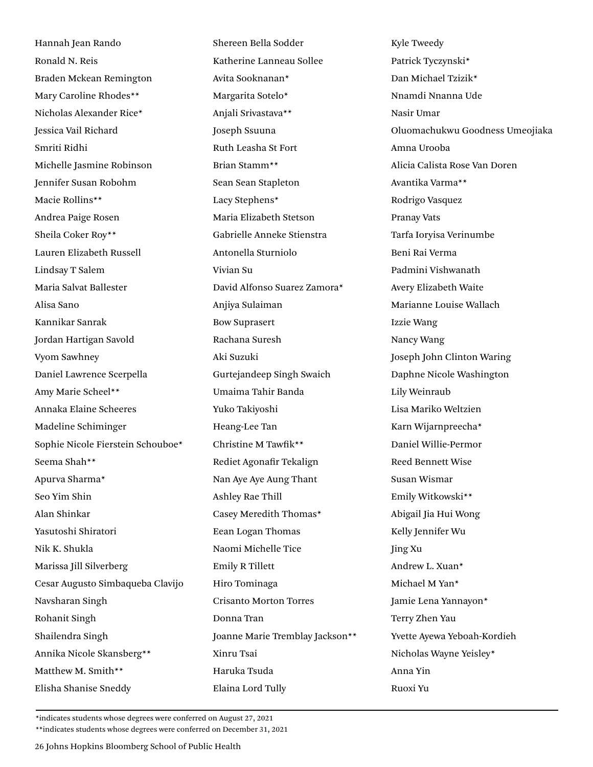Hannah Jean Rando  
Ronald N. Reis  
Braden Mckean Remington  
Mary Caroline Rhodes**  
Nicholas Alexander Rice*  
Jessica Vail Richard  
Smriti Ridhi  
Michelle Jasmine Robinson  
Jennifer Susan Robohm  
Macie Rollins**  
Andrea Paige Rosen  
Sheila Coker Roy**  
Lauren Elizabeth Russell  
Lindsay T Salem  
Maria Salvat Ballester  
Alisa Sano  
Kannikar Sanrak  
Jordan Hartigan Savold  
Vyom Sawhney  
Daniel Lawrence Scerpella  
Amy Marie Scheel**  
Annaka Elaine Scheeres  
Madeline Schiminger  
Sophie Nicole Fierstein Schouboe*  
Seema Shah**  
Apurva Sharma*  
Seo Yim Shin  
Alan Shinkar  
Yasutoshi Shiratori  
Nik K. Shukla  
Marissa Jill Silverberg  
Cesar Augusto Simbaqueba Clavijo  
Navsharan Singh  
Rohanit Singh  
Shailendra Singh  
Annika Nicole Skansberg**  
Matthew M. Smith**  
Elisha Shanise Sneddy  
Shereen Bella Sodder  
Katherine Lanneau Sollee  
Avita Sooknanan*  
Margarita Sotelo*  
Anjali Srivastava**  
Joseph Ssuuna  
Ruth Leasha St Fort  
Brian Stamm**  
Sean Sean Stapleton  
Lacy Stephens*  
Maria Elizabeth Stetson  
Gabrielle Anneke Stienstra  
Antonella Sturniolo  
Vivian Su  
David Alfonso Suarez Zamora*  
Anjiya Sulaiman  
Bow Suprasert  
Rachana Suresh  
Aki Suzuki  
Gurtejandeep Singh Swaich  
Umaima Tahir Banda  
Yuko Takiyoshi  
Heang-Lee Tan  
Christine M Tawfik**  
Rediet Agonafir Tekalign  
Nan Aye Aye Aung Thant  
Ashley Rae Thill  
Casey Meredith Thomas*  
Eean Logan Thomas  
Naomi Michelle Tice  
Emily R Tillett  
Hiro Tominaga  
Crisanto Morton Torres  
Donna Tran  
Joanne Marie Tremblay Jackson**  
Xinru Tsai  
Haruka Tsuda  
Elaina Lord Tully  
Kyle Tweedy  
Patrick Tyczynski*  
Dan Michael Tzizik*  
Nnamdi Nnanna Ude  
Nasir Umar  
Oluomachukwu Goodness Umeojiaka  
Amna Urooba  
Alicia Calista Rose Van Doren  
Avantika Varma**  
Rodrigo Vasquez  
Pranay Vats  
Tarfa Ioryisa Verinumbe  
Beni Rai Verma  
Padmini Vishwanath  
Avery Elizabeth Waite  
Marianne Louise Wallach  
Izzie Wang  
Nancy Wang  
Joseph John Clinton Waring  
Daphne Nicole Washington  
Lily Weinraub  
Lisa Mariko Weltzien  
Karn Wijarnpreecha*  
Daniel Willie-Permor  
Reed Bennett Wise  
Susan Wismar  
Emily Witkowski**  
Abigail Jia Hui Wong  
Kelly Jennifer Wu  
Jing Xu  
Andrew L. Xuan*  
Michael M Yan*  
Jamie Lena Yannayon*  
Terry Zhen Yau  
Yvette Ayewa Yeboah-Kordieh  
Nicholas Wayne Yeisley*  
Anna Yin  
Ruoxi Yu

---

*indicates students whose degrees were conferred on August 27, 2021  
**indicates students whose degrees were conferred on December 31, 2021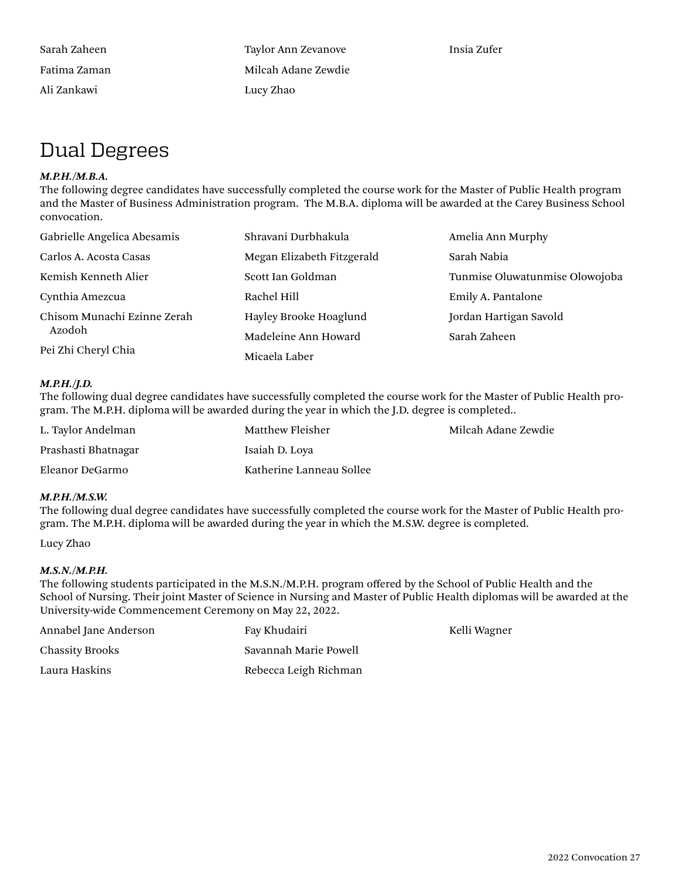Sarah Zaheen

Fatima Zaman

Ali Zankawi

Taylor Ann Zevanove

Milcah Adane Zewdie

Lucy Zhao

Insia Zufer

# Dual Degrees

***M.P.H./M.B.A.***

The following degree candidates have successfully completed the course work for the Master of Public Health program and the Master of Business Administration program. The M.B.A. diploma will be awarded at the Carey Business School convocation.

Gabrielle Angelica Abesamis

Carlos A. Acosta Casas

Kemish Kenneth Alier

Cynthia Amezcua

Chisom Munachi Ezinne Zerah Azodoh

Pei Zhi Cheryl Chia

Shravani Durbhakula

Megan Elizabeth Fitzgerald

Scott Ian Goldman

Rachel Hill

Hayley Brooke Hoaglund

Madeleine Ann Howard

Micaela Laber

Amelia Ann Murphy

Sarah Nabia

Tunmise Oluwatunmise Olowojoba

Emily A. Pantalone

Jordan Hartigan Savold

Sarah Zaheen

***M.P.H./J.D.***

The following dual degree candidates have successfully completed the course work for the Master of Public Health program. The M.P.H. diploma will be awarded during the year in which the J.D. degree is completed..

L. Taylor Andelman

Prashasti Bhatnagar

Eleanor DeGarmo

Matthew Fleisher

Isaiah D. Loya

Katherine Lanneau Sollee

Milcah Adane Zewdie

***M.P.H./M.S.W.***

The following dual degree candidates have successfully completed the course work for the Master of Public Health program. The M.P.H. diploma will be awarded during the year in which the M.S.W. degree is completed.

Lucy Zhao

***M.S.N./M.P.H.***

The following students participated in the M.S.N./M.P.H. program offered by the School of Public Health and the School of Nursing. Their joint Master of Science in Nursing and Master of Public Health diplomas will be awarded at the University-wide Commencement Ceremony on May 22, 2022.

Annabel Jane Anderson

Chassity Brooks

Laura Haskins

Fay Khudairi

Savannah Marie Powell

Rebecca Leigh Richman

Kelli Wagner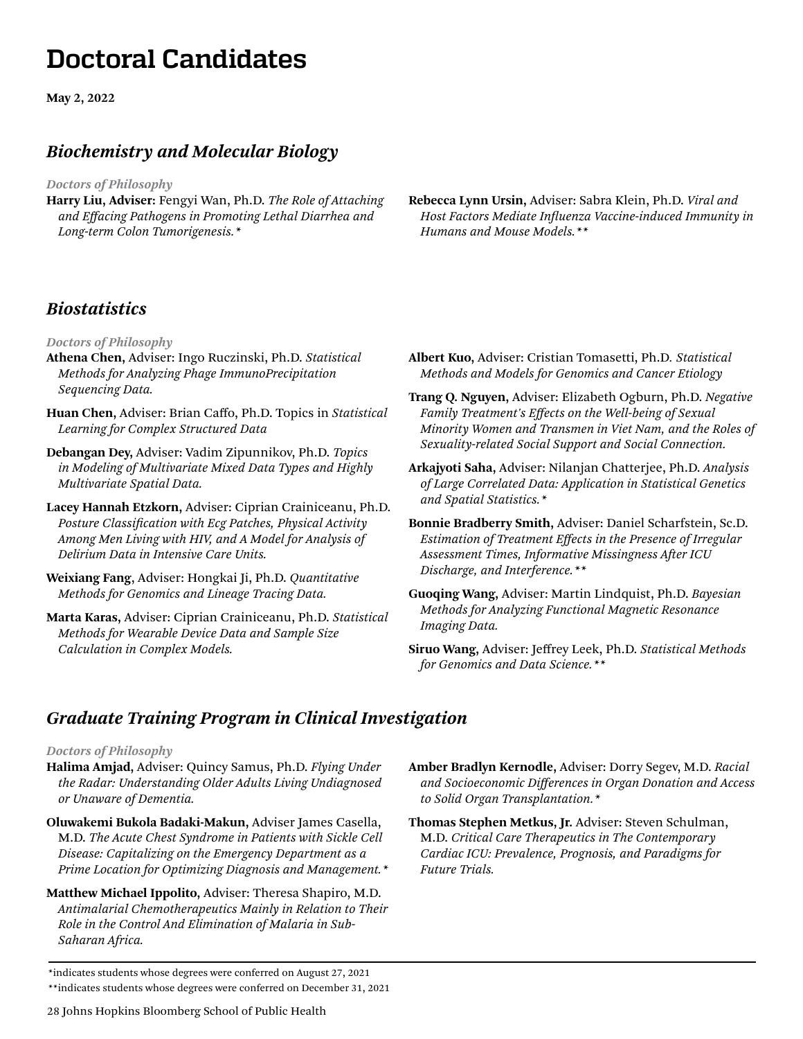# Doctoral Candidates

**May 2, 2022**

## *Biochemistry and Molecular Biology*

*Doctors of Philosophy*

**Harry Liu, Adviser:** Fengyi Wan, Ph.D. *The Role of Attaching and Effacing Pathogens in Promoting Lethal Diarrhea and Long-term Colon Tumorigenesis.**

**Rebecca Lynn Ursin,** Adviser: Sabra Klein, Ph.D. *Viral and Host Factors Mediate Influenza Vaccine-induced Immunity in Humans and Mouse Models.***

## *Biostatistics*

*Doctors of Philosophy*

**Athena Chen,** Adviser: Ingo Ruczinski, Ph.D. *Statistical Methods for Analyzing Phage ImmunoPrecipitation Sequencing Data.*

**Huan Chen,** Adviser: Brian Caffo, Ph.D. Topics in *Statistical Learning for Complex Structured Data*

**Debangan Dey,** Adviser: Vadim Zipunnikov, Ph.D. *Topics in Modeling of Multivariate Mixed Data Types and Highly Multivariate Spatial Data.*

**Lacey Hannah Etzkorn,** Adviser: Ciprian Crainiceanu, Ph.D. *Posture Classification with Ecg Patches, Physical Activity Among Men Living with HIV, and A Model for Analysis of Delirium Data in Intensive Care Units.*

**Weixiang Fang**, Adviser: Hongkai Ji, Ph.D. *Quantitative Methods for Genomics and Lineage Tracing Data.*

**Marta Karas,** Adviser: Ciprian Crainiceanu, Ph.D. *Statistical Methods for Wearable Device Data and Sample Size Calculation in Complex Models.*

**Albert Kuo,** Adviser: Cristian Tomasetti, Ph.D. *Statistical Methods and Models for Genomics and Cancer Etiology*

**Trang Q. Nguyen,** Adviser: Elizabeth Ogburn, Ph.D. *Negative Family Treatment's Effects on the Well-being of Sexual Minority Women and Transmen in Viet Nam, and the Roles of Sexuality-related Social Support and Social Connection.*

**Arkajyoti Saha,** Adviser: Nilanjan Chatterjee, Ph.D. *Analysis of Large Correlated Data: Application in Statistical Genetics and Spatial Statistics.**

**Bonnie Bradberry Smith,** Adviser: Daniel Scharfstein, Sc.D. *Estimation of Treatment Effects in the Presence of Irregular Assessment Times, Informative Missingness After ICU Discharge, and Interference.***

**Guoqing Wang,** Adviser: Martin Lindquist, Ph.D. *Bayesian Methods for Analyzing Functional Magnetic Resonance Imaging Data.*

**Siruo Wang,** Adviser: Jeffrey Leek, Ph.D. *Statistical Methods for Genomics and Data Science.***

## *Graduate Training Program in Clinical Investigation*

*Doctors of Philosophy*

**Halima Amjad,** Adviser: Quincy Samus, Ph.D. *Flying Under the Radar: Understanding Older Adults Living Undiagnosed or Unaware of Dementia.*

**Oluwakemi Bukola Badaki-Makun,** Adviser James Casella, M.D. *The Acute Chest Syndrome in Patients with Sickle Cell Disease: Capitalizing on the Emergency Department as a Prime Location for Optimizing Diagnosis and Management.**

**Matthew Michael Ippolito,** Adviser: Theresa Shapiro, M.D. *Antimalarial Chemotherapeutics Mainly in Relation to Their Role in the Control And Elimination of Malaria in Sub-Saharan Africa.*

**Amber Bradlyn Kernodle,** Adviser: Dorry Segev, M.D. *Racial and Socioeconomic Differences in Organ Donation and Access to Solid Organ Transplantation.**

**Thomas Stephen Metkus, Jr.** Adviser: Steven Schulman, M.D. *Critical Care Therapeutics in The Contemporary Cardiac ICU: Prevalence, Prognosis, and Paradigms for Future Trials.*

---

*indicates students whose degrees were conferred on August 27, 2021

**indicates students whose degrees were conferred on December 31, 2021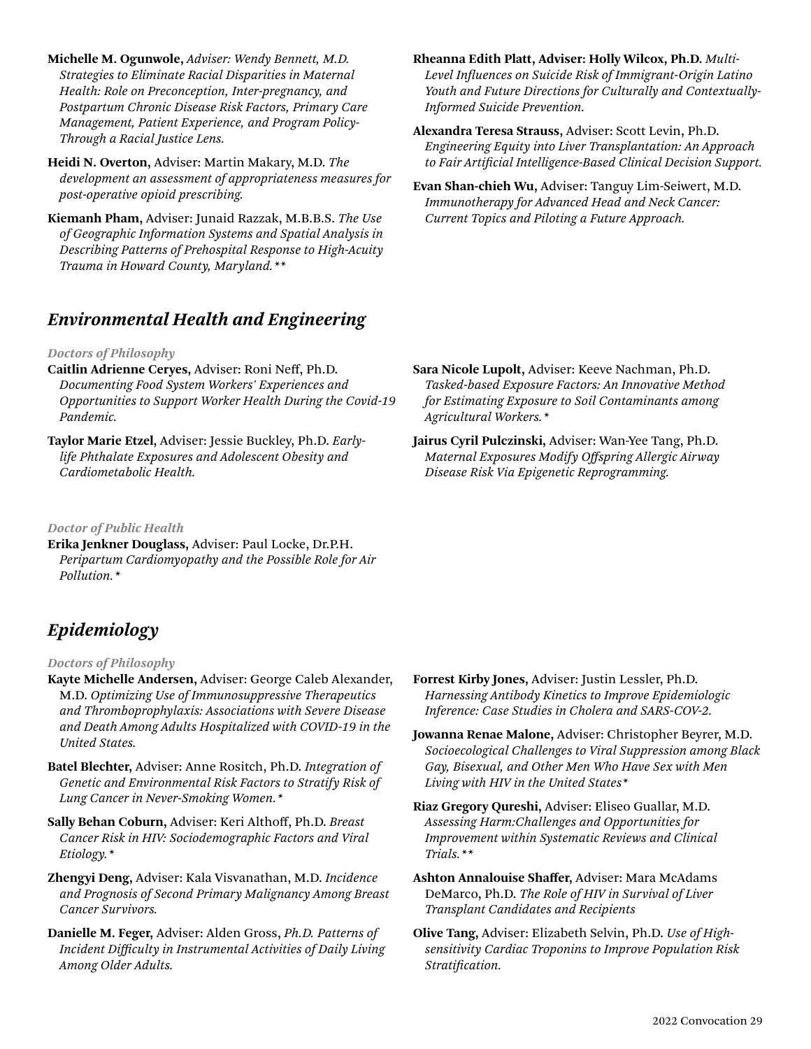**Michelle M. Ogunwole,** *Adviser: Wendy Bennett, M.D. Strategies to Eliminate Racial Disparities in Maternal Health: Role on Preconception, Inter-pregnancy, and Postpartum Chronic Disease Risk Factors, Primary Care Management, Patient Experience, and Program Policy-Through a Racial Justice Lens.*

**Heidi N. Overton,** Adviser: Martin Makary, M.D. *The development an assessment of appropriateness measures for post-operative opioid prescribing.*

**Kiemanh Pham,** Adviser: Junaid Razzak, M.B.B.S. *The Use of Geographic Information Systems and Spatial Analysis in Describing Patterns of Prehospital Response to High-Acuity Trauma in Howard County, Maryland.\*\**

**Rheanna Edith Platt, Adviser: Holly Wilcox, Ph.D.** *Multi-Level Influences on Suicide Risk of Immigrant-Origin Latino Youth and Future Directions for Culturally and Contextually-Informed Suicide Prevention.*

**Alexandra Teresa Strauss,** Adviser: Scott Levin, Ph.D. *Engineering Equity into Liver Transplantation: An Approach to Fair Artificial Intelligence-Based Clinical Decision Support.*

**Evan Shan-chieh Wu,** Adviser: Tanguy Lim-Seiwert, M.D. *Immunotherapy for Advanced Head and Neck Cancer: Current Topics and Piloting a Future Approach.*

## *Environmental Health and Engineering*

### *Doctors of Philosophy*

**Caitlin Adrienne Ceryes,** Adviser: Roni Neff, Ph.D. *Documenting Food System Workers' Experiences and Opportunities to Support Worker Health During the Covid-19 Pandemic.*

**Taylor Marie Etzel,** Adviser: Jessie Buckley, Ph.D. *Early-life Phthalate Exposures and Adolescent Obesity and Cardiometabolic Health.*

**Sara Nicole Lupolt,** Adviser: Keeve Nachman, Ph.D. *Tasked-based Exposure Factors: An Innovative Method for Estimating Exposure to Soil Contaminants among Agricultural Workers.\**

**Jairus Cyril Pulczinski,** Adviser: Wan-Yee Tang, Ph.D. *Maternal Exposures Modify Offspring Allergic Airway Disease Risk Via Epigenetic Reprogramming.*

### *Doctor of Public Health*

**Erika Jenkner Douglass,** Adviser: Paul Locke, Dr.P.H. *Peripartum Cardiomyopathy and the Possible Role for Air Pollution.\**

## *Epidemiology*

### *Doctors of Philosophy*

**Kayte Michelle Andersen,** Adviser: George Caleb Alexander, M.D. *Optimizing Use of Immunosuppressive Therapeutics and Thromboprophylaxis: Associations with Severe Disease and Death Among Adults Hospitalized with COVID-19 in the United States.*

**Batel Blechter,** Adviser: Anne Rositch, Ph.D. *Integration of Genetic and Environmental Risk Factors to Stratify Risk of Lung Cancer in Never-Smoking Women.\**

**Sally Behan Coburn,** Adviser: Keri Althoff, Ph.D. *Breast Cancer Risk in HIV: Sociodemographic Factors and Viral Etiology.\**

**Zhengyi Deng,** Adviser: Kala Visvanathan, M.D. *Incidence and Prognosis of Second Primary Malignancy Among Breast Cancer Survivors.*

**Danielle M. Feger,** Adviser: Alden Gross, *Ph.D. Patterns of Incident Difficulty in Instrumental Activities of Daily Living Among Older Adults.*

**Forrest Kirby Jones,** Adviser: Justin Lessler, Ph.D. *Harnessing Antibody Kinetics to Improve Epidemiologic Inference: Case Studies in Cholera and SARS-COV-2.*

**Jowanna Renae Malone,** Adviser: Christopher Beyrer, M.D. *Socioecological Challenges to Viral Suppression among Black Gay, Bisexual, and Other Men Who Have Sex with Men Living with HIV in the United States\**

**Riaz Gregory Qureshi,** Adviser: Eliseo Guallar, M.D. *Assessing Harm:Challenges and Opportunities for Improvement within Systematic Reviews and Clinical Trials.\*\**

**Ashton Annalouise Shaffer,** Adviser: Mara McAdams DeMarco, Ph.D. *The Role of HIV in Survival of Liver Transplant Candidates and Recipients*

**Olive Tang,** Adviser: Elizabeth Selvin, Ph.D. *Use of High-sensitivity Cardiac Troponins to Improve Population Risk Stratification.*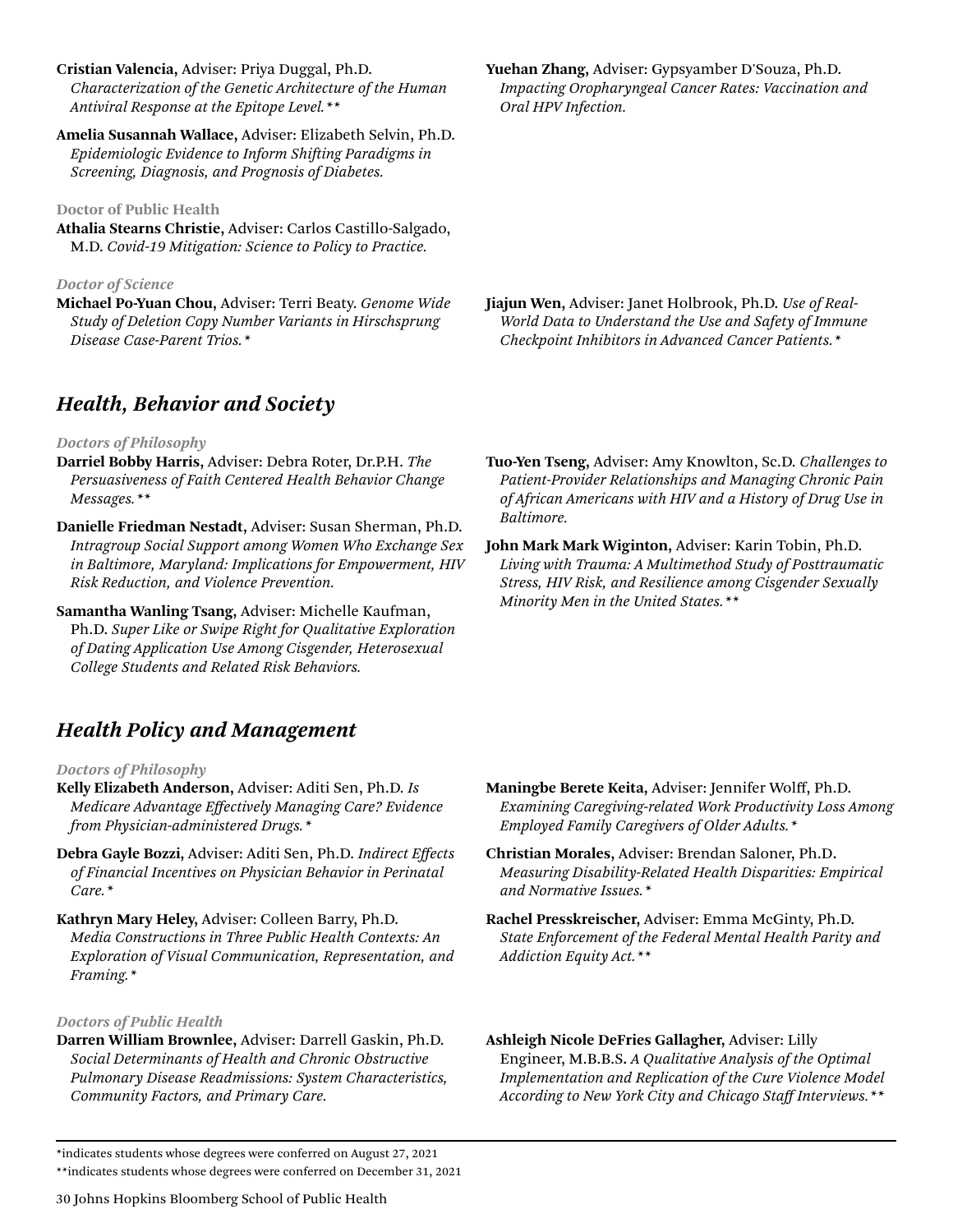**Cristian Valencia,** Adviser: Priya Duggal, Ph.D. *Characterization of the Genetic Architecture of the Human Antiviral Response at the Epitope Level.***

**Amelia Susannah Wallace,** Adviser: Elizabeth Selvin, Ph.D. *Epidemiologic Evidence to Inform Shifting Paradigms in Screening, Diagnosis, and Prognosis of Diabetes.*

**Yuehan Zhang,** Adviser: Gypsyamber D'Souza, Ph.D. *Impacting Oropharyngeal Cancer Rates: Vaccination and Oral HPV Infection.*

#### Doctor of Public Health

**Athalia Stearns Christie,** Adviser: Carlos Castillo-Salgado, M.D. *Covid-19 Mitigation: Science to Policy to Practice.*

#### *Doctor of Science*

**Michael Po-Yuan Chou,** Adviser: Terri Beaty. *Genome Wide Study of Deletion Copy Number Variants in Hirschsprung Disease Case-Parent Trios.**

**Jiajun Wen,** Adviser: Janet Holbrook, Ph.D. *Use of Real-World Data to Understand the Use and Safety of Immune Checkpoint Inhibitors in Advanced Cancer Patients.**

## *Health, Behavior and Society*

#### *Doctors of Philosophy*

**Darriel Bobby Harris,** Adviser: Debra Roter, Dr.P.H. *The Persuasiveness of Faith Centered Health Behavior Change Messages.***

**Danielle Friedman Nestadt,** Adviser: Susan Sherman, Ph.D. *Intragroup Social Support among Women Who Exchange Sex in Baltimore, Maryland: Implications for Empowerment, HIV Risk Reduction, and Violence Prevention.*

**Samantha Wanling Tsang,** Adviser: Michelle Kaufman, Ph.D. *Super Like or Swipe Right for Qualitative Exploration of Dating Application Use Among Cisgender, Heterosexual College Students and Related Risk Behaviors.*

**Tuo-Yen Tseng,** Adviser: Amy Knowlton, Sc.D. *Challenges to Patient-Provider Relationships and Managing Chronic Pain of African Americans with HIV and a History of Drug Use in Baltimore.*

**John Mark Mark Wiginton,** Adviser: Karin Tobin, Ph.D. *Living with Trauma: A Multimethod Study of Posttraumatic Stress, HIV Risk, and Resilience among Cisgender Sexually Minority Men in the United States.***

## *Health Policy and Management*

#### *Doctors of Philosophy*

**Kelly Elizabeth Anderson,** Adviser: Aditi Sen, Ph.D. *Is Medicare Advantage Effectively Managing Care? Evidence from Physician-administered Drugs.**

**Debra Gayle Bozzi,** Adviser: Aditi Sen, Ph.D. *Indirect Effects of Financial Incentives on Physician Behavior in Perinatal Care.**

**Kathryn Mary Heley,** Adviser: Colleen Barry, Ph.D. *Media Constructions in Three Public Health Contexts: An Exploration of Visual Communication, Representation, and Framing.**

**Maningbe Berete Keita,** Adviser: Jennifer Wolff, Ph.D. *Examining Caregiving-related Work Productivity Loss Among Employed Family Caregivers of Older Adults.**

**Christian Morales,** Adviser: Brendan Saloner, Ph.D. *Measuring Disability-Related Health Disparities: Empirical and Normative Issues.**

**Rachel Presskreischer,** Adviser: Emma McGinty, Ph.D. *State Enforcement of the Federal Mental Health Parity and Addiction Equity Act.***

#### *Doctors of Public Health*

**Darren William Brownlee,** Adviser: Darrell Gaskin, Ph.D. *Social Determinants of Health and Chronic Obstructive Pulmonary Disease Readmissions: System Characteristics, Community Factors, and Primary Care.*

**Ashleigh Nicole DeFries Gallagher,** Adviser: Lilly Engineer, M.B.B.S. *A Qualitative Analysis of the Optimal Implementation and Replication of the Cure Violence Model According to New York City and Chicago Staff Interviews.***

---

*indicates students whose degrees were conferred on August 27, 2021

**indicates students whose degrees were conferred on December 31, 2021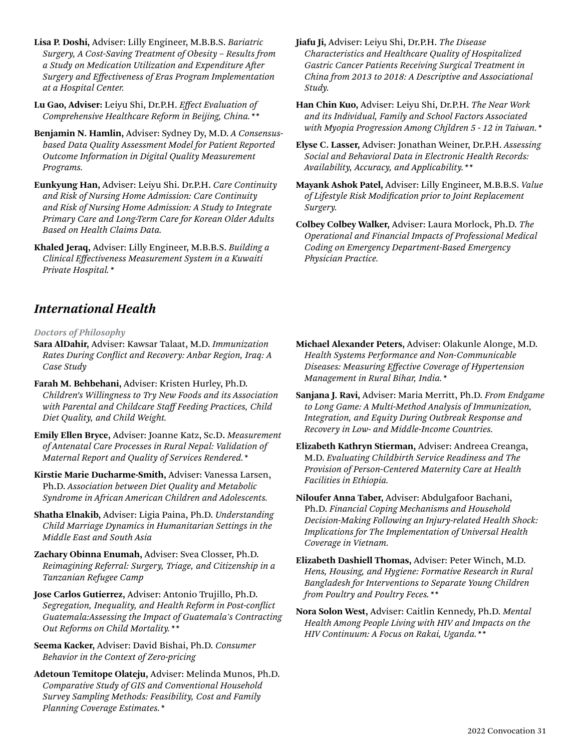**Lisa P. Doshi,** Adviser: Lilly Engineer, M.B.B.S. *Bariatric Surgery, A Cost-Saving Treatment of Obesity – Results from a Study on Medication Utilization and Expenditure After Surgery and Effectiveness of Eras Program Implementation at a Hospital Center.*

**Lu Gao, Adviser:** Leiyu Shi, Dr.P.H. *Effect Evaluation of Comprehensive Healthcare Reform in Beijing, China.***

**Benjamin N. Hamlin,** Adviser: Sydney Dy, M.D. *A Consensus-based Data Quality Assessment Model for Patient Reported Outcome Information in Digital Quality Measurement Programs.*

**Eunkyung Han,** Adviser: Leiyu Shi. Dr.P.H. *Care Continuity and Risk of Nursing Home Admission: Care Continuity and Risk of Nursing Home Admission: A Study to Integrate Primary Care and Long-Term Care for Korean Older Adults Based on Health Claims Data.*

**Khaled Jeraq,** Adviser: Lilly Engineer, M.B.B.S. *Building a Clinical Effectiveness Measurement System in a Kuwaiti Private Hospital.**

**Jiafu Ji,** Adviser: Leiyu Shi, Dr.P.H. *The Disease Characteristics and Healthcare Quality of Hospitalized Gastric Cancer Patients Receiving Surgical Treatment in China from 2013 to 2018: A Descriptive and Associational Study.*

**Han Chin Kuo,** Adviser: Leiyu Shi, Dr.P.H. *The Near Work and its Individual, Family and School Factors Associated with Myopia Progression Among Chjldren 5 - 12 in Taiwan.**

**Elyse C. Lasser,** Adviser: Jonathan Weiner, Dr.P.H. *Assessing Social and Behavioral Data in Electronic Health Records: Availability, Accuracy, and Applicability.***

**Mayank Ashok Patel,** Adviser: Lilly Engineer, M.B.B.S. *Value of Lifestyle Risk Modification prior to Joint Replacement Surgery.*

**Colbey Colbey Walker,** Adviser: Laura Morlock, Ph.D. *The Operational and Financial Impacts of Professional Medical Coding on Emergency Department-Based Emergency Physician Practice.*

## *International Health*

### *Doctors of Philosophy*

**Sara AlDahir,** Adviser: Kawsar Talaat, M.D. *Immunization Rates During Conflict and Recovery: Anbar Region, Iraq: A Case Study*

**Farah M. Behbehani,** Adviser: Kristen Hurley, Ph.D. *Children's Willingness to Try New Foods and its Association with Parental and Childcare Staff Feeding Practices, Child Diet Quality, and Child Weight.*

**Emily Ellen Bryce,** Adviser: Joanne Katz, Sc.D. *Measurement of Antenatal Care Processes in Rural Nepal: Validation of Maternal Report and Quality of Services Rendered.**

**Kirstie Marie Ducharme-Smith,** Adviser: Vanessa Larsen, Ph.D. *Association between Diet Quality and Metabolic Syndrome in African American Children and Adolescents.*

**Shatha Elnakib,** Adviser: Ligia Paina, Ph.D. *Understanding Child Marriage Dynamics in Humanitarian Settings in the Middle East and South Asia*

**Zachary Obinna Enumah,** Adviser: Svea Closser, Ph.D. *Reimagining Referral: Surgery, Triage, and Citizenship in a Tanzanian Refugee Camp*

**Jose Carlos Gutierrez,** Adviser: Antonio Trujillo, Ph.D. *Segregation, Inequality, and Health Reform in Post-conflict Guatemala:Assessing the Impact of Guatemala's Contracting Out Reforms on Child Mortality.***

**Seema Kacker,** Adviser: David Bishai, Ph.D. *Consumer Behavior in the Context of Zero-pricing*

**Adetoun Temitope Olateju,** Adviser: Melinda Munos, Ph.D. *Comparative Study of GIS and Conventional Household Survey Sampling Methods: Feasibility, Cost and Family Planning Coverage Estimates.**

**Michael Alexander Peters,** Adviser: Olakunle Alonge, M.D. *Health Systems Performance and Non-Communicable Diseases: Measuring Effective Coverage of Hypertension Management in Rural Bihar, India.**

**Sanjana J. Ravi,** Adviser: Maria Merritt, Ph.D. *From Endgame to Long Game: A Multi-Method Analysis of Immunization, Integration, and Equity During Outbreak Response and Recovery in Low- and Middle-Income Countries.*

**Elizabeth Kathryn Stierman,** Adviser: Andreea Creanga, M.D. *Evaluating Childbirth Service Readiness and The Provision of Person-Centered Maternity Care at Health Facilities in Ethiopia.*

**Niloufer Anna Taber,** Adviser: Abdulgafoor Bachani, Ph.D. *Financial Coping Mechanisms and Household Decision-Making Following an Injury-related Health Shock: Implications for The Implementation of Universal Health Coverage in Vietnam.*

**Elizabeth Dashiell Thomas,** Adviser: Peter Winch, M.D. *Hens, Housing, and Hygiene: Formative Research in Rural Bangladesh for Interventions to Separate Young Children from Poultry and Poultry Feces.***

**Nora Solon West,** Adviser: Caitlin Kennedy, Ph.D. *Mental Health Among People Living with HIV and Impacts on the HIV Continuum: A Focus on Rakai, Uganda.***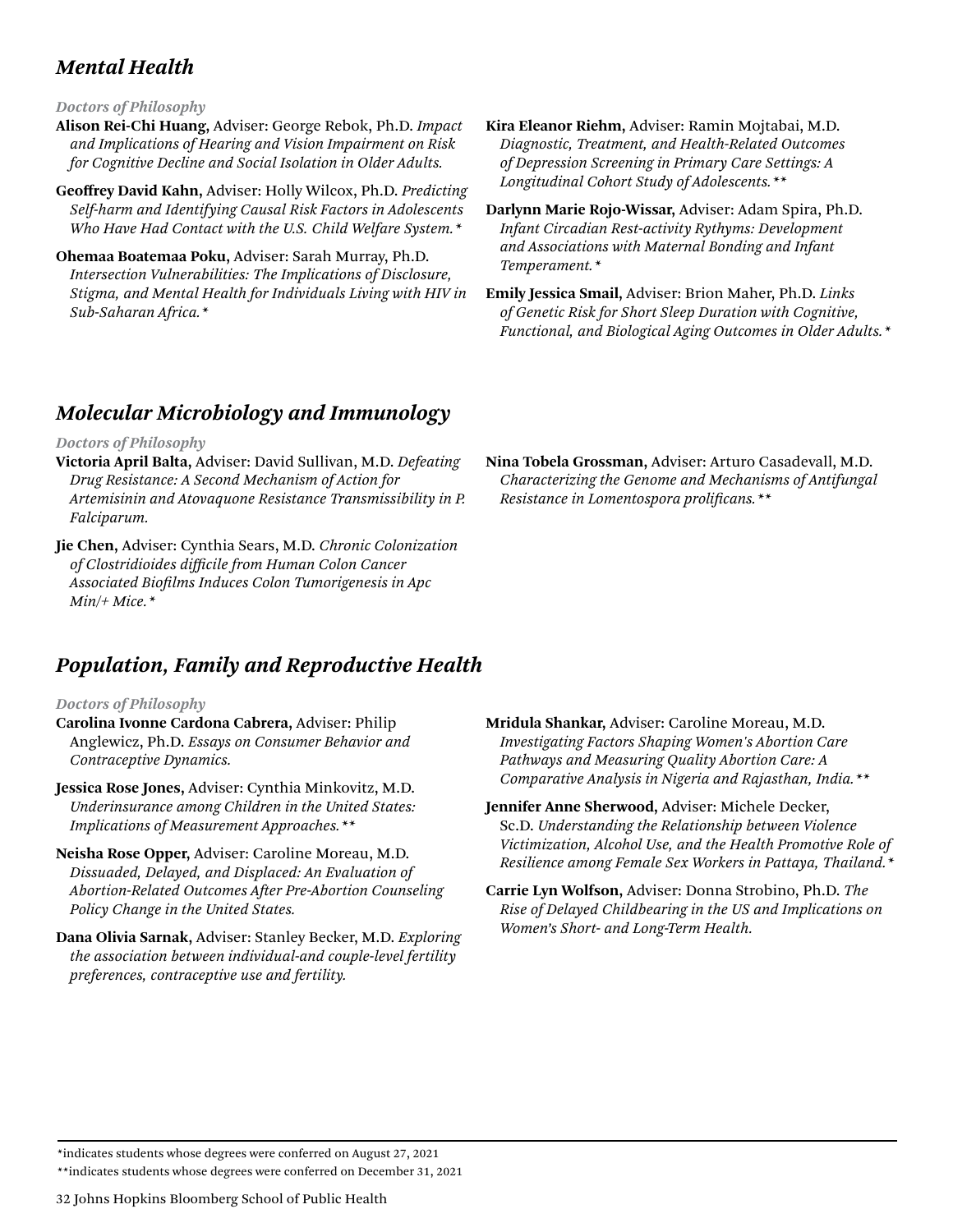## *Mental Health*

*Doctors of Philosophy*

**Alison Rei-Chi Huang,** Adviser: George Rebok, Ph.D. *Impact and Implications of Hearing and Vision Impairment on Risk for Cognitive Decline and Social Isolation in Older Adults.*

**Geoffrey David Kahn,** Adviser: Holly Wilcox, Ph.D. *Predicting Self-harm and Identifying Causal Risk Factors in Adolescents Who Have Had Contact with the U.S. Child Welfare System.**

**Ohemaa Boatemaa Poku,** Adviser: Sarah Murray, Ph.D. *Intersection Vulnerabilities: The Implications of Disclosure, Stigma, and Mental Health for Individuals Living with HIV in Sub-Saharan Africa.**

**Kira Eleanor Riehm,** Adviser: Ramin Mojtabai, M.D. *Diagnostic, Treatment, and Health-Related Outcomes of Depression Screening in Primary Care Settings: A Longitudinal Cohort Study of Adolescents.***

**Darlynn Marie Rojo-Wissar,** Adviser: Adam Spira, Ph.D. *Infant Circadian Rest-activity Rythyms: Development and Associations with Maternal Bonding and Infant Temperament.**

**Emily Jessica Smail,** Adviser: Brion Maher, Ph.D. *Links of Genetic Risk for Short Sleep Duration with Cognitive, Functional, and Biological Aging Outcomes in Older Adults.**

## *Molecular Microbiology and Immunology*

*Doctors of Philosophy*

**Victoria April Balta,** Adviser: David Sullivan, M.D. *Defeating Drug Resistance: A Second Mechanism of Action for Artemisinin and Atovaquone Resistance Transmissibility in P. Falciparum.*

**Jie Chen,** Adviser: Cynthia Sears, M.D. *Chronic Colonization of Clostridioides difficile from Human Colon Cancer Associated Biofilms Induces Colon Tumorigenesis in Apc Min/+ Mice.**

**Nina Tobela Grossman,** Adviser: Arturo Casadevall, M.D. *Characterizing the Genome and Mechanisms of Antifungal Resistance in Lomentospora prolificans.***

## *Population, Family and Reproductive Health*

*Doctors of Philosophy*

**Carolina Ivonne Cardona Cabrera,** Adviser: Philip Anglewicz, Ph.D. *Essays on Consumer Behavior and Contraceptive Dynamics.*

**Jessica Rose Jones,** Adviser: Cynthia Minkovitz, M.D. *Underinsurance among Children in the United States: Implications of Measurement Approaches.***

**Neisha Rose Opper,** Adviser: Caroline Moreau, M.D. *Dissuaded, Delayed, and Displaced: An Evaluation of Abortion-Related Outcomes After Pre-Abortion Counseling Policy Change in the United States.*

**Dana Olivia Sarnak,** Adviser: Stanley Becker, M.D. *Exploring the association between individual-and couple-level fertility preferences, contraceptive use and fertility.*

**Mridula Shankar,** Adviser: Caroline Moreau, M.D. *Investigating Factors Shaping Women's Abortion Care Pathways and Measuring Quality Abortion Care: A Comparative Analysis in Nigeria and Rajasthan, India.***

**Jennifer Anne Sherwood,** Adviser: Michele Decker, Sc.D. *Understanding the Relationship between Violence Victimization, Alcohol Use, and the Health Promotive Role of Resilience among Female Sex Workers in Pattaya, Thailand.**

**Carrie Lyn Wolfson,** Adviser: Donna Strobino, Ph.D. *The Rise of Delayed Childbearing in the US and Implications on Women's Short- and Long-Term Health.*

*indicates students whose degrees were conferred on August 27, 2021

**indicates students whose degrees were conferred on December 31, 2021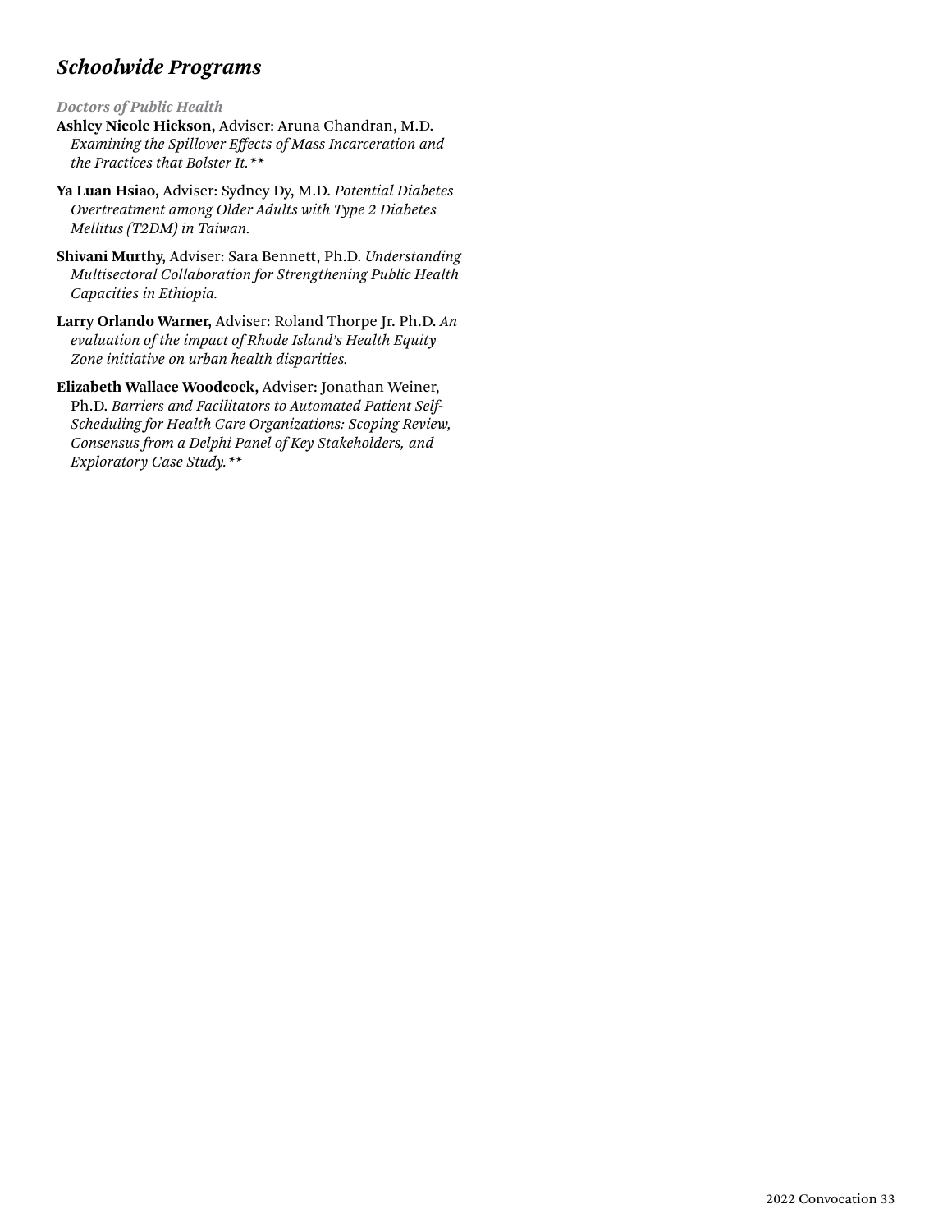## *Schoolwide Programs*

### *Doctors of Public Health*

**Ashley Nicole Hickson,** Adviser: Aruna Chandran, M.D. *Examining the Spillover Effects of Mass Incarceration and the Practices that Bolster It.***

**Ya Luan Hsiao,** Adviser: Sydney Dy, M.D. *Potential Diabetes Overtreatment among Older Adults with Type 2 Diabetes Mellitus (T2DM) in Taiwan.*

**Shivani Murthy,** Adviser: Sara Bennett, Ph.D. *Understanding Multisectoral Collaboration for Strengthening Public Health Capacities in Ethiopia.*

**Larry Orlando Warner,** Adviser: Roland Thorpe Jr. Ph.D. *An evaluation of the impact of Rhode Island's Health Equity Zone initiative on urban health disparities.*

**Elizabeth Wallace Woodcock,** Adviser: Jonathan Weiner, Ph.D. *Barriers and Facilitators to Automated Patient Self-Scheduling for Health Care Organizations: Scoping Review, Consensus from a Delphi Panel of Key Stakeholders, and Exploratory Case Study.***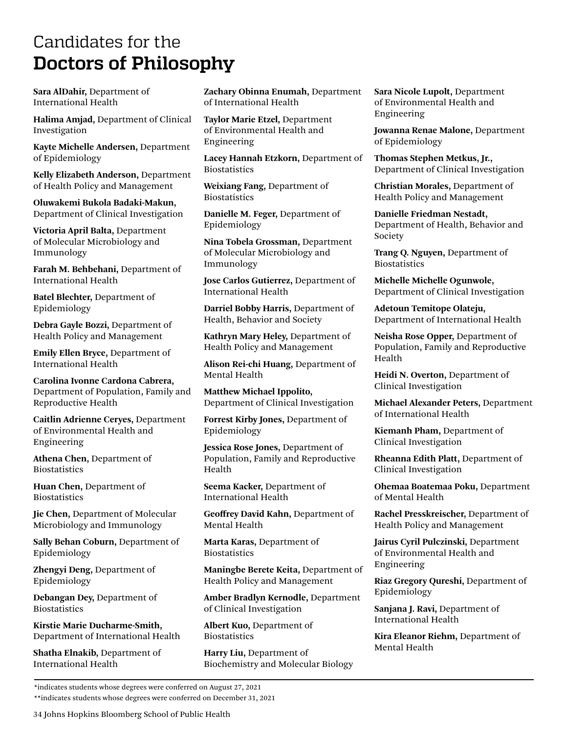# Candidates for the **Doctors of Philosophy**

**Sara AlDahir,** Department of International Health

**Halima Amjad,** Department of Clinical Investigation

**Kayte Michelle Andersen,** Department of Epidemiology

**Kelly Elizabeth Anderson,** Department of Health Policy and Management

**Oluwakemi Bukola Badaki-Makun,** Department of Clinical Investigation

**Victoria April Balta,** Department of Molecular Microbiology and Immunology

**Farah M. Behbehani,** Department of International Health

**Batel Blechter,** Department of Epidemiology

**Debra Gayle Bozzi,** Department of Health Policy and Management

**Emily Ellen Bryce,** Department of International Health

**Carolina Ivonne Cardona Cabrera,** Department of Population, Family and Reproductive Health

**Caitlin Adrienne Ceryes,** Department of Environmental Health and Engineering

**Athena Chen,** Department of Biostatistics

**Huan Chen,** Department of Biostatistics

**Jie Chen,** Department of Molecular Microbiology and Immunology

**Sally Behan Coburn,** Department of Epidemiology

**Zhengyi Deng,** Department of Epidemiology

**Debangan Dey,** Department of Biostatistics

**Kirstie Marie Ducharme-Smith,** Department of International Health

**Shatha Elnakib,** Department of International Health

**Zachary Obinna Enumah,** Department of International Health

**Taylor Marie Etzel,** Department of Environmental Health and Engineering

**Lacey Hannah Etzkorn,** Department of Biostatistics

**Weixiang Fang,** Department of Biostatistics

**Danielle M. Feger,** Department of Epidemiology

**Nina Tobela Grossman,** Department of Molecular Microbiology and Immunology

**Jose Carlos Gutierrez,** Department of International Health

**Darriel Bobby Harris,** Department of Health, Behavior and Society

**Kathryn Mary Heley,** Department of Health Policy and Management

**Alison Rei-chi Huang,** Department of Mental Health

**Matthew Michael Ippolito,** Department of Clinical Investigation

**Forrest Kirby Jones,** Department of Epidemiology

**Jessica Rose Jones,** Department of Population, Family and Reproductive Health

**Seema Kacker,** Department of International Health

**Geoffrey David Kahn,** Department of Mental Health

**Marta Karas,** Department of Biostatistics

**Maningbe Berete Keita,** Department of Health Policy and Management

**Amber Bradlyn Kernodle,** Department of Clinical Investigation

**Albert Kuo,** Department of Biostatistics

**Harry Liu,** Department of Biochemistry and Molecular Biology

**Sara Nicole Lupolt,** Department of Environmental Health and Engineering

**Jowanna Renae Malone,** Department of Epidemiology

**Thomas Stephen Metkus, Jr.,** Department of Clinical Investigation

**Christian Morales,** Department of Health Policy and Management

**Danielle Friedman Nestadt,** Department of Health, Behavior and Society

**Trang Q. Nguyen,** Department of Biostatistics

**Michelle Michelle Ogunwole,** Department of Clinical Investigation

**Adetoun Temitope Olateju,** Department of International Health

**Neisha Rose Opper,** Department of Population, Family and Reproductive Health

**Heidi N. Overton,** Department of Clinical Investigation

**Michael Alexander Peters,** Department of International Health

**Kiemanh Pham,** Department of Clinical Investigation

**Rheanna Edith Platt,** Department of Clinical Investigation

**Ohemaa Boatemaa Poku,** Department of Mental Health

**Rachel Presskreischer,** Department of Health Policy and Management

**Jairus Cyril Pulczinski,** Department of Environmental Health and Engineering

**Riaz Gregory Qureshi,** Department of Epidemiology

**Sanjana J. Ravi,** Department of International Health

**Kira Eleanor Riehm,** Department of Mental Health

---

*indicates students whose degrees were conferred on August 27, 2021

**indicates students whose degrees were conferred on December 31, 2021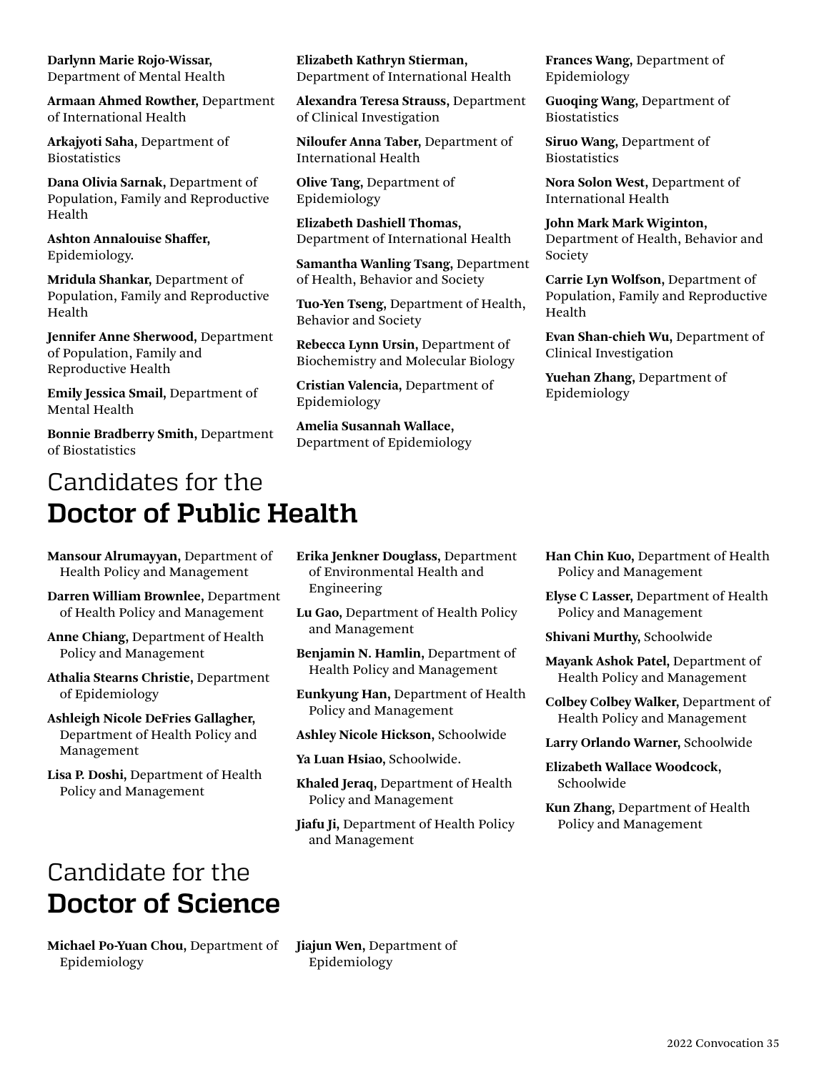**Darlynn Marie Rojo-Wissar,** Department of Mental Health

**Armaan Ahmed Rowther,** Department of International Health

**Arkajyoti Saha,** Department of Biostatistics

**Dana Olivia Sarnak,** Department of Population, Family and Reproductive Health

**Ashton Annalouise Shaffer,** Epidemiology.

**Mridula Shankar,** Department of Population, Family and Reproductive Health

**Jennifer Anne Sherwood,** Department of Population, Family and Reproductive Health

**Emily Jessica Smail,** Department of Mental Health

**Bonnie Bradberry Smith,** Department of Biostatistics

**Elizabeth Kathryn Stierman,** Department of International Health

**Alexandra Teresa Strauss,** Department of Clinical Investigation

**Niloufer Anna Taber,** Department of International Health

**Olive Tang,** Department of Epidemiology

**Elizabeth Dashiell Thomas,** Department of International Health

**Samantha Wanling Tsang,** Department of Health, Behavior and Society

**Tuo-Yen Tseng,** Department of Health, Behavior and Society

**Rebecca Lynn Ursin,** Department of Biochemistry and Molecular Biology

**Cristian Valencia,** Department of Epidemiology

**Amelia Susannah Wallace,** Department of Epidemiology

**Frances Wang,** Department of Epidemiology

**Guoqing Wang,** Department of Biostatistics

**Siruo Wang,** Department of Biostatistics

**Nora Solon West,** Department of International Health

**John Mark Mark Wiginton,** Department of Health, Behavior and Society

**Carrie Lyn Wolfson,** Department of Population, Family and Reproductive Health

**Evan Shan-chieh Wu,** Department of Clinical Investigation

**Yuehan Zhang,** Department of Epidemiology

## Candidates for the **Doctor of Public Health**

**Mansour Alrumayyan,** Department of Health Policy and Management

**Darren William Brownlee,** Department of Health Policy and Management

**Anne Chiang,** Department of Health Policy and Management

**Athalia Stearns Christie,** Department of Epidemiology

**Ashleigh Nicole DeFries Gallagher,** Department of Health Policy and Management

**Lisa P. Doshi,** Department of Health Policy and Management

**Erika Jenkner Douglass,** Department of Environmental Health and Engineering

**Lu Gao,** Department of Health Policy and Management

**Benjamin N. Hamlin,** Department of Health Policy and Management

**Eunkyung Han,** Department of Health Policy and Management

**Ashley Nicole Hickson,** Schoolwide

**Ya Luan Hsiao,** Schoolwide.

**Khaled Jeraq,** Department of Health Policy and Management

**Jiafu Ji,** Department of Health Policy and Management

**Han Chin Kuo,** Department of Health Policy and Management

**Elyse C Lasser,** Department of Health Policy and Management

**Shivani Murthy,** Schoolwide

**Mayank Ashok Patel,** Department of Health Policy and Management

**Colbey Colbey Walker,** Department of Health Policy and Management

**Larry Orlando Warner,** Schoolwide

**Elizabeth Wallace Woodcock,** Schoolwide

**Kun Zhang,** Department of Health Policy and Management

## Candidate for the **Doctor of Science**

**Michael Po-Yuan Chou,** Department of Epidemiology

**Jiajun Wen,** Department of Epidemiology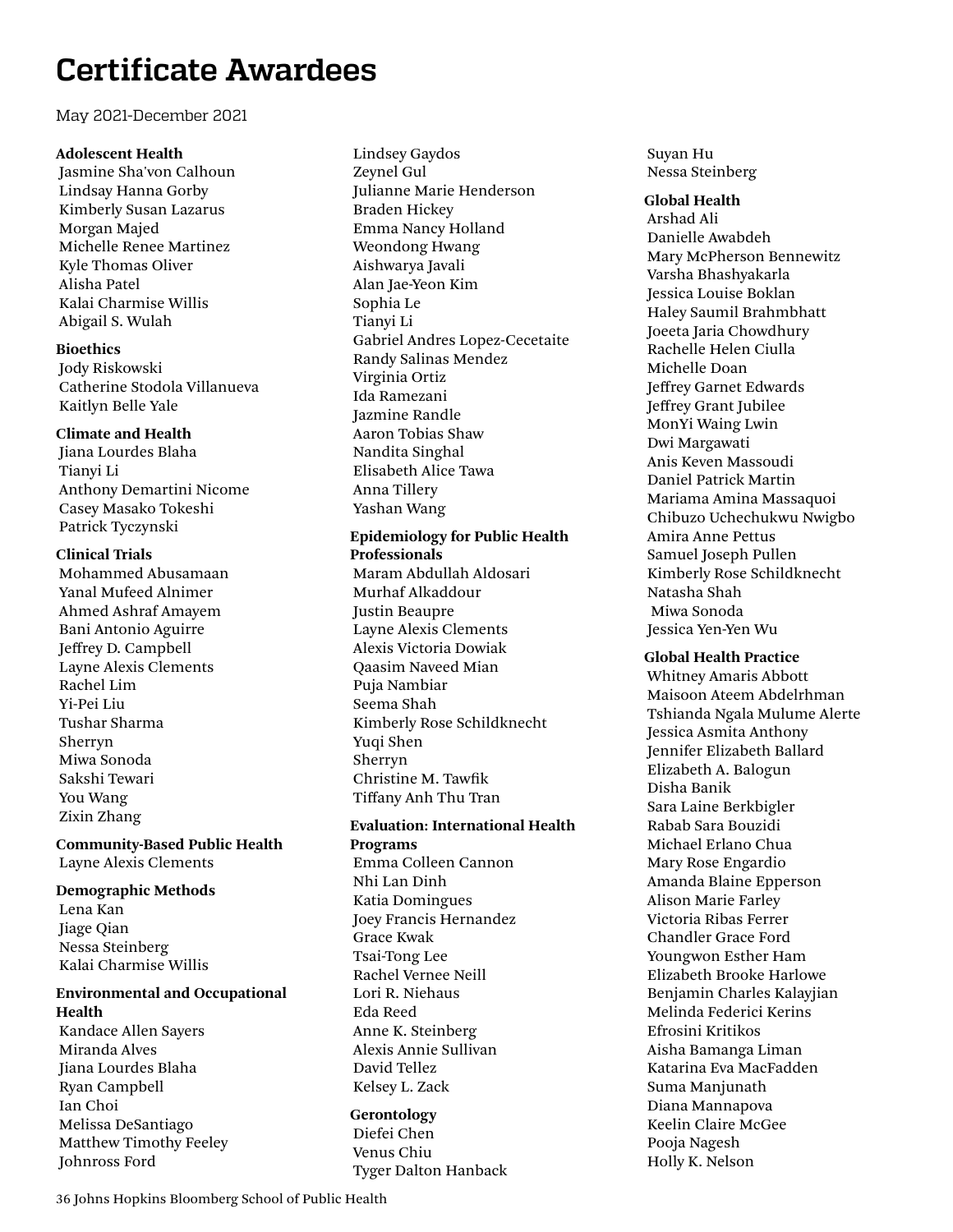# Certificate Awardees

May 2021-December 2021

**Adolescent Health**
Jasmine Sha'von Calhoun
Lindsay Hanna Gorby
Kimberly Susan Lazarus
Morgan Majed
Michelle Renee Martinez
Kyle Thomas Oliver
Alisha Patel
Kalai Charmise Willis
Abigail S. Wulah

**Bioethics**
Jody Riskowski
Catherine Stodola Villanueva
Kaitlyn Belle Yale

**Climate and Health**
Jiana Lourdes Blaha
Tianyi Li
Anthony Demartini Nicome
Casey Masako Tokeshi
Patrick Tyczynski

**Clinical Trials**
Mohammed Abusamaan
Yanal Mufeed Alnimer
Ahmed Ashraf Amayem
Bani Antonio Aguirre
Jeffrey D. Campbell
Layne Alexis Clements
Rachel Lim
Yi-Pei Liu
Tushar Sharma
Sherryn
Miwa Sonoda
Sakshi Tewari
You Wang
Zixin Zhang

**Community-Based Public Health**
Layne Alexis Clements

**Demographic Methods**
Lena Kan
Jiage Qian
Nessa Steinberg
Kalai Charmise Willis

**Environmental and Occupational Health**
Kandace Allen Sayers
Miranda Alves
Jiana Lourdes Blaha
Ryan Campbell
Ian Choi
Melissa DeSantiago
Matthew Timothy Feeley
Johnross Ford
Lindsey Gaydos
Zeynel Gul
Julianne Marie Henderson
Braden Hickey
Emma Nancy Holland
Weondong Hwang
Aishwarya Javali
Alan Jae-Yeon Kim
Sophia Le
Tianyi Li
Gabriel Andres Lopez-Cecetaite
Randy Salinas Mendez
Virginia Ortiz
Ida Ramezani
Jazmine Randle
Aaron Tobias Shaw
Nandita Singhal
Elisabeth Alice Tawa
Anna Tillery
Yashan Wang

**Epidemiology for Public Health Professionals**
Maram Abdullah Aldosari
Murhaf Alkaddour
Justin Beaupre
Layne Alexis Clements
Alexis Victoria Dowiak
Qaasim Naveed Mian
Puja Nambiar
Seema Shah
Kimberly Rose Schildknecht
Yuqi Shen
Sherryn
Christine M. Tawfik
Tiffany Anh Thu Tran

**Evaluation: International Health Programs**
Emma Colleen Cannon
Nhi Lan Dinh
Katia Domingues
Joey Francis Hernandez
Grace Kwak
Tsai-Tong Lee
Rachel Vernee Neill
Lori R. Niehaus
Eda Reed
Anne K. Steinberg
Alexis Annie Sullivan
David Tellez
Kelsey L. Zack

**Gerontology**
Diefei Chen
Venus Chiu
Tyger Dalton Hanback
Suyan Hu
Nessa Steinberg

**Global Health**
Arshad Ali
Danielle Awabdeh
Mary McPherson Bennewitz
Varsha Bhashyakarla
Jessica Louise Boklan
Haley Saumil Brahmbhatt
Joeeta Jaria Chowdhury
Rachelle Helen Ciulla
Michelle Doan
Jeffrey Garnet Edwards
Jeffrey Grant Jubilee
MonYi Waing Lwin
Dwi Margawati
Anis Keven Massoudi
Daniel Patrick Martin
Mariama Amina Massaquoi
Chibuzo Uchechukwu Nwigbo
Amira Anne Pettus
Samuel Joseph Pullen
Kimberly Rose Schildknecht
Natasha Shah
Miwa Sonoda
Jessica Yen-Yen Wu

**Global Health Practice**
Whitney Amaris Abbott
Maisoon Ateem Abdelrhman
Tshianda Ngala Mulume Alerte
Jessica Asmita Anthony
Jennifer Elizabeth Ballard
Elizabeth A. Balogun
Disha Banik
Sara Laine Berkbigler
Rabab Sara Bouzidi
Michael Erlano Chua
Mary Rose Engardio
Amanda Blaine Epperson
Alison Marie Farley
Victoria Ribas Ferrer
Chandler Grace Ford
Youngwon Esther Ham
Elizabeth Brooke Harlowe
Benjamin Charles Kalayjian
Melinda Federici Kerins
Efrosini Kritikos
Aisha Bamanga Liman
Katarina Eva MacFadden
Suma Manjunath
Diana Mannapova
Keelin Claire McGee
Pooja Nagesh
Holly K. Nelson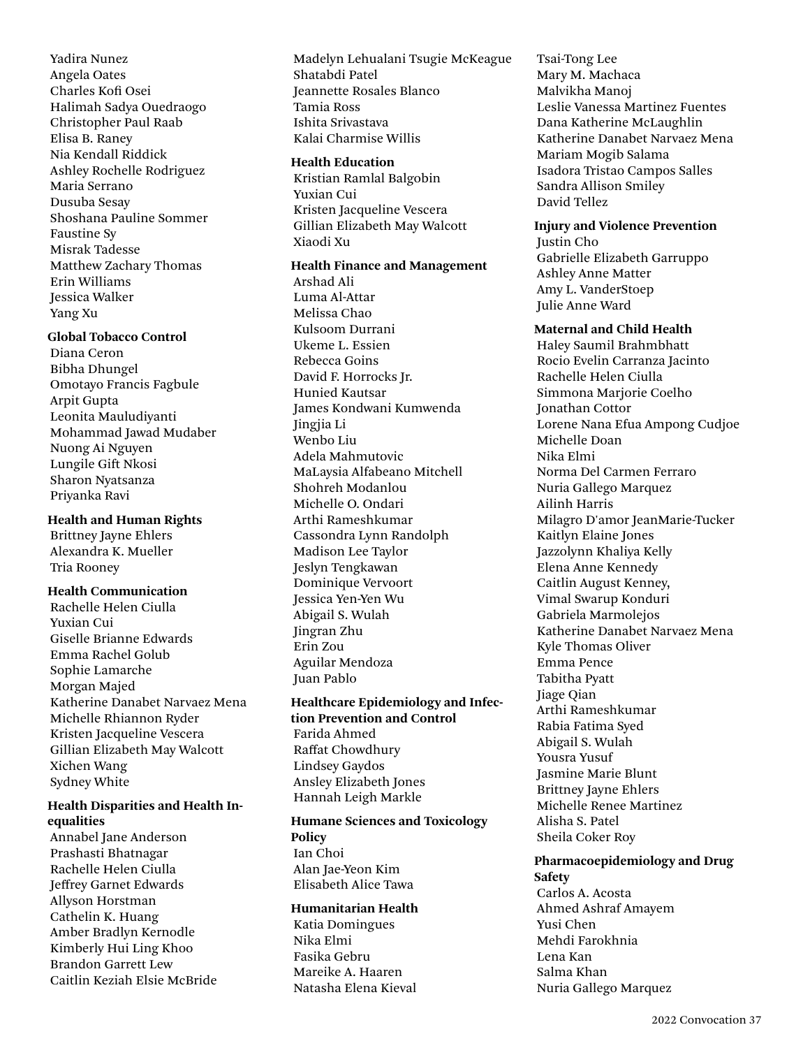Yadira Nunez
Angela Oates
Charles Kofi Osei
Halimah Sadya Ouedraogo
Christopher Paul Raab
Elisa B. Raney
Nia Kendall Riddick
Ashley Rochelle Rodriguez
Maria Serrano
Dusuba Sesay
Shoshana Pauline Sommer
Faustine Sy
Misrak Tadesse
Matthew Zachary Thomas
Erin Williams
Jessica Walker
Yang Xu

**Global Tobacco Control**
Diana Ceron
Bibha Dhungel
Omotayo Francis Fagbule
Arpit Gupta
Leonita Mauludiyanti
Mohammad Jawad Mudaber
Nuong Ai Nguyen
Lungile Gift Nkosi
Sharon Nyatsanza
Priyanka Ravi

**Health and Human Rights**
Brittney Jayne Ehlers
Alexandra K. Mueller
Tria Rooney

**Health Communication**
Rachelle Helen Ciulla
Yuxian Cui
Giselle Brianne Edwards
Emma Rachel Golub
Sophie Lamarche
Morgan Majed
Katherine Danabet Narvaez Mena
Michelle Rhiannon Ryder
Kristen Jacqueline Vescera
Gillian Elizabeth May Walcott
Xichen Wang
Sydney White

**Health Disparities and Health Inequalities**
Annabel Jane Anderson
Prashasti Bhatnagar
Rachelle Helen Ciulla
Jeffrey Garnet Edwards
Allyson Horstman
Cathelin K. Huang
Amber Bradlyn Kernodle
Kimberly Hui Ling Khoo
Brandon Garrett Lew
Caitlin Keziah Elsie McBride
Madelyn Lehualani Tsugie McKeague
Shatabdi Patel
Jeannette Rosales Blanco
Tamia Ross
Ishita Srivastava
Kalai Charmise Willis

**Health Education**
Kristian Ramlal Balgobin
Yuxian Cui
Kristen Jacqueline Vescera
Gillian Elizabeth May Walcott
Xiaodi Xu

**Health Finance and Management**
Arshad Ali
Luma Al-Attar
Melissa Chao
Kulsoom Durrani
Ukeme L. Essien
Rebecca Goins
David F. Horrocks Jr.
Hunied Kautsar
James Kondwani Kumwenda
Jingjia Li
Wenbo Liu
Adela Mahmutovic
MaLaysia Alfabeano Mitchell
Shohreh Modanlou
Michelle O. Ondari
Arthi Rameshkumar
Cassondra Lynn Randolph
Madison Lee Taylor
Jeslyn Tengkawan
Dominique Vervoort
Jessica Yen-Yen Wu
Abigail S. Wulah
Jingran Zhu
Erin Zou
Aguilar Mendoza
Juan Pablo

**Healthcare Epidemiology and Infection Prevention and Control**
Farida Ahmed
Raffat Chowdhury
Lindsey Gaydos
Ansley Elizabeth Jones
Hannah Leigh Markle

**Humane Sciences and Toxicology Policy**
Ian Choi
Alan Jae-Yeon Kim
Elisabeth Alice Tawa

**Humanitarian Health**
Katia Domingues
Nika Elmi
Fasika Gebru
Mareike A. Haaren
Natasha Elena Kieval
Tsai-Tong Lee
Mary M. Machaca
Malvikha Manoj
Leslie Vanessa Martinez Fuentes
Dana Katherine McLaughlin
Katherine Danabet Narvaez Mena
Mariam Mogib Salama
Isadora Tristao Campos Salles
Sandra Allison Smiley
David Tellez

**Injury and Violence Prevention**
Justin Cho
Gabrielle Elizabeth Garruppo
Ashley Anne Matter
Amy L. VanderStoep
Julie Anne Ward

**Maternal and Child Health**
Haley Saumil Brahmbhatt
Rocio Evelin Carranza Jacinto
Rachelle Helen Ciulla
Simmona Marjorie Coelho
Jonathan Cottor
Lorene Nana Efua Ampong Cudjoe
Michelle Doan
Nika Elmi
Norma Del Carmen Ferraro
Nuria Gallego Marquez
Ailinh Harris
Milagro D'amor JeanMarie-Tucker
Kaitlyn Elaine Jones
Jazzolynn Khaliya Kelly
Elena Anne Kennedy
Caitlin August Kenney,
Vimal Swarup Konduri
Gabriela Marmolejos
Katherine Danabet Narvaez Mena
Kyle Thomas Oliver
Emma Pence
Tabitha Pyatt
Jiage Qian
Arthi Rameshkumar
Rabia Fatima Syed
Abigail S. Wulah
Yousra Yusuf
Jasmine Marie Blunt
Brittney Jayne Ehlers
Michelle Renee Martinez
Alisha S. Patel
Sheila Coker Roy

**Pharmacoepidemiology and Drug Safety**
Carlos A. Acosta
Ahmed Ashraf Amayem
Yusi Chen
Mehdi Farokhnia
Lena Kan
Salma Khan
Nuria Gallego Marquez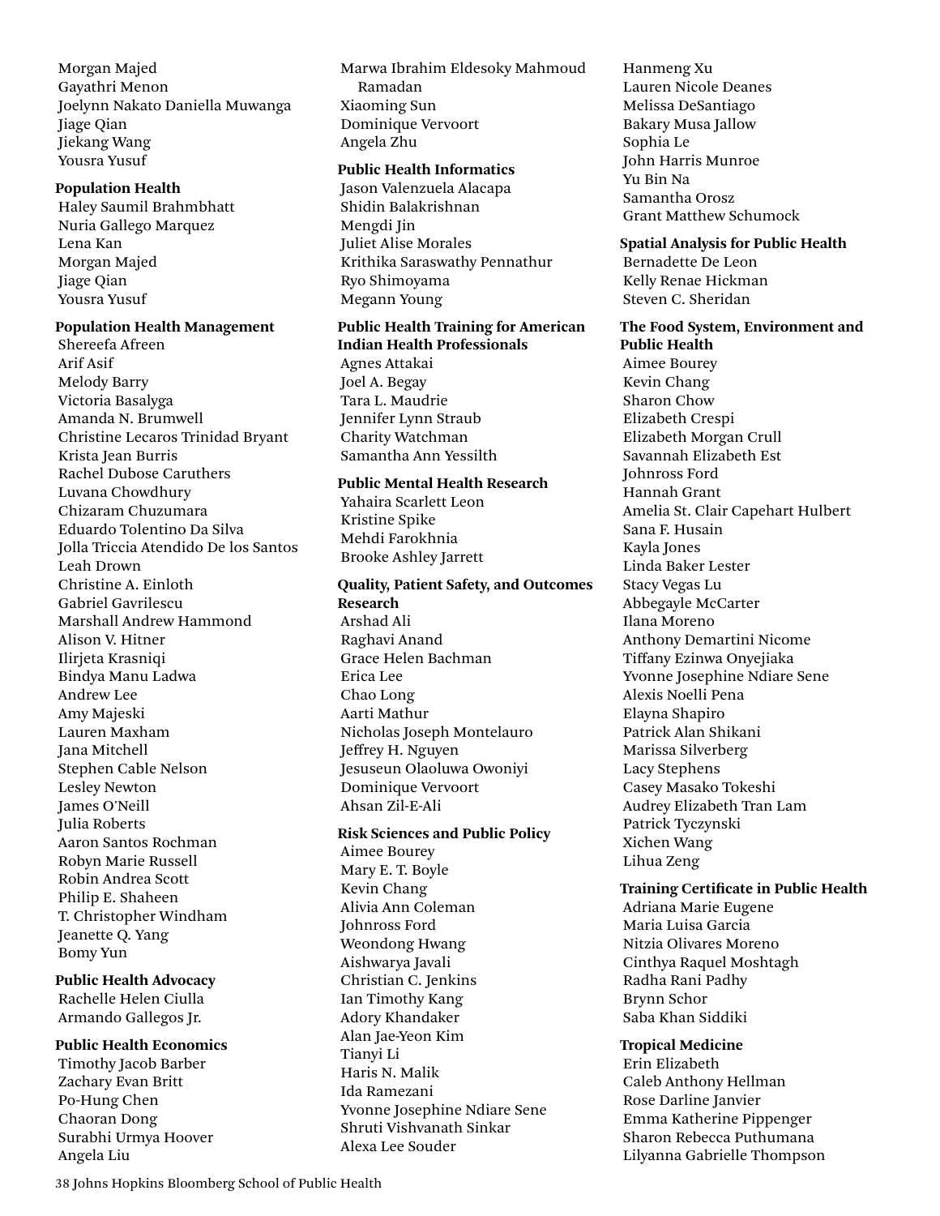Morgan Majed
Gayathri Menon
Joelynn Nakato Daniella Muwanga
Jiage Qian
Jiekang Wang
Yousra Yusuf

**Population Health**

Haley Saumil Brahmbhatt
Nuria Gallego Marquez
Lena Kan
Morgan Majed
Jiage Qian
Yousra Yusuf

**Population Health Management**

Shereefa Afreen
Arif Asif
Melody Barry
Victoria Basalyga
Amanda N. Brumwell
Christine Lecaros Trinidad Bryant
Krista Jean Burris
Rachel Dubose Caruthers
Luvana Chowdhury
Chizaram Chuzumara
Eduardo Tolentino Da Silva
Jolla Triccia Atendido De los Santos
Leah Drown
Christine A. Einloth
Gabriel Gavrilescu
Marshall Andrew Hammond
Alison V. Hitner
Ilirjeta Krasniqi
Bindya Manu Ladwa
Andrew Lee
Amy Majeski
Lauren Maxham
Jana Mitchell
Stephen Cable Nelson
Lesley Newton
James O'Neill
Julia Roberts
Aaron Santos Rochman
Robyn Marie Russell
Robin Andrea Scott
Philip E. Shaheen
T. Christopher Windham
Jeanette Q. Yang
Bomy Yun

**Public Health Advocacy**

Rachelle Helen Ciulla
Armando Gallegos Jr.

**Public Health Economics**

Timothy Jacob Barber
Zachary Evan Britt
Po-Hung Chen
Chaoran Dong
Surabhi Urmya Hoover
Angela Liu
Marwa Ibrahim Eldesoky Mahmoud Ramadan
Xiaoming Sun
Dominique Vervoort
Angela Zhu

**Public Health Informatics**

Jason Valenzuela Alacapa
Shidin Balakrishnan
Mengdi Jin
Juliet Alise Morales
Krithika Saraswathy Pennathur
Ryo Shimoyama
Megann Young

**Public Health Training for American Indian Health Professionals**

Agnes Attakai
Joel A. Begay
Tara L. Maudrie
Jennifer Lynn Straub
Charity Watchman
Samantha Ann Yessilth

**Public Mental Health Research**

Yahaira Scarlett Leon
Kristine Spike
Mehdi Farokhnia
Brooke Ashley Jarrett

**Quality, Patient Safety, and Outcomes Research**

Arshad Ali
Raghavi Anand
Grace Helen Bachman
Erica Lee
Chao Long
Aarti Mathur
Nicholas Joseph Montelauro
Jeffrey H. Nguyen
Jesuseun Olaoluwa Owoniyi
Dominique Vervoort
Ahsan Zil-E-Ali

**Risk Sciences and Public Policy**

Aimee Bourey
Mary E. T. Boyle
Kevin Chang
Alivia Ann Coleman
Johnross Ford
Weondong Hwang
Aishwarya Javali
Christian C. Jenkins
Ian Timothy Kang
Adory Khandaker
Alan Jae-Yeon Kim
Tianyi Li
Haris N. Malik
Ida Ramezani
Yvonne Josephine Ndiare Sene
Shruti Vishvanath Sinkar
Alexa Lee Souder
Hanmeng Xu
Lauren Nicole Deanes
Melissa DeSantiago
Bakary Musa Jallow
Sophia Le
John Harris Munroe
Yu Bin Na
Samantha Orosz
Grant Matthew Schumock

**Spatial Analysis for Public Health**

Bernadette De Leon
Kelly Renae Hickman
Steven C. Sheridan

**The Food System, Environment and Public Health**

Aimee Bourey
Kevin Chang
Sharon Chow
Elizabeth Crespi
Elizabeth Morgan Crull
Savannah Elizabeth Est
Johnross Ford
Hannah Grant
Amelia St. Clair Capehart Hulbert
Sana F. Husain
Kayla Jones
Linda Baker Lester
Stacy Vegas Lu
Abbegayle McCarter
Ilana Moreno
Anthony Demartini Nicome
Tiffany Ezinwa Onyejiaka
Yvonne Josephine Ndiare Sene
Alexis Noelli Pena
Elayna Shapiro
Patrick Alan Shikani
Marissa Silverberg
Lacy Stephens
Casey Masako Tokeshi
Audrey Elizabeth Tran Lam
Patrick Tyczynski
Xichen Wang
Lihua Zeng

**Training Certificate in Public Health**

Adriana Marie Eugene
Maria Luisa Garcia
Nitzia Olivares Moreno
Cinthya Raquel Moshtagh
Radha Rani Padhy
Brynn Schor
Saba Khan Siddiki

**Tropical Medicine**

Erin Elizabeth
Caleb Anthony Hellman
Rose Darline Janvier
Emma Katherine Pippenger
Sharon Rebecca Puthumana
Lilyanna Gabrielle Thompson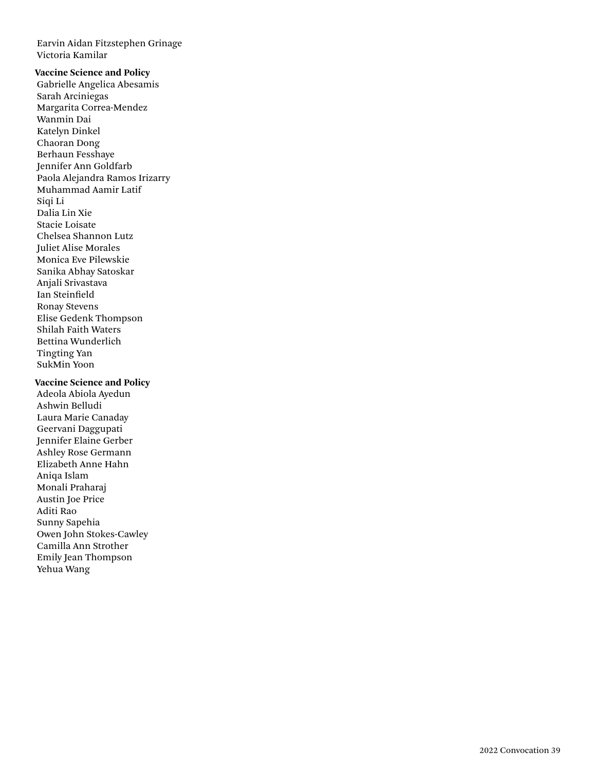Earvin Aidan Fitzstephen Grinage
Victoria Kamilar

**Vaccine Science and Policy**

Gabrielle Angelica Abesamis
Sarah Arciniegas
Margarita Correa-Mendez
Wanmin Dai
Katelyn Dinkel
Chaoran Dong
Berhaun Fesshaye
Jennifer Ann Goldfarb
Paola Alejandra Ramos Irizarry
Muhammad Aamir Latif
Siqi Li
Dalia Lin Xie
Stacie Loisate
Chelsea Shannon Lutz
Juliet Alise Morales
Monica Eve Pilewskie
Sanika Abhay Satoskar
Anjali Srivastava
Ian Steinfield
Ronay Stevens
Elise Gedenk Thompson
Shilah Faith Waters
Bettina Wunderlich
Tingting Yan
SukMin Yoon

**Vaccine Science and Policy**

Adeola Abiola Ayedun
Ashwin Belludi
Laura Marie Canaday
Geervani Daggupati
Jennifer Elaine Gerber
Ashley Rose Germann
Elizabeth Anne Hahn
Aniqa Islam
Monali Praharaj
Austin Joe Price
Aditi Rao
Sunny Sapehia
Owen John Stokes-Cawley
Camilla Ann Strother
Emily Jean Thompson
Yehua Wang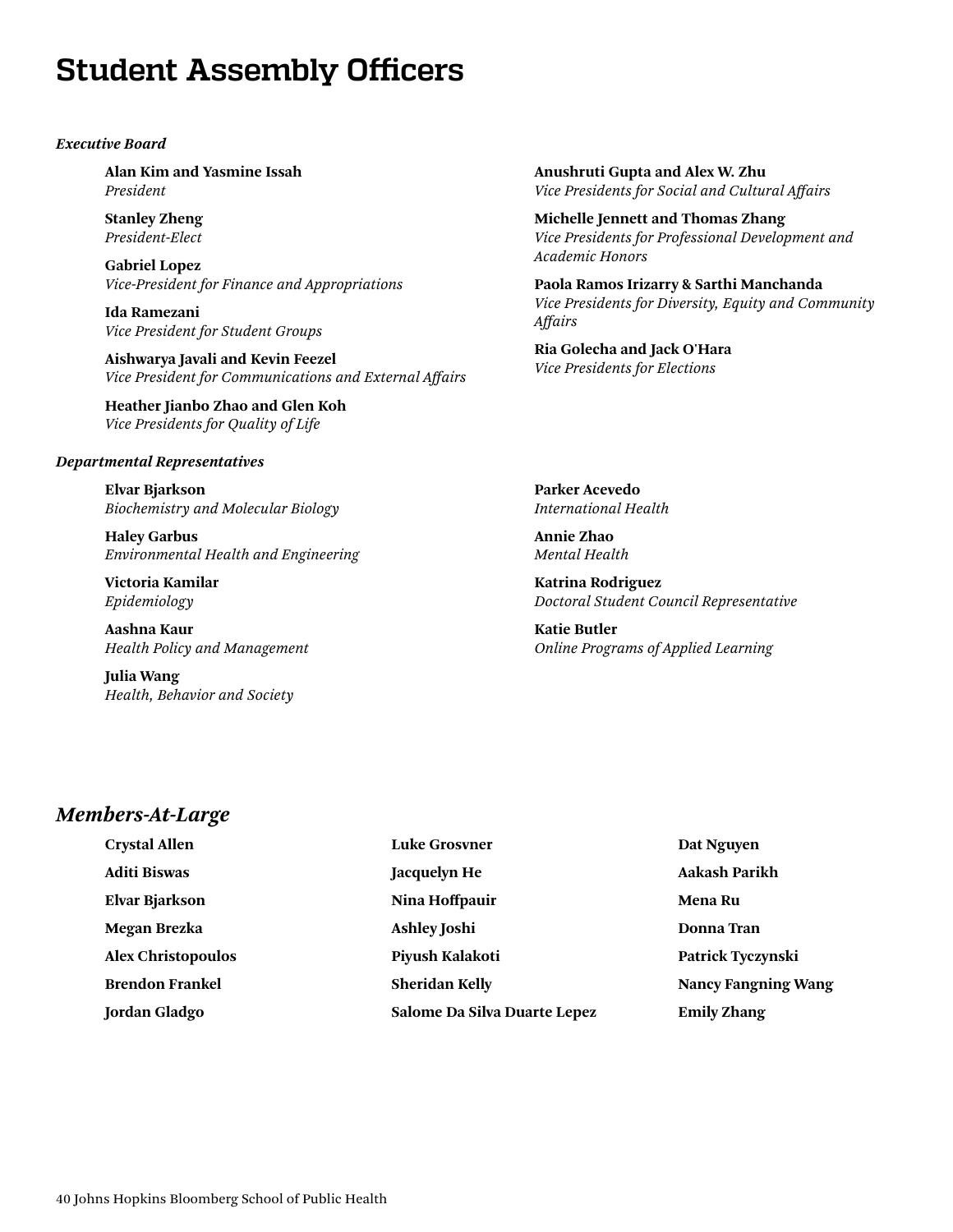# Student Assembly Officers

***Executive Board***

**Alan Kim and Yasmine Issah**
*President*

**Stanley Zheng**
*President-Elect*

**Gabriel Lopez**
*Vice-President for Finance and Appropriations*

**Ida Ramezani**
*Vice President for Student Groups*

**Aishwarya Javali and Kevin Feezel**
*Vice President for Communications and External Affairs*

**Heather Jianbo Zhao and Glen Koh**
*Vice Presidents for Quality of Life*

**Anushruti Gupta and Alex W. Zhu**
*Vice Presidents for Social and Cultural Affairs*

**Michelle Jennett and Thomas Zhang**
*Vice Presidents for Professional Development and Academic Honors*

**Paola Ramos Irizarry & Sarthi Manchanda**
*Vice Presidents for Diversity, Equity and Community Affairs*

**Ria Golecha and Jack O'Hara**
*Vice Presidents for Elections*

***Departmental Representatives***

**Elvar Bjarkson**
*Biochemistry and Molecular Biology*

**Haley Garbus**
*Environmental Health and Engineering*

**Victoria Kamilar**
*Epidemiology*

**Aashna Kaur**
*Health Policy and Management*

**Julia Wang**
*Health, Behavior and Society*

**Parker Acevedo**
*International Health*

**Annie Zhao**
*Mental Health*

**Katrina Rodriguez**
*Doctoral Student Council Representative*

**Katie Butler**
*Online Programs of Applied Learning*

## *Members-At-Large*

**Crystal Allen**

**Aditi Biswas**

**Elvar Bjarkson**

**Megan Brezka**

**Alex Christopoulos**

**Brendon Frankel**

**Jordan Gladgo**

**Luke Grosvner**

**Jacquelyn He**

**Nina Hoffpauir**

**Ashley Joshi**

**Piyush Kalakoti**

**Sheridan Kelly**

**Salome Da Silva Duarte Lepez**

**Dat Nguyen**

**Aakash Parikh**

**Mena Ru**

**Donna Tran**

**Patrick Tyczynski**

**Nancy Fangning Wang**

**Emily Zhang**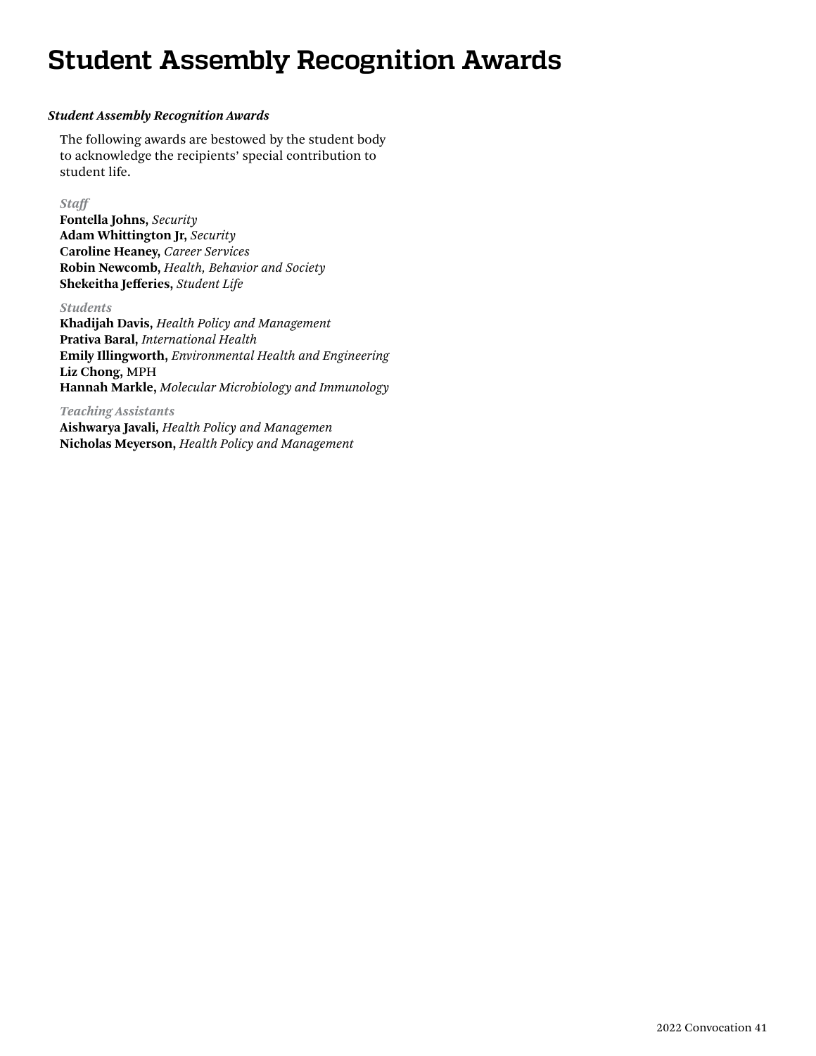# Student Assembly Recognition Awards

***Student Assembly Recognition Awards***

The following awards are bestowed by the student body to acknowledge the recipients' special contribution to student life.

*Staff*

**Fontella Johns,** *Security*
**Adam Whittington Jr,** *Security*
**Caroline Heaney,** *Career Services*
**Robin Newcomb,** *Health, Behavior and Society*
**Shekeitha Jefferies,** *Student Life*

*Students*

**Khadijah Davis,** *Health Policy and Management*
**Prativa Baral,** *International Health*
**Emily Illingworth,** *Environmental Health and Engineering*
**Liz Chong,** MPH
**Hannah Markle,** *Molecular Microbiology and Immunology*

*Teaching Assistants*

**Aishwarya Javali,** *Health Policy and Managemen*
**Nicholas Meyerson,** *Health Policy and Management*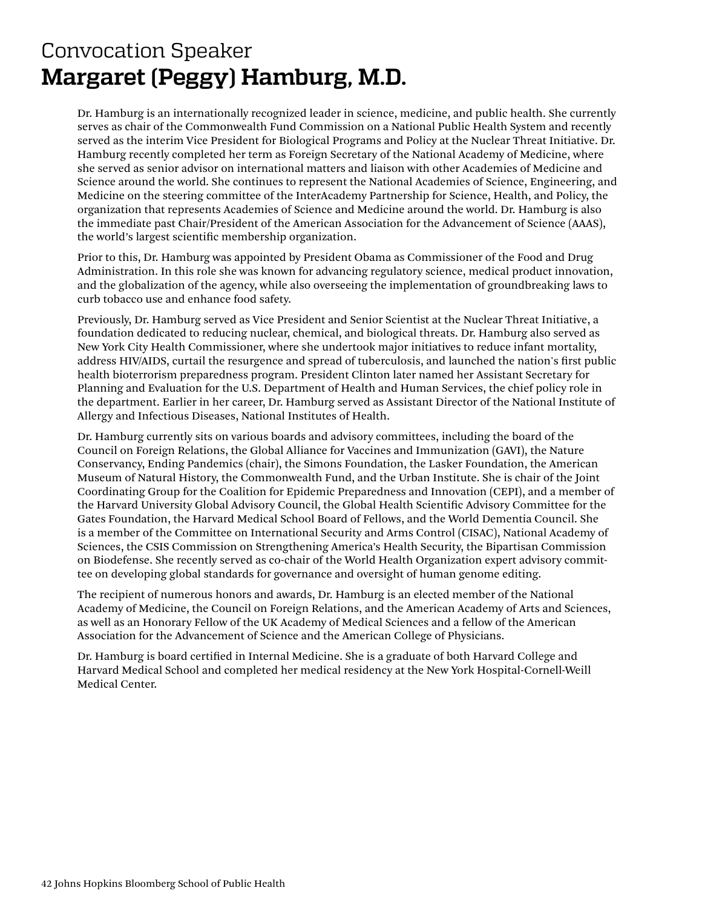## Convocation Speaker

# Margaret (Peggy) Hamburg, M.D.

Dr. Hamburg is an internationally recognized leader in science, medicine, and public health. She currently serves as chair of the Commonwealth Fund Commission on a National Public Health System and recently served as the interim Vice President for Biological Programs and Policy at the Nuclear Threat Initiative. Dr. Hamburg recently completed her term as Foreign Secretary of the National Academy of Medicine, where she served as senior advisor on international matters and liaison with other Academies of Medicine and Science around the world. She continues to represent the National Academies of Science, Engineering, and Medicine on the steering committee of the InterAcademy Partnership for Science, Health, and Policy, the organization that represents Academies of Science and Medicine around the world. Dr. Hamburg is also the immediate past Chair/President of the American Association for the Advancement of Science (AAAS), the world's largest scientific membership organization.

Prior to this, Dr. Hamburg was appointed by President Obama as Commissioner of the Food and Drug Administration. In this role she was known for advancing regulatory science, medical product innovation, and the globalization of the agency, while also overseeing the implementation of groundbreaking laws to curb tobacco use and enhance food safety.

Previously, Dr. Hamburg served as Vice President and Senior Scientist at the Nuclear Threat Initiative, a foundation dedicated to reducing nuclear, chemical, and biological threats. Dr. Hamburg also served as New York City Health Commissioner, where she undertook major initiatives to reduce infant mortality, address HIV/AIDS, curtail the resurgence and spread of tuberculosis, and launched the nation's first public health bioterrorism preparedness program. President Clinton later named her Assistant Secretary for Planning and Evaluation for the U.S. Department of Health and Human Services, the chief policy role in the department. Earlier in her career, Dr. Hamburg served as Assistant Director of the National Institute of Allergy and Infectious Diseases, National Institutes of Health.

Dr. Hamburg currently sits on various boards and advisory committees, including the board of the Council on Foreign Relations, the Global Alliance for Vaccines and Immunization (GAVI), the Nature Conservancy, Ending Pandemics (chair), the Simons Foundation, the Lasker Foundation, the American Museum of Natural History, the Commonwealth Fund, and the Urban Institute. She is chair of the Joint Coordinating Group for the Coalition for Epidemic Preparedness and Innovation (CEPI), and a member of the Harvard University Global Advisory Council, the Global Health Scientific Advisory Committee for the Gates Foundation, the Harvard Medical School Board of Fellows, and the World Dementia Council. She is a member of the Committee on International Security and Arms Control (CISAC), National Academy of Sciences, the CSIS Commission on Strengthening America's Health Security, the Bipartisan Commission on Biodefense. She recently served as co-chair of the World Health Organization expert advisory committee on developing global standards for governance and oversight of human genome editing.

The recipient of numerous honors and awards, Dr. Hamburg is an elected member of the National Academy of Medicine, the Council on Foreign Relations, and the American Academy of Arts and Sciences, as well as an Honorary Fellow of the UK Academy of Medical Sciences and a fellow of the American Association for the Advancement of Science and the American College of Physicians.

Dr. Hamburg is board certified in Internal Medicine. She is a graduate of both Harvard College and Harvard Medical School and completed her medical residency at the New York Hospital-Cornell-Weill Medical Center.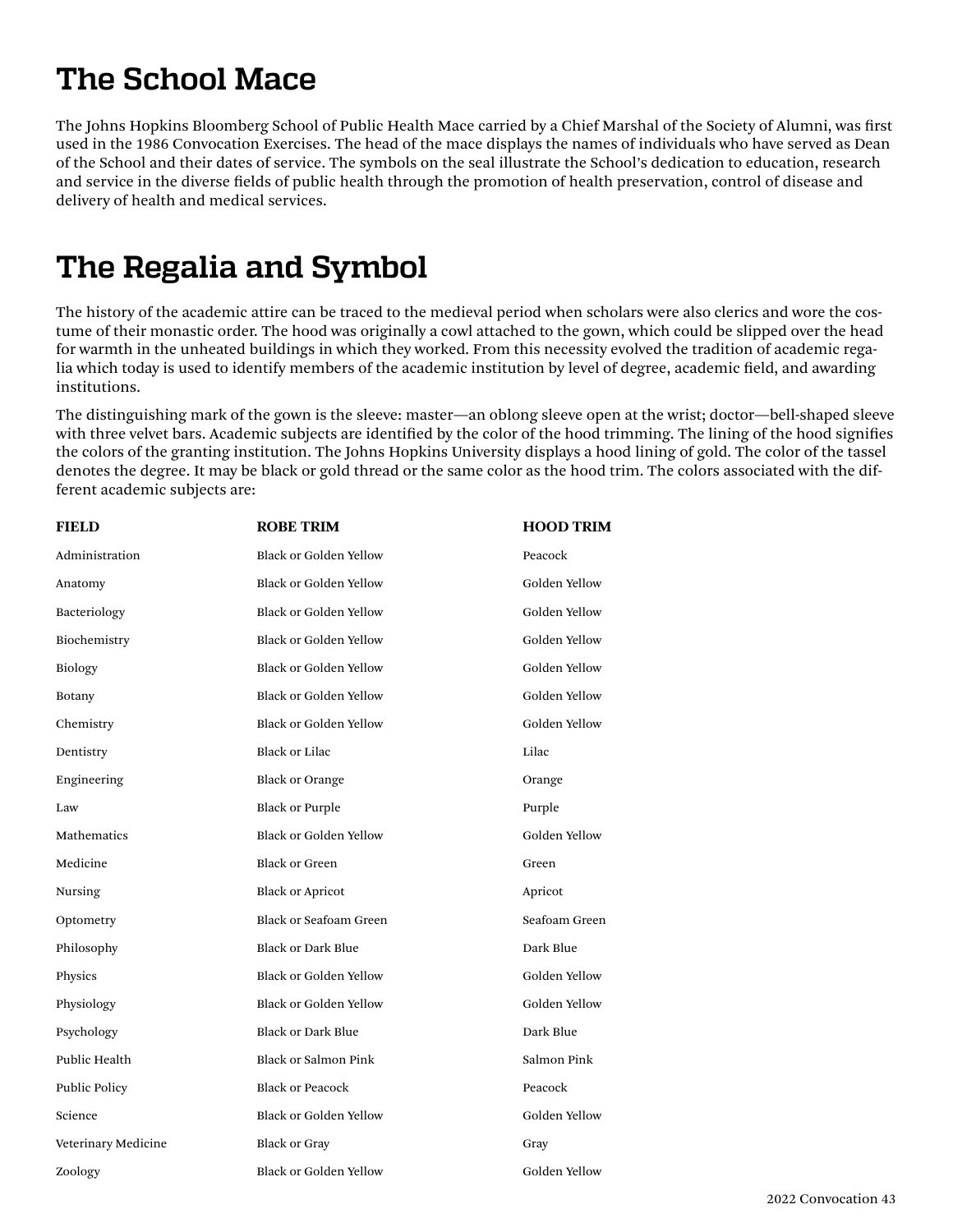# The School Mace

The Johns Hopkins Bloomberg School of Public Health Mace carried by a Chief Marshal of the Society of Alumni, was first used in the 1986 Convocation Exercises. The head of the mace displays the names of individuals who have served as Dean of the School and their dates of service. The symbols on the seal illustrate the School's dedication to education, research and service in the diverse fields of public health through the promotion of health preservation, control of disease and delivery of health and medical services.

# The Regalia and Symbol

The history of the academic attire can be traced to the medieval period when scholars were also clerics and wore the costume of their monastic order. The hood was originally a cowl attached to the gown, which could be slipped over the head for warmth in the unheated buildings in which they worked. From this necessity evolved the tradition of academic regalia which today is used to identify members of the academic institution by level of degree, academic field, and awarding institutions.

The distinguishing mark of the gown is the sleeve: master—an oblong sleeve open at the wrist; doctor—bell-shaped sleeve with three velvet bars. Academic subjects are identified by the color of the hood trimming. The lining of the hood signifies the colors of the granting institution. The Johns Hopkins University displays a hood lining of gold. The color of the tassel denotes the degree. It may be black or gold thread or the same color as the hood trim. The colors associated with the different academic subjects are:

| FIELD | ROBE TRIM | HOOD TRIM |
|---|---|---|
| Administration | Black or Golden Yellow | Peacock |
| Anatomy | Black or Golden Yellow | Golden Yellow |
| Bacteriology | Black or Golden Yellow | Golden Yellow |
| Biochemistry | Black or Golden Yellow | Golden Yellow |
| Biology | Black or Golden Yellow | Golden Yellow |
| Botany | Black or Golden Yellow | Golden Yellow |
| Chemistry | Black or Golden Yellow | Golden Yellow |
| Dentistry | Black or Lilac | Lilac |
| Engineering | Black or Orange | Orange |
| Law | Black or Purple | Purple |
| Mathematics | Black or Golden Yellow | Golden Yellow |
| Medicine | Black or Green | Green |
| Nursing | Black or Apricot | Apricot |
| Optometry | Black or Seafoam Green | Seafoam Green |
| Philosophy | Black or Dark Blue | Dark Blue |
| Physics | Black or Golden Yellow | Golden Yellow |
| Physiology | Black or Golden Yellow | Golden Yellow |
| Psychology | Black or Dark Blue | Dark Blue |
| Public Health | Black or Salmon Pink | Salmon Pink |
| Public Policy | Black or Peacock | Peacock |
| Science | Black or Golden Yellow | Golden Yellow |
| Veterinary Medicine | Black or Gray | Gray |
| Zoology | Black or Golden Yellow | Golden Yellow |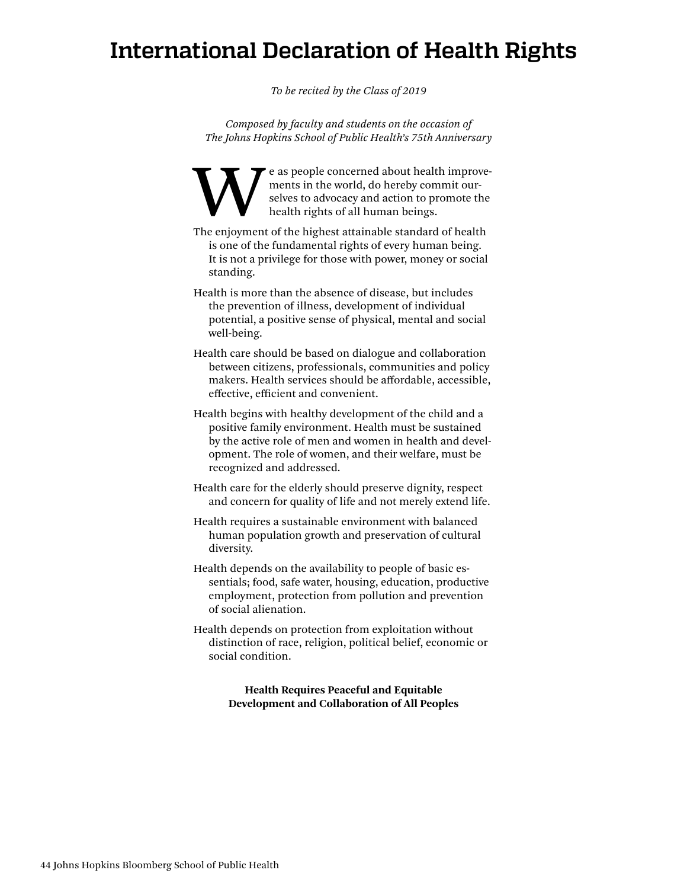# International Declaration of Health Rights

*To be recited by the Class of 2019*

*Composed by faculty and students on the occasion of The Johns Hopkins School of Public Health's 75th Anniversary*

We as people concerned about health improvements in the world, do hereby commit ourselves to advocacy and action to promote the health rights of all human beings.

The enjoyment of the highest attainable standard of health is one of the fundamental rights of every human being. It is not a privilege for those with power, money or social standing.

Health is more than the absence of disease, but includes the prevention of illness, development of individual potential, a positive sense of physical, mental and social well-being.

Health care should be based on dialogue and collaboration between citizens, professionals, communities and policy makers. Health services should be affordable, accessible, effective, efficient and convenient.

Health begins with healthy development of the child and a positive family environment. Health must be sustained by the active role of men and women in health and development. The role of women, and their welfare, must be recognized and addressed.

Health care for the elderly should preserve dignity, respect and concern for quality of life and not merely extend life.

Health requires a sustainable environment with balanced human population growth and preservation of cultural diversity.

Health depends on the availability to people of basic essentials; food, safe water, housing, education, productive employment, protection from pollution and prevention of social alienation.

Health depends on protection from exploitation without distinction of race, religion, political belief, economic or social condition.

**Health Requires Peaceful and Equitable Development and Collaboration of All Peoples**